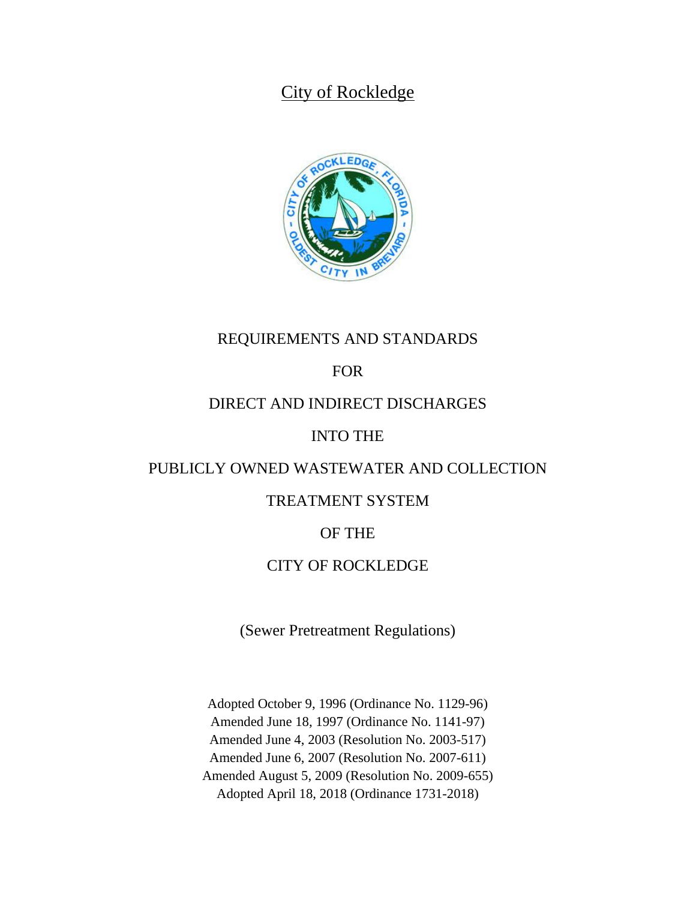City of Rockledge

# REQUIREMENTS AND STANDARDS

# FOR

# DIRECT AND INDIRECT DISCHARGES

# INTO THE

# PUBLICLY OWNED WASTEWATER AND COLLECTION

# TREATMENT SYSTEM

# OF THE

# CITY OF ROCKLEDGE

(Sewer Pretreatment Regulations)

Adopted October 9, 1996 (Ordinance No. 1129-96)
Amended June 18, 1997 (Ordinance No. 1141-97)
Amended June 4, 2003 (Resolution No. 2003-517)
Amended June 6, 2007 (Resolution No. 2007-611)
Amended August 5, 2009 (Resolution No. 2009-655)
Adopted April 18, 2018 (Ordinance 1731-2018)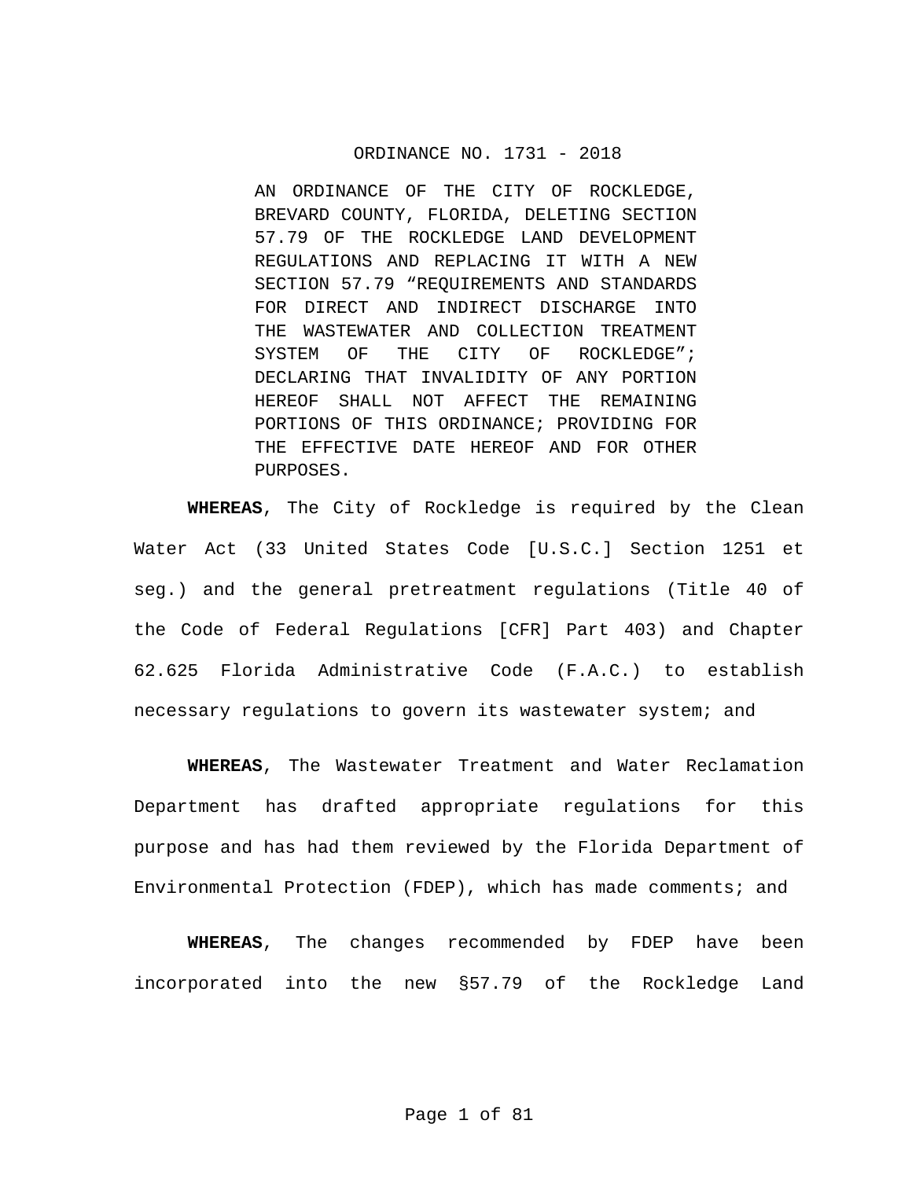# ORDINANCE NO. 1731 - 2018

AN ORDINANCE OF THE CITY OF ROCKLEDGE, BREVARD COUNTY, FLORIDA, DELETING SECTION 57.79 OF THE ROCKLEDGE LAND DEVELOPMENT REGULATIONS AND REPLACING IT WITH A NEW SECTION 57.79 "REQUIREMENTS AND STANDARDS FOR DIRECT AND INDIRECT DISCHARGE INTO THE WASTEWATER AND COLLECTION TREATMENT SYSTEM OF THE CITY OF ROCKLEDGE"; DECLARING THAT INVALIDITY OF ANY PORTION HEREOF SHALL NOT AFFECT THE REMAINING PORTIONS OF THIS ORDINANCE; PROVIDING FOR THE EFFECTIVE DATE HEREOF AND FOR OTHER PURPOSES.

**WHEREAS**, The City of Rockledge is required by the Clean Water Act (33 United States Code [U.S.C.] Section 1251 et seq.) and the general pretreatment regulations (Title 40 of the Code of Federal Regulations [CFR] Part 403) and Chapter 62.625 Florida Administrative Code (F.A.C.) to establish necessary regulations to govern its wastewater system; and

**WHEREAS**, The Wastewater Treatment and Water Reclamation Department has drafted appropriate regulations for this purpose and has had them reviewed by the Florida Department of Environmental Protection (FDEP), which has made comments; and

**WHEREAS**, The changes recommended by FDEP have been incorporated into the new §57.79 of the Rockledge Land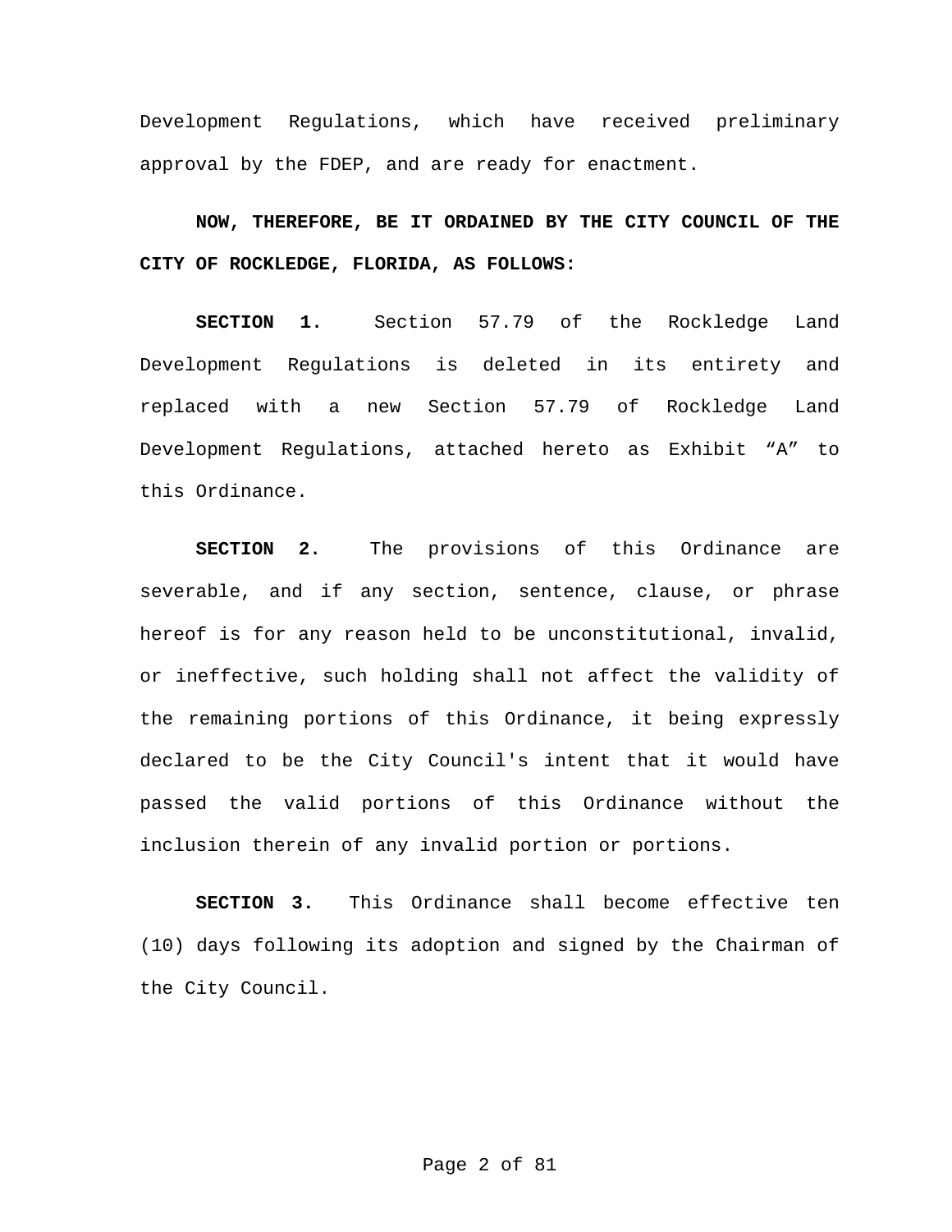Development Regulations, which have received preliminary approval by the FDEP, and are ready for enactment.

**NOW, THEREFORE, BE IT ORDAINED BY THE CITY COUNCIL OF THE CITY OF ROCKLEDGE, FLORIDA, AS FOLLOWS:**

**SECTION 1.** Section 57.79 of the Rockledge Land Development Regulations is deleted in its entirety and replaced with a new Section 57.79 of Rockledge Land Development Regulations, attached hereto as Exhibit "A" to this Ordinance.

**SECTION 2.** The provisions of this Ordinance are severable, and if any section, sentence, clause, or phrase hereof is for any reason held to be unconstitutional, invalid, or ineffective, such holding shall not affect the validity of the remaining portions of this Ordinance, it being expressly declared to be the City Council's intent that it would have passed the valid portions of this Ordinance without the inclusion therein of any invalid portion or portions.

**SECTION 3.** This Ordinance shall become effective ten (10) days following its adoption and signed by the Chairman of the City Council.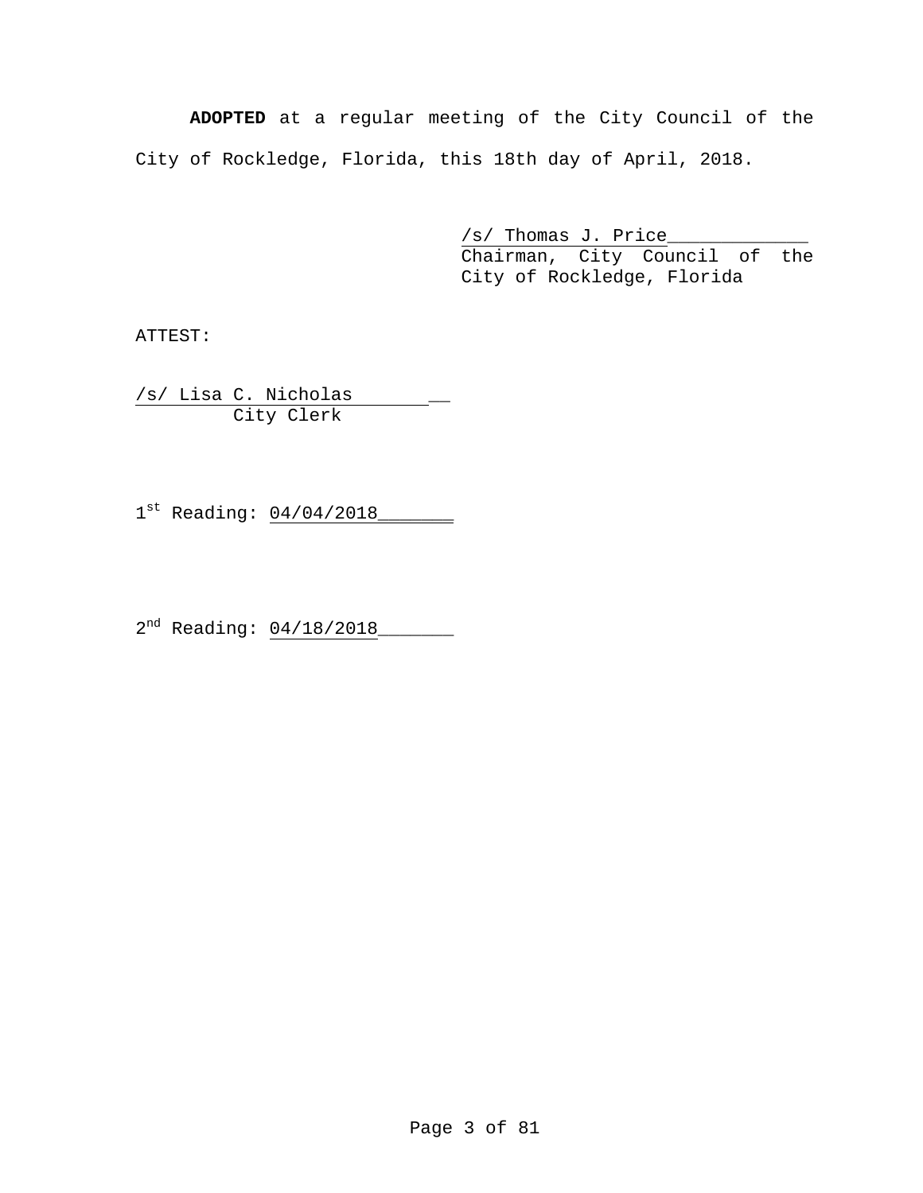**ADOPTED** at a regular meeting of the City Council of the City of Rockledge, Florida, this 18th day of April, 2018.

/s/ Thomas J. Price
Chairman, City Council of the City of Rockledge, Florida

ATTEST:

/s/ Lisa C. Nicholas
City Clerk

1st Reading: 04/04/2018

2nd Reading: 04/18/2018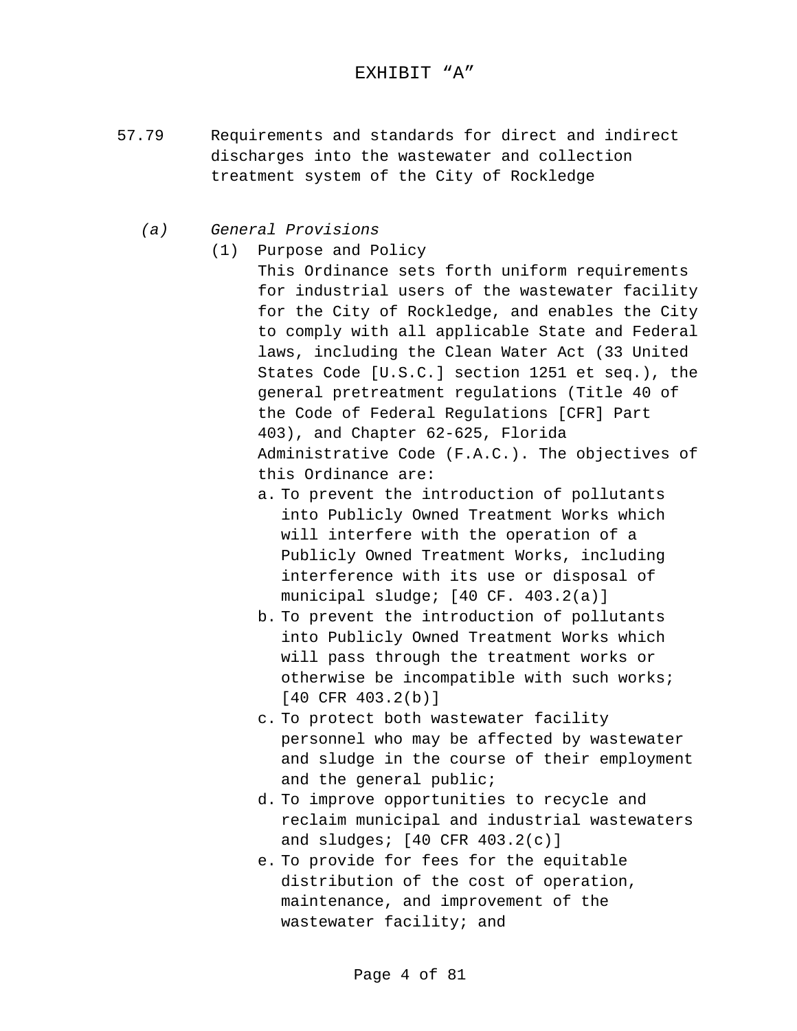# EXHIBIT "A"

## 57.79 Requirements and standards for direct and indirect discharges into the wastewater and collection treatment system of the City of Rockledge

### *(a) General Provisions*

(1) Purpose and Policy

This Ordinance sets forth uniform requirements for industrial users of the wastewater facility for the City of Rockledge, and enables the City to comply with all applicable State and Federal laws, including the Clean Water Act (33 United States Code [U.S.C.] section 1251 et seq.), the general pretreatment regulations (Title 40 of the Code of Federal Regulations [CFR] Part 403), and Chapter 62-625, Florida Administrative Code (F.A.C.). The objectives of this Ordinance are:

a. To prevent the introduction of pollutants into Publicly Owned Treatment Works which will interfere with the operation of a Publicly Owned Treatment Works, including interference with its use or disposal of municipal sludge; [40 CF. 403.2(a)]

b. To prevent the introduction of pollutants into Publicly Owned Treatment Works which will pass through the treatment works or otherwise be incompatible with such works; [40 CFR 403.2(b)]

c. To protect both wastewater facility personnel who may be affected by wastewater and sludge in the course of their employment and the general public;

d. To improve opportunities to recycle and reclaim municipal and industrial wastewaters and sludges; [40 CFR 403.2(c)]

e. To provide for fees for the equitable distribution of the cost of operation, maintenance, and improvement of the wastewater facility; and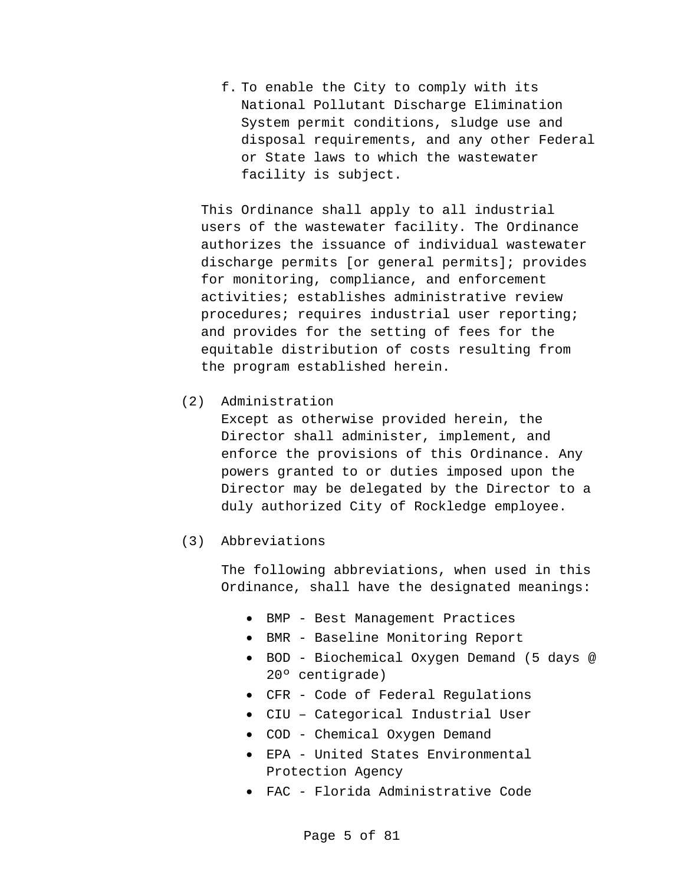f. To enable the City to comply with its National Pollutant Discharge Elimination System permit conditions, sludge use and disposal requirements, and any other Federal or State laws to which the wastewater facility is subject.

This Ordinance shall apply to all industrial users of the wastewater facility. The Ordinance authorizes the issuance of individual wastewater discharge permits [or general permits]; provides for monitoring, compliance, and enforcement activities; establishes administrative review procedures; requires industrial user reporting; and provides for the setting of fees for the equitable distribution of costs resulting from the program established herein.

(2) Administration

Except as otherwise provided herein, the Director shall administer, implement, and enforce the provisions of this Ordinance. Any powers granted to or duties imposed upon the Director may be delegated by the Director to a duly authorized City of Rockledge employee.

(3) Abbreviations

The following abbreviations, when used in this Ordinance, shall have the designated meanings:

- BMP - Best Management Practices
- BMR - Baseline Monitoring Report
- BOD - Biochemical Oxygen Demand (5 days @ 20º centigrade)
- CFR - Code of Federal Regulations
- CIU – Categorical Industrial User
- COD - Chemical Oxygen Demand
- EPA - United States Environmental Protection Agency
- FAC - Florida Administrative Code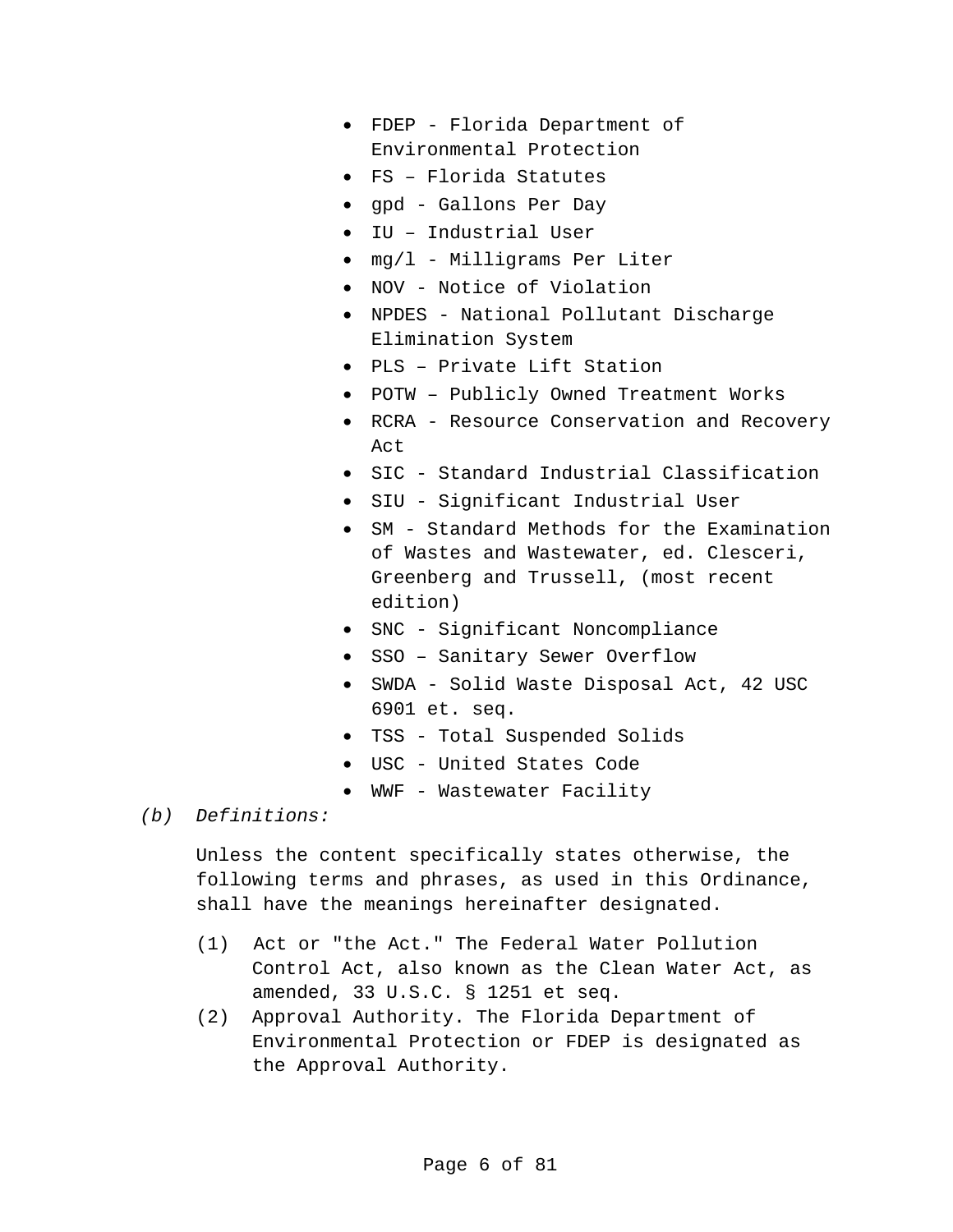- FDEP - Florida Department of Environmental Protection
- FS – Florida Statutes
- gpd - Gallons Per Day
- IU – Industrial User
- mg/l - Milligrams Per Liter
- NOV - Notice of Violation
- NPDES - National Pollutant Discharge Elimination System
- PLS – Private Lift Station
- POTW – Publicly Owned Treatment Works
- RCRA - Resource Conservation and Recovery Act
- SIC - Standard Industrial Classification
- SIU - Significant Industrial User
- SM - Standard Methods for the Examination of Wastes and Wastewater, ed. Clesceri, Greenberg and Trussell, (most recent edition)
- SNC - Significant Noncompliance
- SSO – Sanitary Sewer Overflow
- SWDA - Solid Waste Disposal Act, 42 USC 6901 et. seq.
- TSS - Total Suspended Solids
- USC - United States Code
- WWF - Wastewater Facility

*(b) Definitions:*

Unless the content specifically states otherwise, the following terms and phrases, as used in this Ordinance, shall have the meanings hereinafter designated.

(1) Act or "the Act." The Federal Water Pollution Control Act, also known as the Clean Water Act, as amended, 33 U.S.C. § 1251 et seq.

(2) Approval Authority. The Florida Department of Environmental Protection or FDEP is designated as the Approval Authority.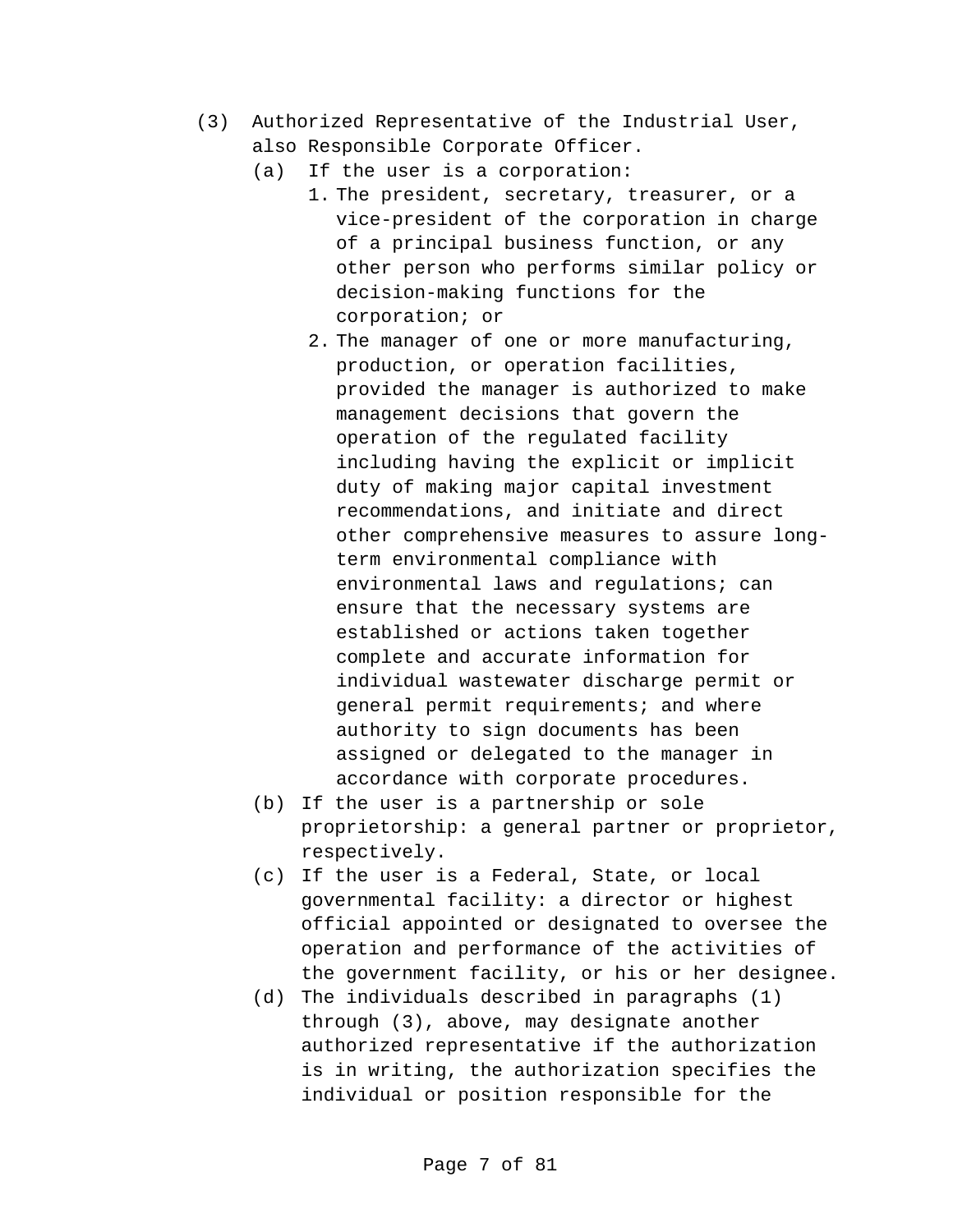(3) Authorized Representative of the Industrial User, also Responsible Corporate Officer.

(a) If the user is a corporation:

1. The president, secretary, treasurer, or a vice-president of the corporation in charge of a principal business function, or any other person who performs similar policy or decision-making functions for the corporation; or
2. The manager of one or more manufacturing, production, or operation facilities, provided the manager is authorized to make management decisions that govern the operation of the regulated facility including having the explicit or implicit duty of making major capital investment recommendations, and initiate and direct other comprehensive measures to assure long-term environmental compliance with environmental laws and regulations; can ensure that the necessary systems are established or actions taken together complete and accurate information for individual wastewater discharge permit or general permit requirements; and where authority to sign documents has been assigned or delegated to the manager in accordance with corporate procedures.

(b) If the user is a partnership or sole proprietorship: a general partner or proprietor, respectively.

(c) If the user is a Federal, State, or local governmental facility: a director or highest official appointed or designated to oversee the operation and performance of the activities of the government facility, or his or her designee.

(d) The individuals described in paragraphs (1) through (3), above, may designate another authorized representative if the authorization is in writing, the authorization specifies the individual or position responsible for the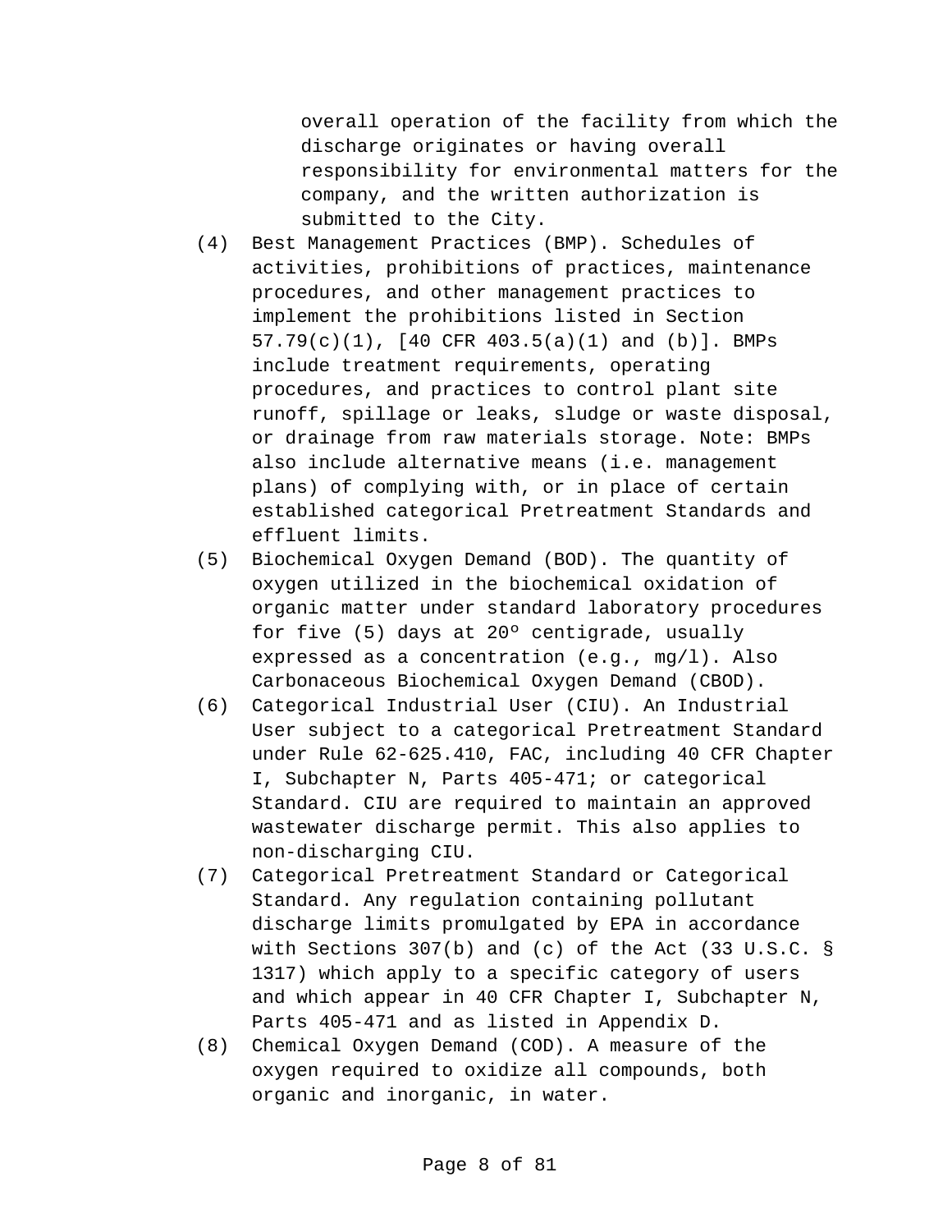overall operation of the facility from which the discharge originates or having overall responsibility for environmental matters for the company, and the written authorization is submitted to the City.

(4) Best Management Practices (BMP). Schedules of activities, prohibitions of practices, maintenance procedures, and other management practices to implement the prohibitions listed in Section 57.79(c)(1), [40 CFR 403.5(a)(1) and (b)]. BMPs include treatment requirements, operating procedures, and practices to control plant site runoff, spillage or leaks, sludge or waste disposal, or drainage from raw materials storage. Note: BMPs also include alternative means (i.e. management plans) of complying with, or in place of certain established categorical Pretreatment Standards and effluent limits.

(5) Biochemical Oxygen Demand (BOD). The quantity of oxygen utilized in the biochemical oxidation of organic matter under standard laboratory procedures for five (5) days at 20º centigrade, usually expressed as a concentration (e.g., mg/l). Also Carbonaceous Biochemical Oxygen Demand (CBOD).

(6) Categorical Industrial User (CIU). An Industrial User subject to a categorical Pretreatment Standard under Rule 62-625.410, FAC, including 40 CFR Chapter I, Subchapter N, Parts 405-471; or categorical Standard. CIU are required to maintain an approved wastewater discharge permit. This also applies to non-discharging CIU.

(7) Categorical Pretreatment Standard or Categorical Standard. Any regulation containing pollutant discharge limits promulgated by EPA in accordance with Sections 307(b) and (c) of the Act (33 U.S.C. § 1317) which apply to a specific category of users and which appear in 40 CFR Chapter I, Subchapter N, Parts 405-471 and as listed in Appendix D.

(8) Chemical Oxygen Demand (COD). A measure of the oxygen required to oxidize all compounds, both organic and inorganic, in water.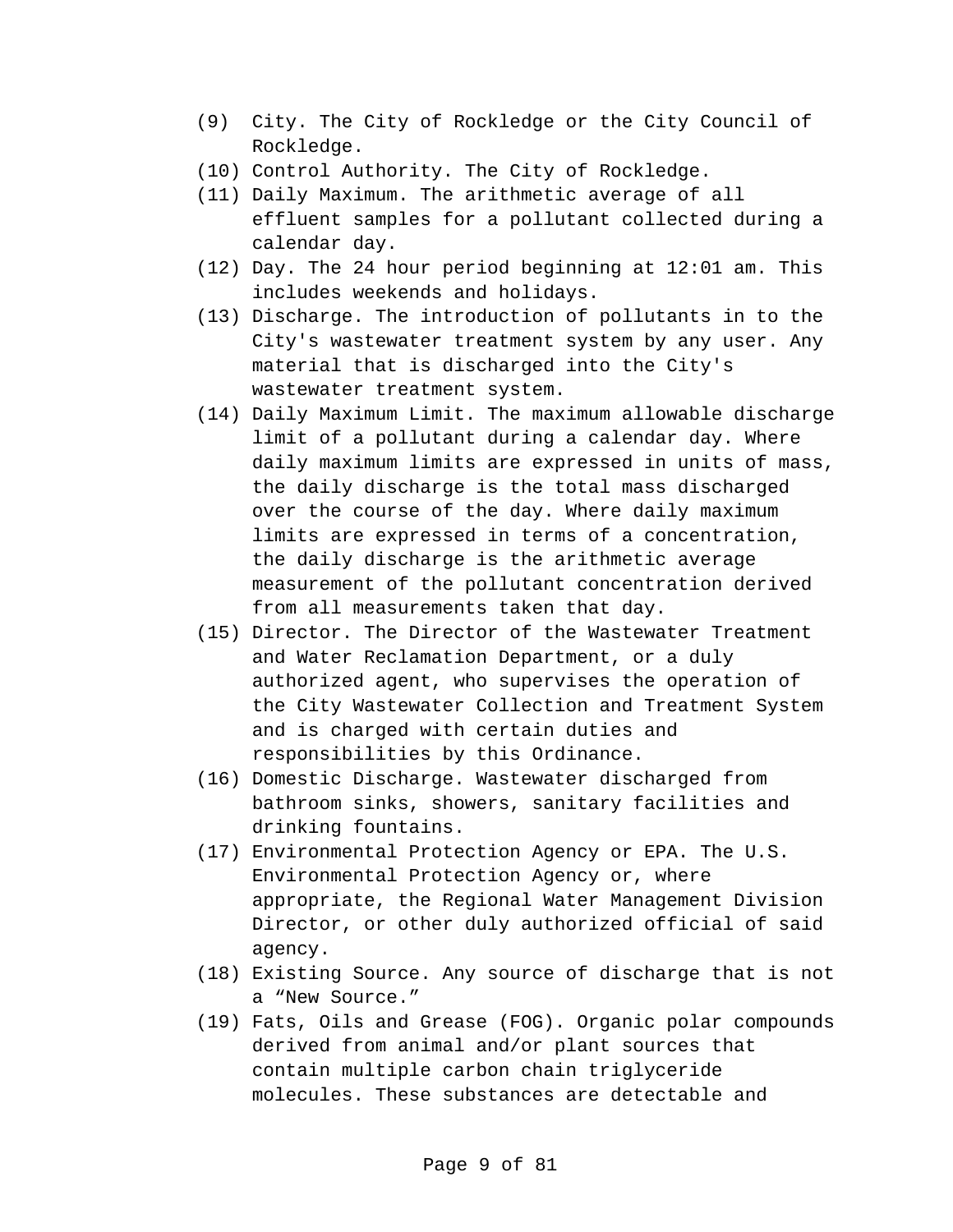(9) City. The City of Rockledge or the City Council of Rockledge.

(10) Control Authority. The City of Rockledge.

(11) Daily Maximum. The arithmetic average of all effluent samples for a pollutant collected during a calendar day.

(12) Day. The 24 hour period beginning at 12:01 am. This includes weekends and holidays.

(13) Discharge. The introduction of pollutants in to the City's wastewater treatment system by any user. Any material that is discharged into the City's wastewater treatment system.

(14) Daily Maximum Limit. The maximum allowable discharge limit of a pollutant during a calendar day. Where daily maximum limits are expressed in units of mass, the daily discharge is the total mass discharged over the course of the day. Where daily maximum limits are expressed in terms of a concentration, the daily discharge is the arithmetic average measurement of the pollutant concentration derived from all measurements taken that day.

(15) Director. The Director of the Wastewater Treatment and Water Reclamation Department, or a duly authorized agent, who supervises the operation of the City Wastewater Collection and Treatment System and is charged with certain duties and responsibilities by this Ordinance.

(16) Domestic Discharge. Wastewater discharged from bathroom sinks, showers, sanitary facilities and drinking fountains.

(17) Environmental Protection Agency or EPA. The U.S. Environmental Protection Agency or, where appropriate, the Regional Water Management Division Director, or other duly authorized official of said agency.

(18) Existing Source. Any source of discharge that is not a “New Source.”

(19) Fats, Oils and Grease (FOG). Organic polar compounds derived from animal and/or plant sources that contain multiple carbon chain triglyceride molecules. These substances are detectable and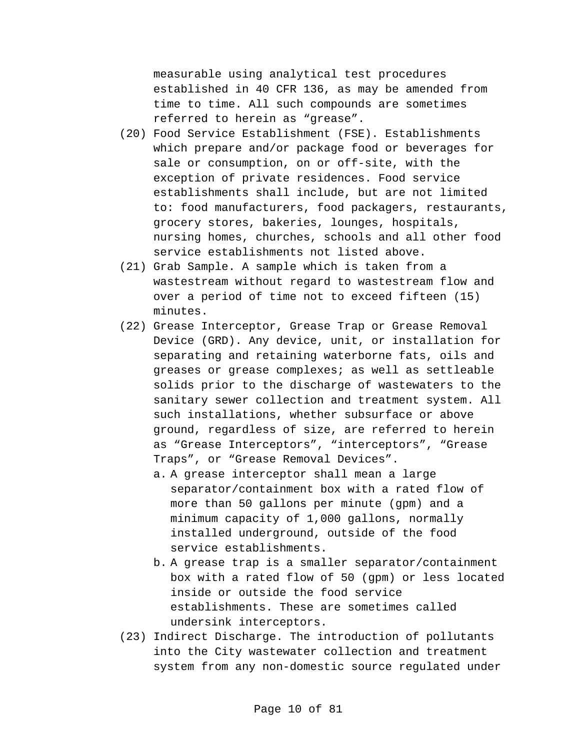measurable using analytical test procedures established in 40 CFR 136, as may be amended from time to time. All such compounds are sometimes referred to herein as “grease”.

(20) Food Service Establishment (FSE). Establishments which prepare and/or package food or beverages for sale or consumption, on or off-site, with the exception of private residences. Food service establishments shall include, but are not limited to: food manufacturers, food packagers, restaurants, grocery stores, bakeries, lounges, hospitals, nursing homes, churches, schools and all other food service establishments not listed above.

(21) Grab Sample. A sample which is taken from a wastestream without regard to wastestream flow and over a period of time not to exceed fifteen (15) minutes.

(22) Grease Interceptor, Grease Trap or Grease Removal Device (GRD). Any device, unit, or installation for separating and retaining waterborne fats, oils and greases or grease complexes; as well as settleable solids prior to the discharge of wastewaters to the sanitary sewer collection and treatment system. All such installations, whether subsurface or above ground, regardless of size, are referred to herein as “Grease Interceptors”, “interceptors”, “Grease Traps”, or “Grease Removal Devices”.

  a. A grease interceptor shall mean a large separator/containment box with a rated flow of more than 50 gallons per minute (gpm) and a minimum capacity of 1,000 gallons, normally installed underground, outside of the food service establishments.

  b. A grease trap is a smaller separator/containment box with a rated flow of 50 (gpm) or less located inside or outside the food service establishments. These are sometimes called undersink interceptors.

(23) Indirect Discharge. The introduction of pollutants into the City wastewater collection and treatment system from any non-domestic source regulated under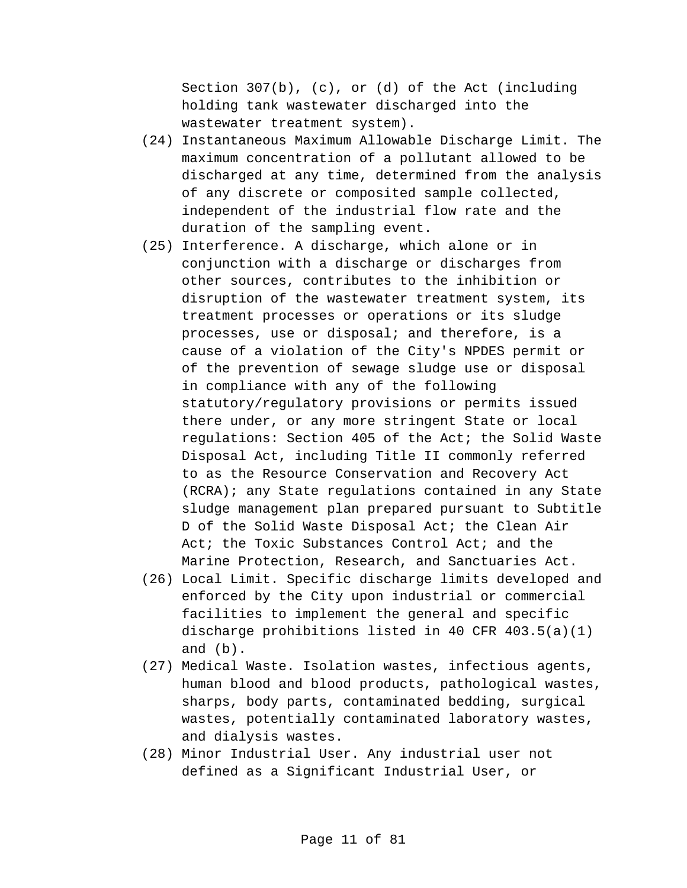Section 307(b), (c), or (d) of the Act (including holding tank wastewater discharged into the wastewater treatment system).

(24) Instantaneous Maximum Allowable Discharge Limit. The maximum concentration of a pollutant allowed to be discharged at any time, determined from the analysis of any discrete or composited sample collected, independent of the industrial flow rate and the duration of the sampling event.

(25) Interference. A discharge, which alone or in conjunction with a discharge or discharges from other sources, contributes to the inhibition or disruption of the wastewater treatment system, its treatment processes or operations or its sludge processes, use or disposal; and therefore, is a cause of a violation of the City's NPDES permit or of the prevention of sewage sludge use or disposal in compliance with any of the following statutory/regulatory provisions or permits issued there under, or any more stringent State or local regulations: Section 405 of the Act; the Solid Waste Disposal Act, including Title II commonly referred to as the Resource Conservation and Recovery Act (RCRA); any State regulations contained in any State sludge management plan prepared pursuant to Subtitle D of the Solid Waste Disposal Act; the Clean Air Act; the Toxic Substances Control Act; and the Marine Protection, Research, and Sanctuaries Act.

(26) Local Limit. Specific discharge limits developed and enforced by the City upon industrial or commercial facilities to implement the general and specific discharge prohibitions listed in 40 CFR 403.5(a)(1) and (b).

(27) Medical Waste. Isolation wastes, infectious agents, human blood and blood products, pathological wastes, sharps, body parts, contaminated bedding, surgical wastes, potentially contaminated laboratory wastes, and dialysis wastes.

(28) Minor Industrial User. Any industrial user not defined as a Significant Industrial User, or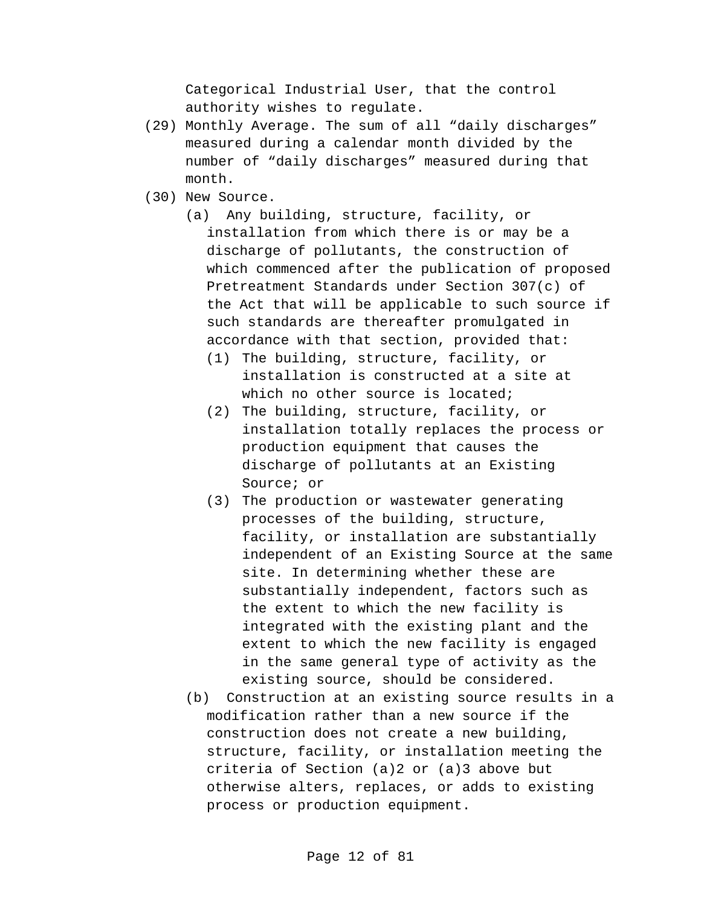Categorical Industrial User, that the control authority wishes to regulate.

(29) Monthly Average. The sum of all “daily discharges” measured during a calendar month divided by the number of “daily discharges” measured during that month.

(30) New Source.

(a) Any building, structure, facility, or installation from which there is or may be a discharge of pollutants, the construction of which commenced after the publication of proposed Pretreatment Standards under Section 307(c) of the Act that will be applicable to such source if such standards are thereafter promulgated in accordance with that section, provided that:

(1) The building, structure, facility, or installation is constructed at a site at which no other source is located;

(2) The building, structure, facility, or installation totally replaces the process or production equipment that causes the discharge of pollutants at an Existing Source; or

(3) The production or wastewater generating processes of the building, structure, facility, or installation are substantially independent of an Existing Source at the same site. In determining whether these are substantially independent, factors such as the extent to which the new facility is integrated with the existing plant and the extent to which the new facility is engaged in the same general type of activity as the existing source, should be considered.

(b) Construction at an existing source results in a modification rather than a new source if the construction does not create a new building, structure, facility, or installation meeting the criteria of Section (a)2 or (a)3 above but otherwise alters, replaces, or adds to existing process or production equipment.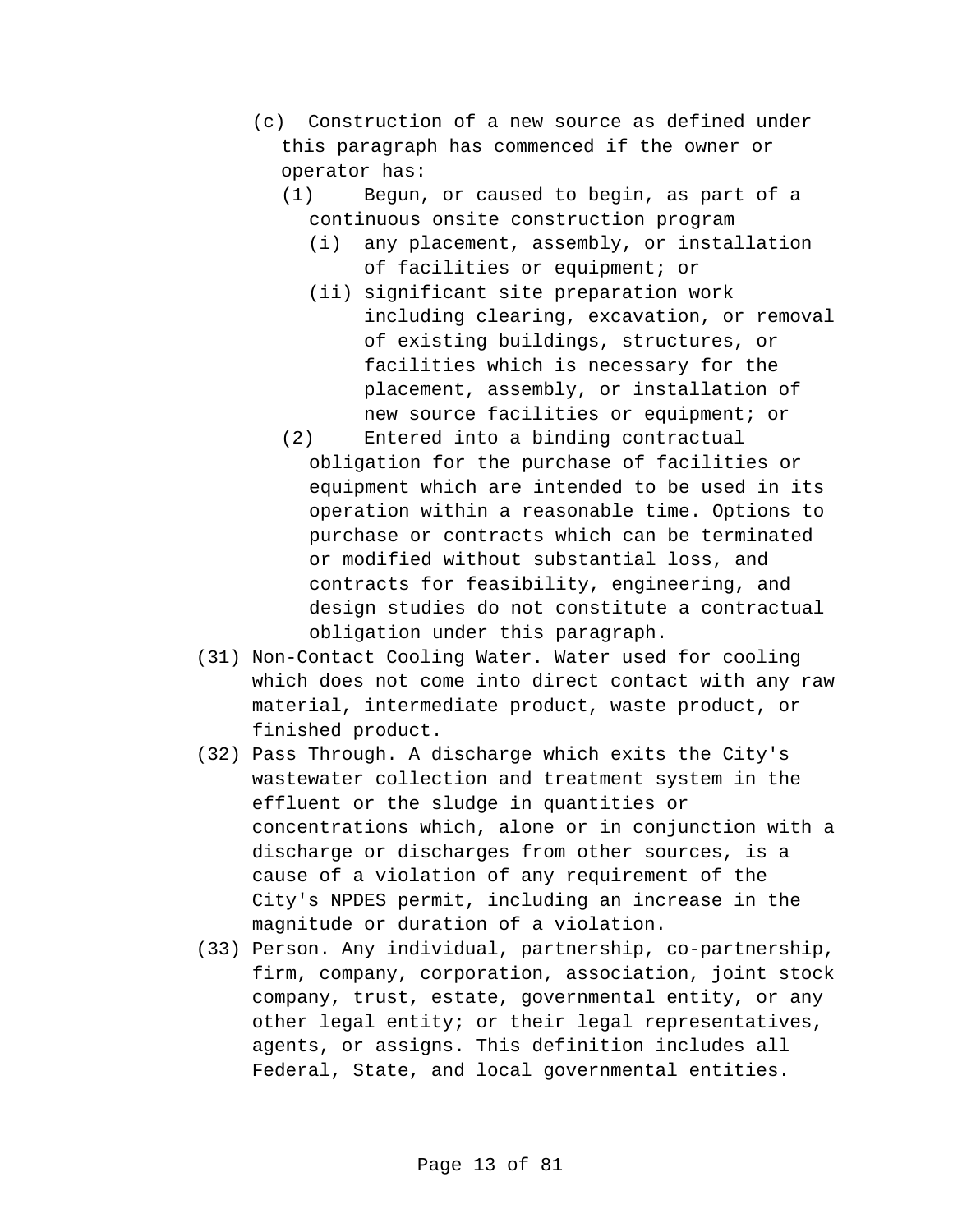- (c) Construction of a new source as defined under this paragraph has commenced if the owner or operator has:
  - (1) Begun, or caused to begin, as part of a continuous onsite construction program
    - (i) any placement, assembly, or installation of facilities or equipment; or
    - (ii) significant site preparation work including clearing, excavation, or removal of existing buildings, structures, or facilities which is necessary for the placement, assembly, or installation of new source facilities or equipment; or
  - (2) Entered into a binding contractual obligation for the purchase of facilities or equipment which are intended to be used in its operation within a reasonable time. Options to purchase or contracts which can be terminated or modified without substantial loss, and contracts for feasibility, engineering, and design studies do not constitute a contractual obligation under this paragraph.

(31) Non-Contact Cooling Water. Water used for cooling which does not come into direct contact with any raw material, intermediate product, waste product, or finished product.

(32) Pass Through. A discharge which exits the City's wastewater collection and treatment system in the effluent or the sludge in quantities or concentrations which, alone or in conjunction with a discharge or discharges from other sources, is a cause of a violation of any requirement of the City's NPDES permit, including an increase in the magnitude or duration of a violation.

(33) Person. Any individual, partnership, co-partnership, firm, company, corporation, association, joint stock company, trust, estate, governmental entity, or any other legal entity; or their legal representatives, agents, or assigns. This definition includes all Federal, State, and local governmental entities.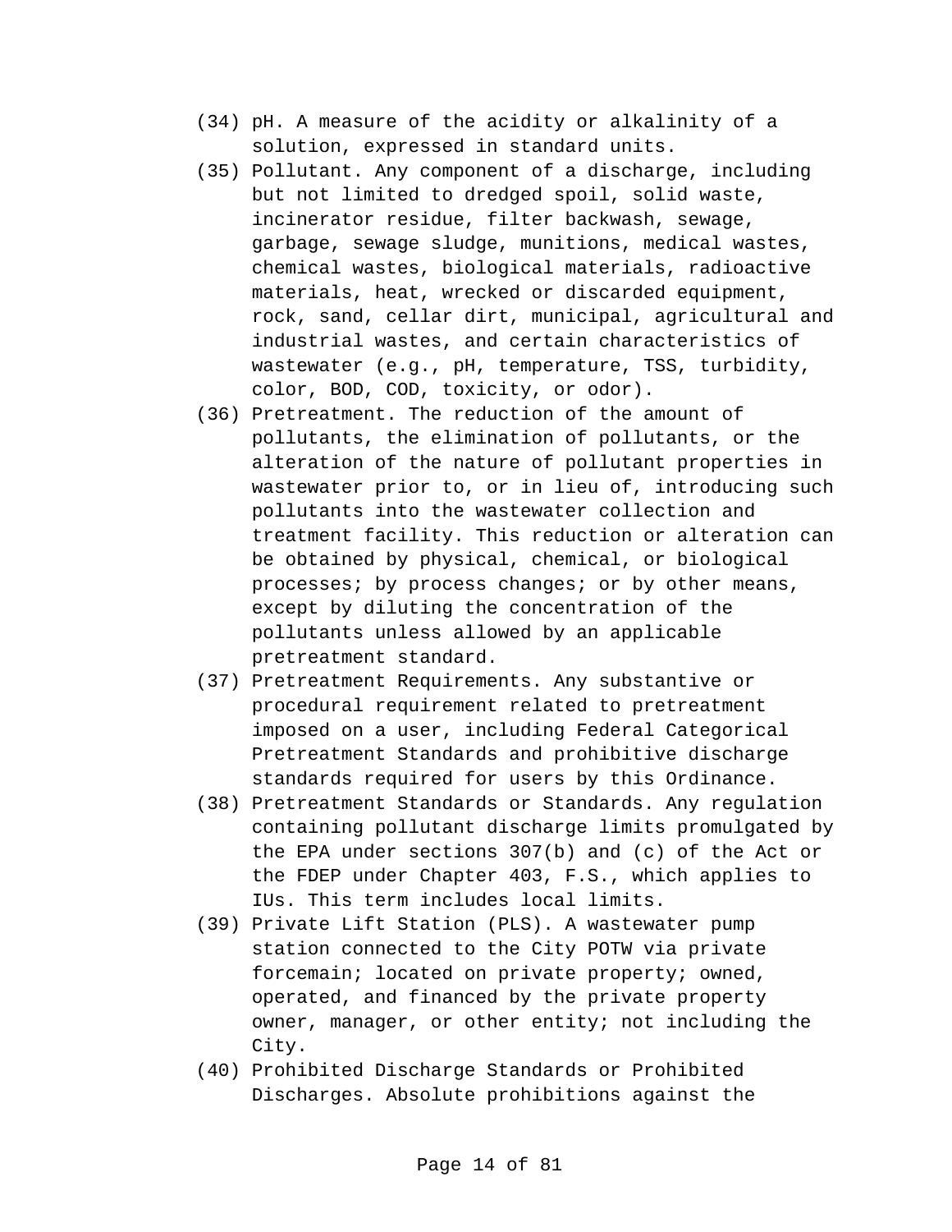(34) pH. A measure of the acidity or alkalinity of a solution, expressed in standard units.

(35) Pollutant. Any component of a discharge, including but not limited to dredged spoil, solid waste, incinerator residue, filter backwash, sewage, garbage, sewage sludge, munitions, medical wastes, chemical wastes, biological materials, radioactive materials, heat, wrecked or discarded equipment, rock, sand, cellar dirt, municipal, agricultural and industrial wastes, and certain characteristics of wastewater (e.g., pH, temperature, TSS, turbidity, color, BOD, COD, toxicity, or odor).

(36) Pretreatment. The reduction of the amount of pollutants, the elimination of pollutants, or the alteration of the nature of pollutant properties in wastewater prior to, or in lieu of, introducing such pollutants into the wastewater collection and treatment facility. This reduction or alteration can be obtained by physical, chemical, or biological processes; by process changes; or by other means, except by diluting the concentration of the pollutants unless allowed by an applicable pretreatment standard.

(37) Pretreatment Requirements. Any substantive or procedural requirement related to pretreatment imposed on a user, including Federal Categorical Pretreatment Standards and prohibitive discharge standards required for users by this Ordinance.

(38) Pretreatment Standards or Standards. Any regulation containing pollutant discharge limits promulgated by the EPA under sections 307(b) and (c) of the Act or the FDEP under Chapter 403, F.S., which applies to IUs. This term includes local limits.

(39) Private Lift Station (PLS). A wastewater pump station connected to the City POTW via private forcemain; located on private property; owned, operated, and financed by the private property owner, manager, or other entity; not including the City.

(40) Prohibited Discharge Standards or Prohibited Discharges. Absolute prohibitions against the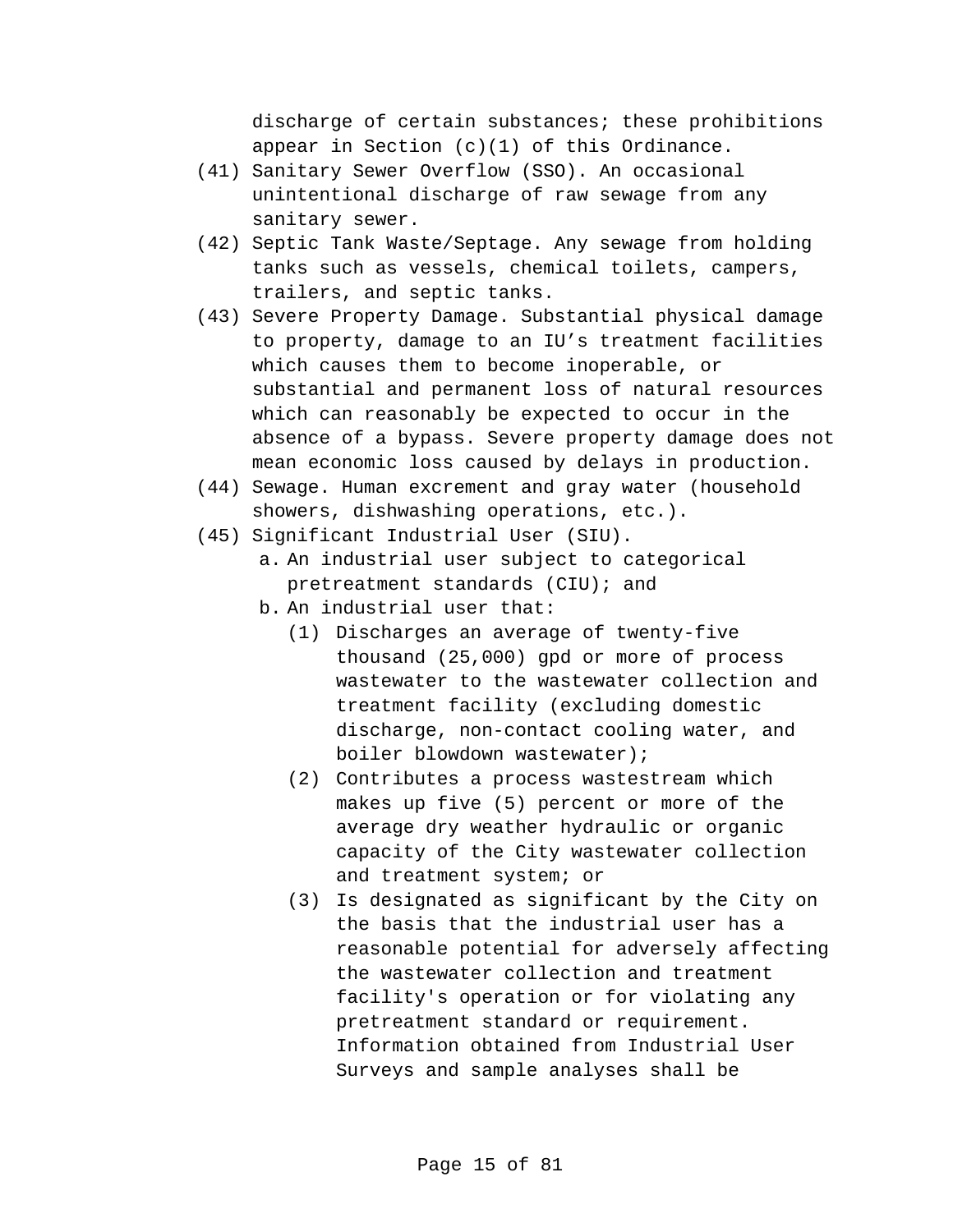discharge of certain substances; these prohibitions appear in Section (c)(1) of this Ordinance.

(41) Sanitary Sewer Overflow (SSO). An occasional unintentional discharge of raw sewage from any sanitary sewer.

(42) Septic Tank Waste/Septage. Any sewage from holding tanks such as vessels, chemical toilets, campers, trailers, and septic tanks.

(43) Severe Property Damage. Substantial physical damage to property, damage to an IU's treatment facilities which causes them to become inoperable, or substantial and permanent loss of natural resources which can reasonably be expected to occur in the absence of a bypass. Severe property damage does not mean economic loss caused by delays in production.

(44) Sewage. Human excrement and gray water (household showers, dishwashing operations, etc.).

(45) Significant Industrial User (SIU).

   a. An industrial user subject to categorical pretreatment standards (CIU); and

   b. An industrial user that:

      (1) Discharges an average of twenty-five thousand (25,000) gpd or more of process wastewater to the wastewater collection and treatment facility (excluding domestic discharge, non-contact cooling water, and boiler blowdown wastewater);

      (2) Contributes a process wastestream which makes up five (5) percent or more of the average dry weather hydraulic or organic capacity of the City wastewater collection and treatment system; or

      (3) Is designated as significant by the City on the basis that the industrial user has a reasonable potential for adversely affecting the wastewater collection and treatment facility's operation or for violating any pretreatment standard or requirement. Information obtained from Industrial User Surveys and sample analyses shall be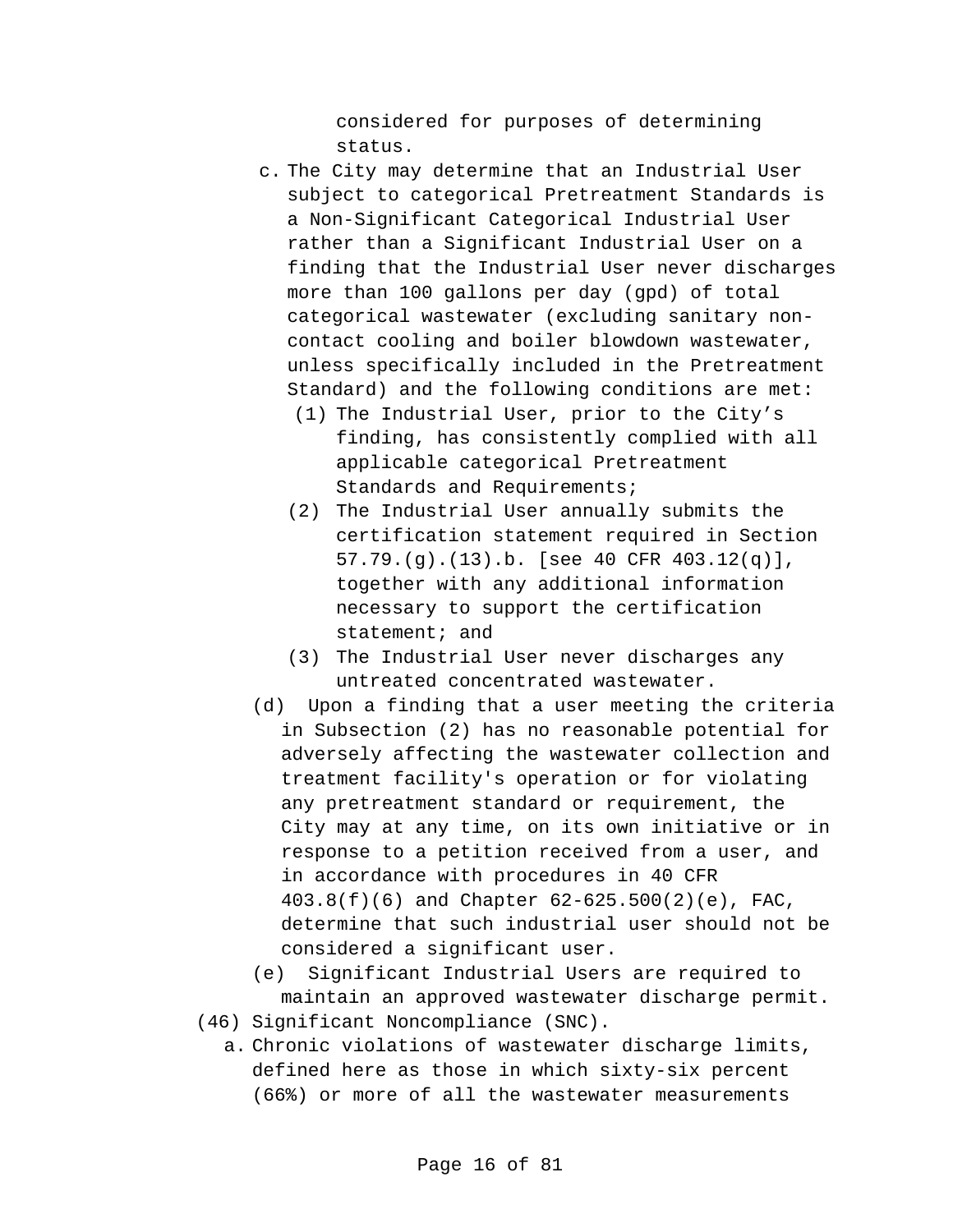considered for purposes of determining status.

c. The City may determine that an Industrial User subject to categorical Pretreatment Standards is a Non-Significant Categorical Industrial User rather than a Significant Industrial User on a finding that the Industrial User never discharges more than 100 gallons per day (gpd) of total categorical wastewater (excluding sanitary non-contact cooling and boiler blowdown wastewater, unless specifically included in the Pretreatment Standard) and the following conditions are met:
   - (1) The Industrial User, prior to the City's finding, has consistently complied with all applicable categorical Pretreatment Standards and Requirements;
   - (2) The Industrial User annually submits the certification statement required in Section 57.79.(g).(13).b. [see 40 CFR 403.12(q)], together with any additional information necessary to support the certification statement; and
   - (3) The Industrial User never discharges any untreated concentrated wastewater.

(d) Upon a finding that a user meeting the criteria in Subsection (2) has no reasonable potential for adversely affecting the wastewater collection and treatment facility's operation or for violating any pretreatment standard or requirement, the City may at any time, on its own initiative or in response to a petition received from a user, and in accordance with procedures in 40 CFR 403.8(f)(6) and Chapter 62-625.500(2)(e), FAC, determine that such industrial user should not be considered a significant user.

(e) Significant Industrial Users are required to maintain an approved wastewater discharge permit.

(46) Significant Noncompliance (SNC).

a. Chronic violations of wastewater discharge limits, defined here as those in which sixty-six percent (66%) or more of all the wastewater measurements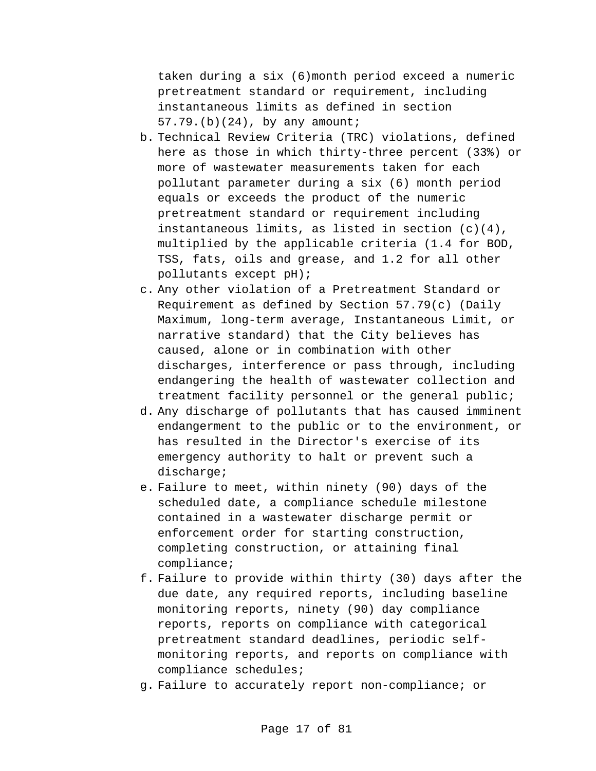taken during a six (6)month period exceed a numeric pretreatment standard or requirement, including instantaneous limits as defined in section 57.79.(b)(24), by any amount;

b. Technical Review Criteria (TRC) violations, defined here as those in which thirty-three percent (33%) or more of wastewater measurements taken for each pollutant parameter during a six (6) month period equals or exceeds the product of the numeric pretreatment standard or requirement including instantaneous limits, as listed in section (c)(4), multiplied by the applicable criteria (1.4 for BOD, TSS, fats, oils and grease, and 1.2 for all other pollutants except pH);
c. Any other violation of a Pretreatment Standard or Requirement as defined by Section 57.79(c) (Daily Maximum, long-term average, Instantaneous Limit, or narrative standard) that the City believes has caused, alone or in combination with other discharges, interference or pass through, including endangering the health of wastewater collection and treatment facility personnel or the general public;
d. Any discharge of pollutants that has caused imminent endangerment to the public or to the environment, or has resulted in the Director's exercise of its emergency authority to halt or prevent such a discharge;
e. Failure to meet, within ninety (90) days of the scheduled date, a compliance schedule milestone contained in a wastewater discharge permit or enforcement order for starting construction, completing construction, or attaining final compliance;
f. Failure to provide within thirty (30) days after the due date, any required reports, including baseline monitoring reports, ninety (90) day compliance reports, reports on compliance with categorical pretreatment standard deadlines, periodic self-monitoring reports, and reports on compliance with compliance schedules;
g. Failure to accurately report non-compliance; or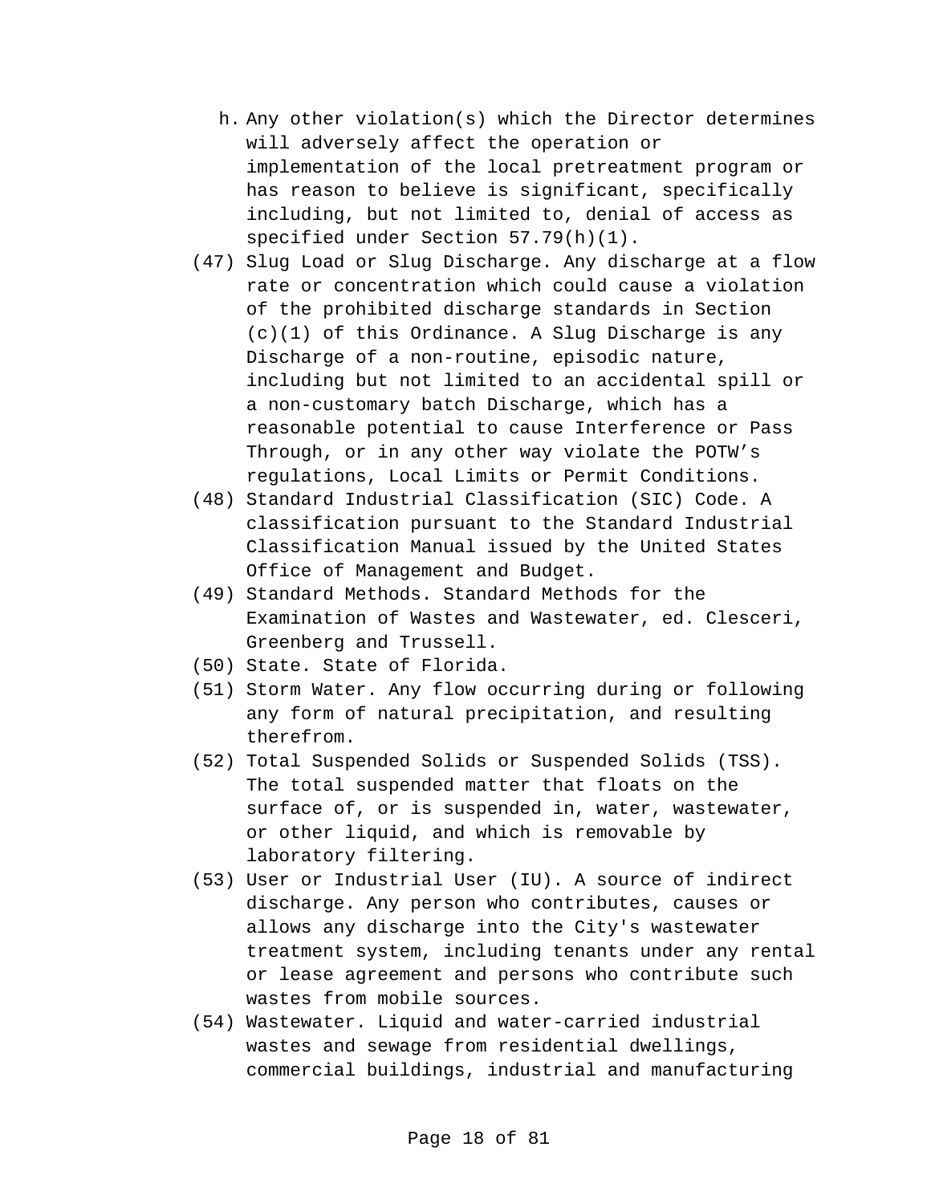h. Any other violation(s) which the Director determines will adversely affect the operation or implementation of the local pretreatment program or has reason to believe is significant, specifically including, but not limited to, denial of access as specified under Section 57.79(h)(1).

(47) Slug Load or Slug Discharge. Any discharge at a flow rate or concentration which could cause a violation of the prohibited discharge standards in Section (c)(1) of this Ordinance. A Slug Discharge is any Discharge of a non-routine, episodic nature, including but not limited to an accidental spill or a non-customary batch Discharge, which has a reasonable potential to cause Interference or Pass Through, or in any other way violate the POTW’s regulations, Local Limits or Permit Conditions.

(48) Standard Industrial Classification (SIC) Code. A classification pursuant to the Standard Industrial Classification Manual issued by the United States Office of Management and Budget.

(49) Standard Methods. Standard Methods for the Examination of Wastes and Wastewater, ed. Clesceri, Greenberg and Trussell.

(50) State. State of Florida.

(51) Storm Water. Any flow occurring during or following any form of natural precipitation, and resulting therefrom.

(52) Total Suspended Solids or Suspended Solids (TSS). The total suspended matter that floats on the surface of, or is suspended in, water, wastewater, or other liquid, and which is removable by laboratory filtering.

(53) User or Industrial User (IU). A source of indirect discharge. Any person who contributes, causes or allows any discharge into the City's wastewater treatment system, including tenants under any rental or lease agreement and persons who contribute such wastes from mobile sources.

(54) Wastewater. Liquid and water-carried industrial wastes and sewage from residential dwellings, commercial buildings, industrial and manufacturing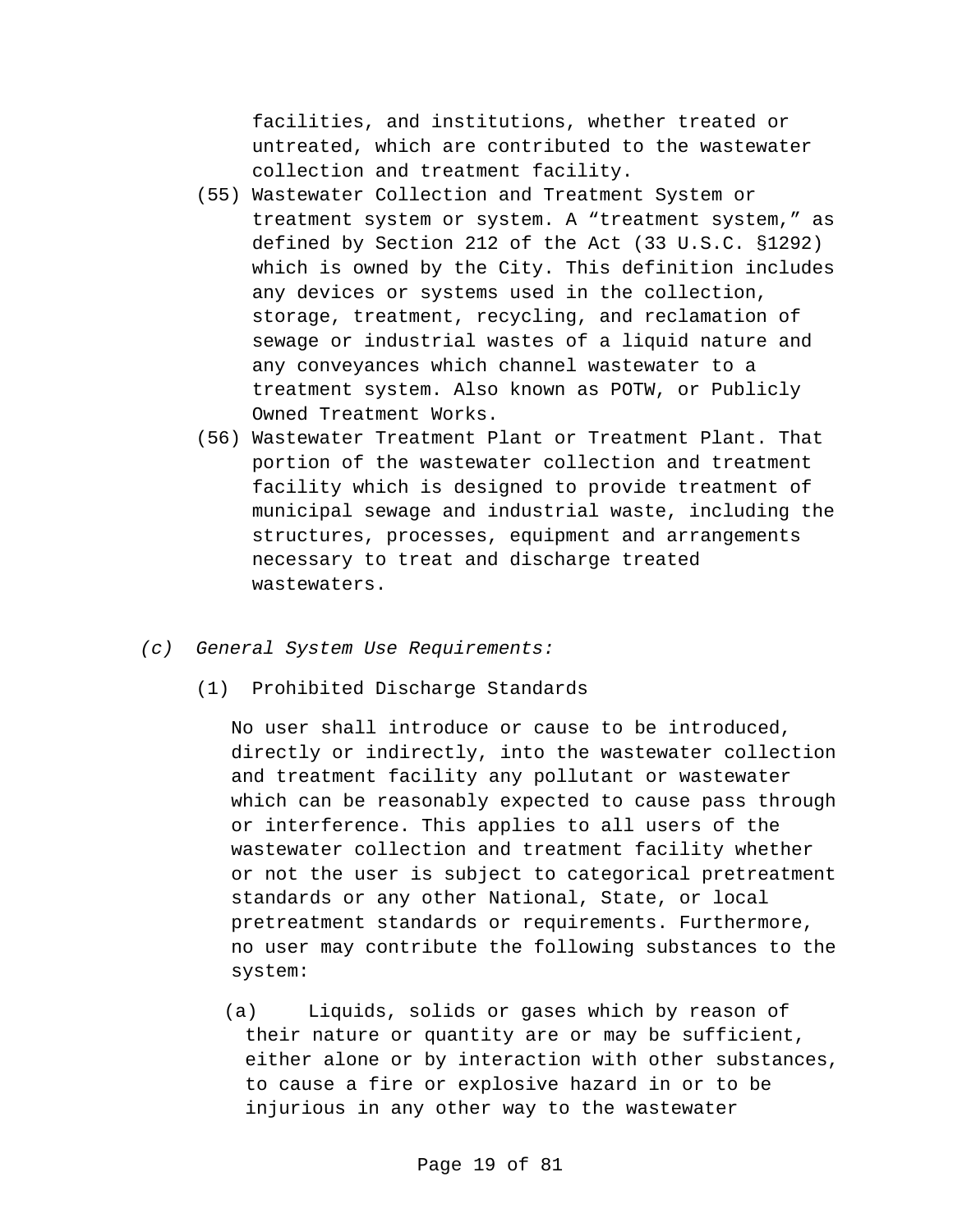facilities, and institutions, whether treated or untreated, which are contributed to the wastewater collection and treatment facility.

(55) Wastewater Collection and Treatment System or treatment system or system. A “treatment system,” as defined by Section 212 of the Act (33 U.S.C. §1292) which is owned by the City. This definition includes any devices or systems used in the collection, storage, treatment, recycling, and reclamation of sewage or industrial wastes of a liquid nature and any conveyances which channel wastewater to a treatment system. Also known as POTW, or Publicly Owned Treatment Works.

(56) Wastewater Treatment Plant or Treatment Plant. That portion of the wastewater collection and treatment facility which is designed to provide treatment of municipal sewage and industrial waste, including the structures, processes, equipment and arrangements necessary to treat and discharge treated wastewaters.

*(c) General System Use Requirements:*

(1) Prohibited Discharge Standards

No user shall introduce or cause to be introduced, directly or indirectly, into the wastewater collection and treatment facility any pollutant or wastewater which can be reasonably expected to cause pass through or interference. This applies to all users of the wastewater collection and treatment facility whether or not the user is subject to categorical pretreatment standards or any other National, State, or local pretreatment standards or requirements. Furthermore, no user may contribute the following substances to the system:

(a) Liquids, solids or gases which by reason of their nature or quantity are or may be sufficient, either alone or by interaction with other substances, to cause a fire or explosive hazard in or to be injurious in any other way to the wastewater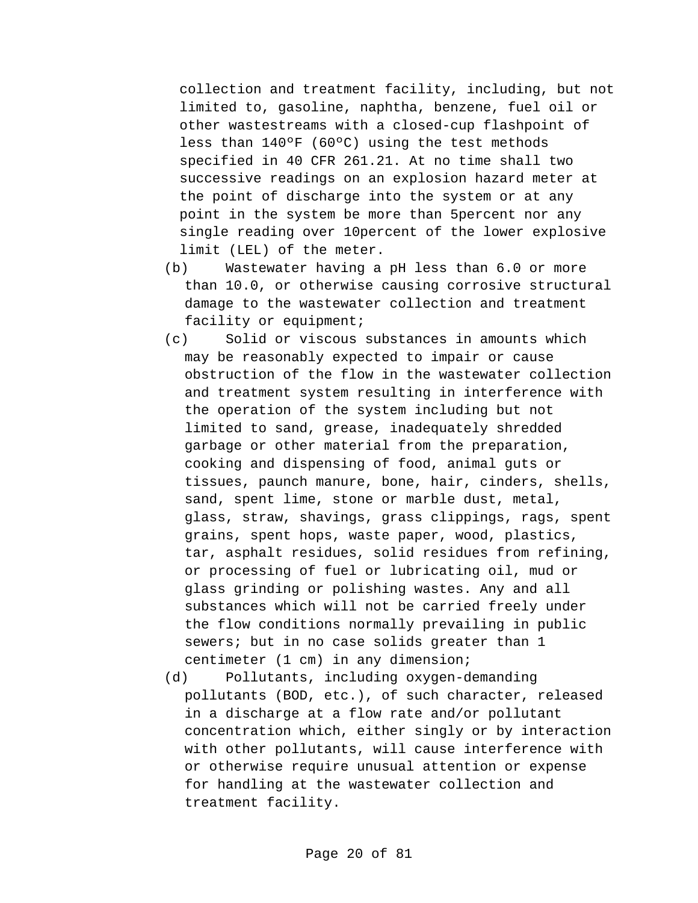collection and treatment facility, including, but not limited to, gasoline, naphtha, benzene, fuel oil or other wastestreams with a closed-cup flashpoint of less than 140ºF (60ºC) using the test methods specified in 40 CFR 261.21. At no time shall two successive readings on an explosion hazard meter at the point of discharge into the system or at any point in the system be more than 5percent nor any single reading over 10percent of the lower explosive limit (LEL) of the meter.

(b) Wastewater having a pH less than 6.0 or more than 10.0, or otherwise causing corrosive structural damage to the wastewater collection and treatment facility or equipment;

(c) Solid or viscous substances in amounts which may be reasonably expected to impair or cause obstruction of the flow in the wastewater collection and treatment system resulting in interference with the operation of the system including but not limited to sand, grease, inadequately shredded garbage or other material from the preparation, cooking and dispensing of food, animal guts or tissues, paunch manure, bone, hair, cinders, shells, sand, spent lime, stone or marble dust, metal, glass, straw, shavings, grass clippings, rags, spent grains, spent hops, waste paper, wood, plastics, tar, asphalt residues, solid residues from refining, or processing of fuel or lubricating oil, mud or glass grinding or polishing wastes. Any and all substances which will not be carried freely under the flow conditions normally prevailing in public sewers; but in no case solids greater than 1 centimeter (1 cm) in any dimension;

(d) Pollutants, including oxygen-demanding pollutants (BOD, etc.), of such character, released in a discharge at a flow rate and/or pollutant concentration which, either singly or by interaction with other pollutants, will cause interference with or otherwise require unusual attention or expense for handling at the wastewater collection and treatment facility.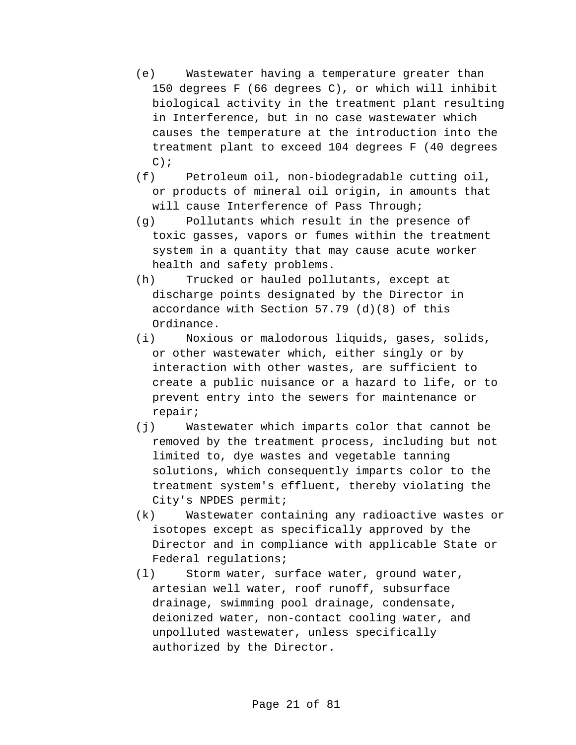(e) Wastewater having a temperature greater than 150 degrees F (66 degrees C), or which will inhibit biological activity in the treatment plant resulting in Interference, but in no case wastewater which causes the temperature at the introduction into the treatment plant to exceed 104 degrees F (40 degrees C);

(f) Petroleum oil, non-biodegradable cutting oil, or products of mineral oil origin, in amounts that will cause Interference of Pass Through;

(g) Pollutants which result in the presence of toxic gasses, vapors or fumes within the treatment system in a quantity that may cause acute worker health and safety problems.

(h) Trucked or hauled pollutants, except at discharge points designated by the Director in accordance with Section 57.79 (d)(8) of this Ordinance.

(i) Noxious or malodorous liquids, gases, solids, or other wastewater which, either singly or by interaction with other wastes, are sufficient to create a public nuisance or a hazard to life, or to prevent entry into the sewers for maintenance or repair;

(j) Wastewater which imparts color that cannot be removed by the treatment process, including but not limited to, dye wastes and vegetable tanning solutions, which consequently imparts color to the treatment system's effluent, thereby violating the City's NPDES permit;

(k) Wastewater containing any radioactive wastes or isotopes except as specifically approved by the Director and in compliance with applicable State or Federal regulations;

(l) Storm water, surface water, ground water, artesian well water, roof runoff, subsurface drainage, swimming pool drainage, condensate, deionized water, non-contact cooling water, and unpolluted wastewater, unless specifically authorized by the Director.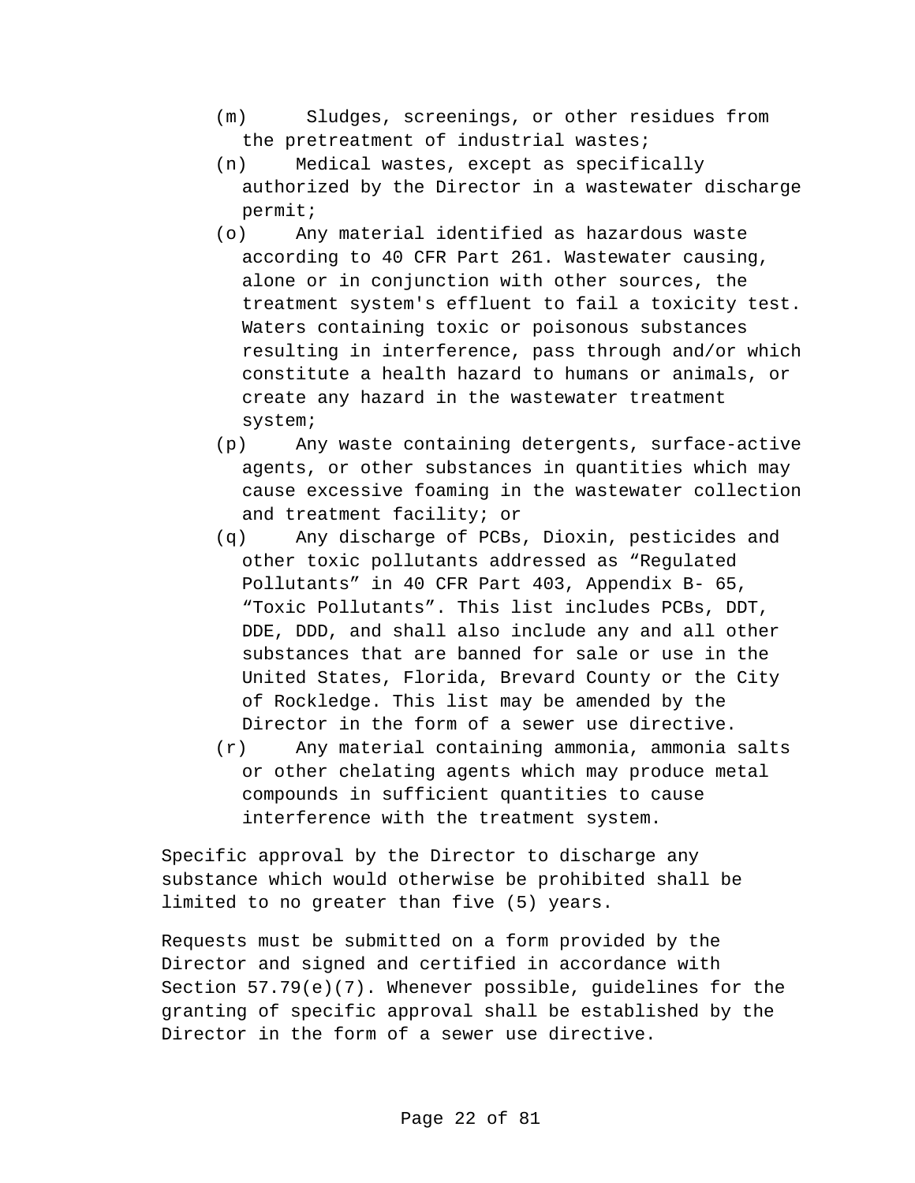(m) Sludges, screenings, or other residues from the pretreatment of industrial wastes;

(n) Medical wastes, except as specifically authorized by the Director in a wastewater discharge permit;

(o) Any material identified as hazardous waste according to 40 CFR Part 261. Wastewater causing, alone or in conjunction with other sources, the treatment system's effluent to fail a toxicity test. Waters containing toxic or poisonous substances resulting in interference, pass through and/or which constitute a health hazard to humans or animals, or create any hazard in the wastewater treatment system;

(p) Any waste containing detergents, surface-active agents, or other substances in quantities which may cause excessive foaming in the wastewater collection and treatment facility; or

(q) Any discharge of PCBs, Dioxin, pesticides and other toxic pollutants addressed as “Regulated Pollutants” in 40 CFR Part 403, Appendix B- 65, “Toxic Pollutants”. This list includes PCBs, DDT, DDE, DDD, and shall also include any and all other substances that are banned for sale or use in the United States, Florida, Brevard County or the City of Rockledge. This list may be amended by the Director in the form of a sewer use directive.

(r) Any material containing ammonia, ammonia salts or other chelating agents which may produce metal compounds in sufficient quantities to cause interference with the treatment system.

Specific approval by the Director to discharge any substance which would otherwise be prohibited shall be limited to no greater than five (5) years.

Requests must be submitted on a form provided by the Director and signed and certified in accordance with Section 57.79(e)(7). Whenever possible, guidelines for the granting of specific approval shall be established by the Director in the form of a sewer use directive.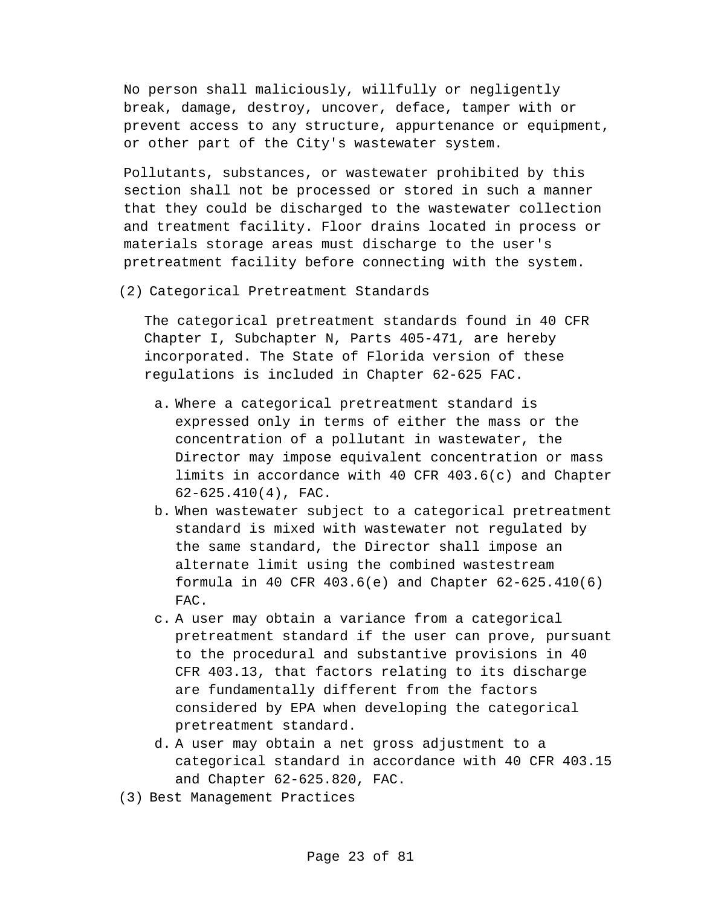No person shall maliciously, willfully or negligently break, damage, destroy, uncover, deface, tamper with or prevent access to any structure, appurtenance or equipment, or other part of the City's wastewater system.

Pollutants, substances, or wastewater prohibited by this section shall not be processed or stored in such a manner that they could be discharged to the wastewater collection and treatment facility. Floor drains located in process or materials storage areas must discharge to the user's pretreatment facility before connecting with the system.

(2) Categorical Pretreatment Standards

The categorical pretreatment standards found in 40 CFR Chapter I, Subchapter N, Parts 405-471, are hereby incorporated. The State of Florida version of these regulations is included in Chapter 62-625 FAC.

a. Where a categorical pretreatment standard is expressed only in terms of either the mass or the concentration of a pollutant in wastewater, the Director may impose equivalent concentration or mass limits in accordance with 40 CFR 403.6(c) and Chapter 62-625.410(4), FAC.
b. When wastewater subject to a categorical pretreatment standard is mixed with wastewater not regulated by the same standard, the Director shall impose an alternate limit using the combined wastestream formula in 40 CFR 403.6(e) and Chapter 62-625.410(6) FAC.
c. A user may obtain a variance from a categorical pretreatment standard if the user can prove, pursuant to the procedural and substantive provisions in 40 CFR 403.13, that factors relating to its discharge are fundamentally different from the factors considered by EPA when developing the categorical pretreatment standard.
d. A user may obtain a net gross adjustment to a categorical standard in accordance with 40 CFR 403.15 and Chapter 62-625.820, FAC.

(3) Best Management Practices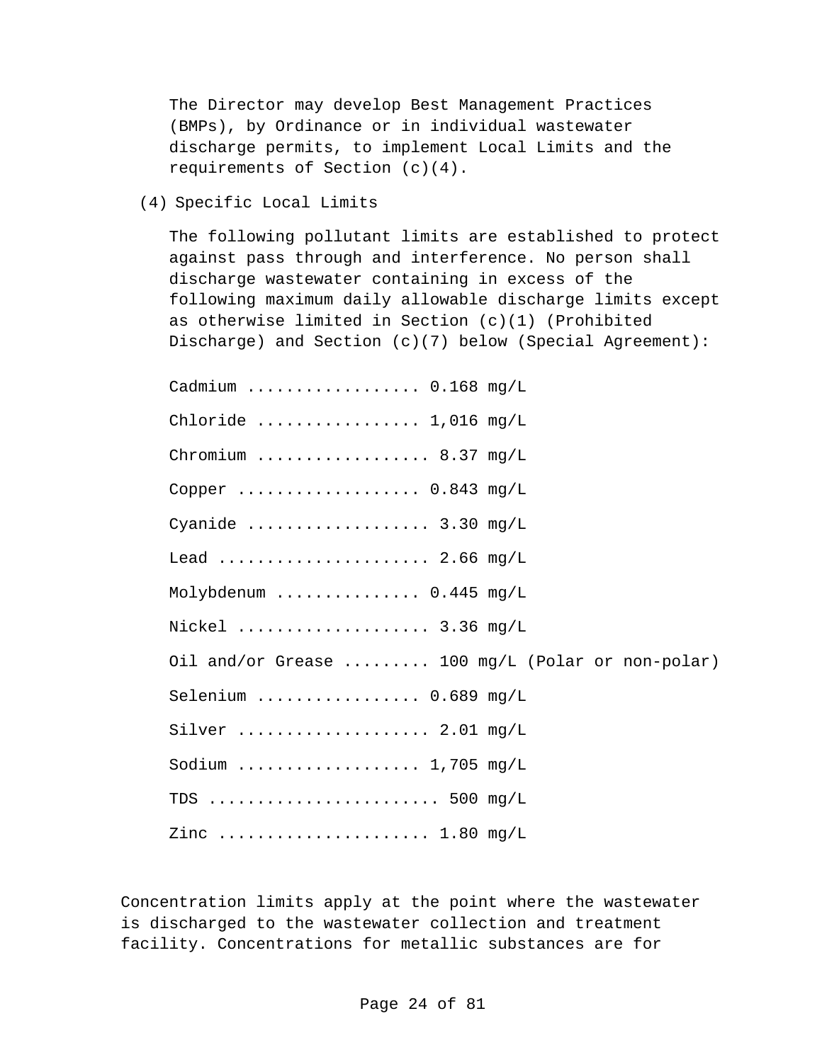The Director may develop Best Management Practices (BMPs), by Ordinance or in individual wastewater discharge permits, to implement Local Limits and the requirements of Section (c)(4).

(4) Specific Local Limits

The following pollutant limits are established to protect against pass through and interference. No person shall discharge wastewater containing in excess of the following maximum daily allowable discharge limits except as otherwise limited in Section (c)(1) (Prohibited Discharge) and Section (c)(7) below (Special Agreement):

Cadmium ................. 0.168 mg/L

Chloride ................ 1,016 mg/L

Chromium ................. 8.37 mg/L

Copper ................... 0.843 mg/L

Cyanide .................. 3.30 mg/L

Lead ..................... 2.66 mg/L

Molybdenum .............. 0.445 mg/L

Nickel ................... 3.36 mg/L

Oil and/or Grease ......... 100 mg/L (Polar or non-polar)

Selenium ................ 0.689 mg/L

Silver ................... 2.01 mg/L

Sodium .................. 1,705 mg/L

TDS ....................... 500 mg/L

Zinc ..................... 1.80 mg/L

Concentration limits apply at the point where the wastewater is discharged to the wastewater collection and treatment facility. Concentrations for metallic substances are for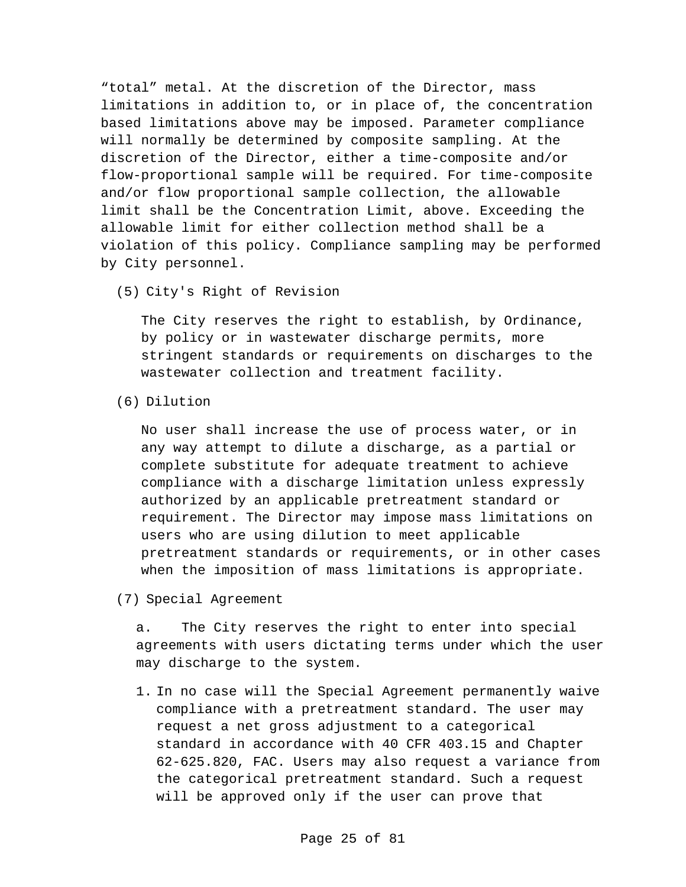"total" metal. At the discretion of the Director, mass limitations in addition to, or in place of, the concentration based limitations above may be imposed. Parameter compliance will normally be determined by composite sampling. At the discretion of the Director, either a time-composite and/or flow-proportional sample will be required. For time-composite and/or flow proportional sample collection, the allowable limit shall be the Concentration Limit, above. Exceeding the allowable limit for either collection method shall be a violation of this policy. Compliance sampling may be performed by City personnel.

(5) City's Right of Revision

The City reserves the right to establish, by Ordinance, by policy or in wastewater discharge permits, more stringent standards or requirements on discharges to the wastewater collection and treatment facility.

(6) Dilution

No user shall increase the use of process water, or in any way attempt to dilute a discharge, as a partial or complete substitute for adequate treatment to achieve compliance with a discharge limitation unless expressly authorized by an applicable pretreatment standard or requirement. The Director may impose mass limitations on users who are using dilution to meet applicable pretreatment standards or requirements, or in other cases when the imposition of mass limitations is appropriate.

(7) Special Agreement

a. The City reserves the right to enter into special agreements with users dictating terms under which the user may discharge to the system.

1. In no case will the Special Agreement permanently waive compliance with a pretreatment standard. The user may request a net gross adjustment to a categorical standard in accordance with 40 CFR 403.15 and Chapter 62-625.820, FAC. Users may also request a variance from the categorical pretreatment standard. Such a request will be approved only if the user can prove that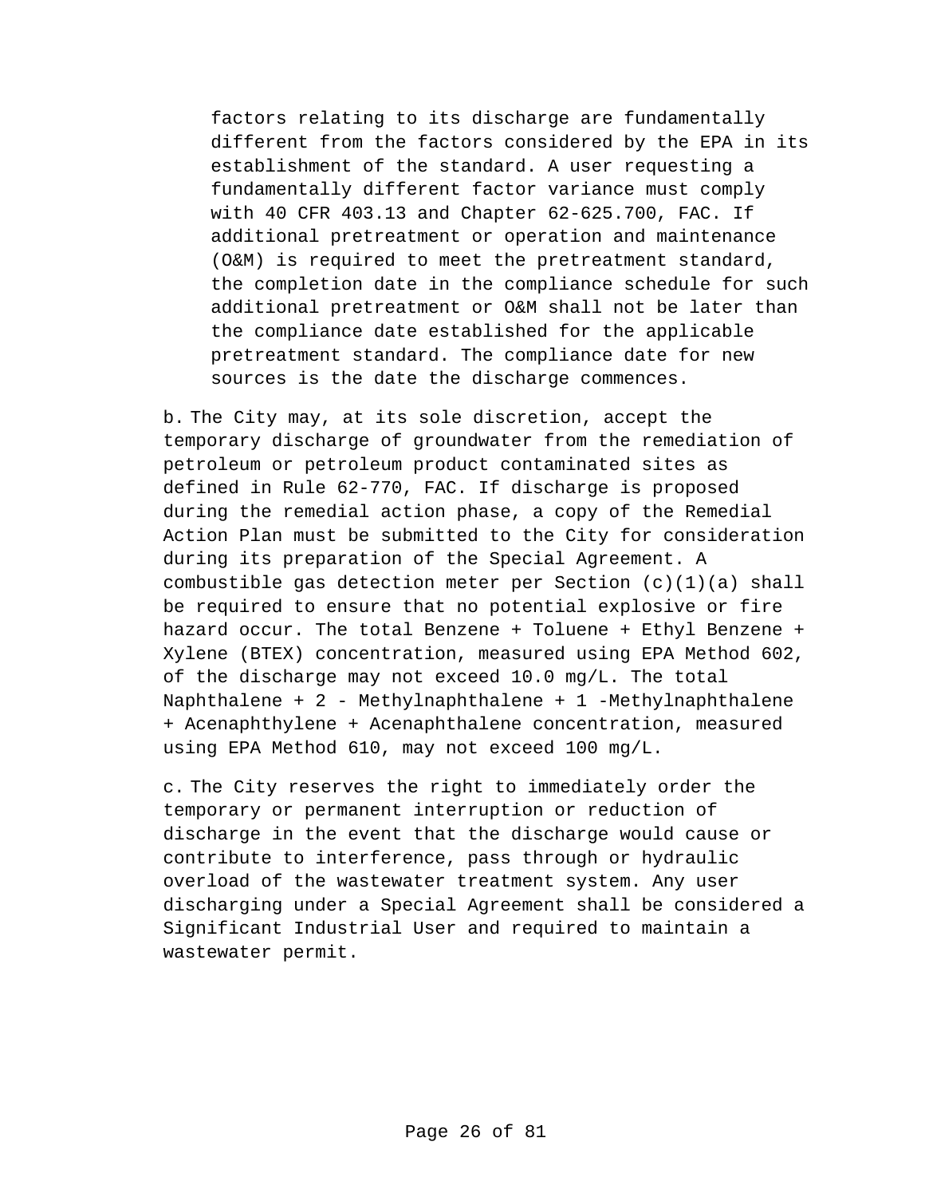factors relating to its discharge are fundamentally different from the factors considered by the EPA in its establishment of the standard. A user requesting a fundamentally different factor variance must comply with 40 CFR 403.13 and Chapter 62-625.700, FAC. If additional pretreatment or operation and maintenance (O&M) is required to meet the pretreatment standard, the completion date in the compliance schedule for such additional pretreatment or O&M shall not be later than the compliance date established for the applicable pretreatment standard. The compliance date for new sources is the date the discharge commences.

b. The City may, at its sole discretion, accept the temporary discharge of groundwater from the remediation of petroleum or petroleum product contaminated sites as defined in Rule 62-770, FAC. If discharge is proposed during the remedial action phase, a copy of the Remedial Action Plan must be submitted to the City for consideration during its preparation of the Special Agreement. A combustible gas detection meter per Section (c)(1)(a) shall be required to ensure that no potential explosive or fire hazard occur. The total Benzene + Toluene + Ethyl Benzene + Xylene (BTEX) concentration, measured using EPA Method 602, of the discharge may not exceed 10.0 mg/L. The total Naphthalene + 2 - Methylnaphthalene + 1 -Methylnaphthalene + Acenaphthylene + Acenaphthalene concentration, measured using EPA Method 610, may not exceed 100 mg/L.

c. The City reserves the right to immediately order the temporary or permanent interruption or reduction of discharge in the event that the discharge would cause or contribute to interference, pass through or hydraulic overload of the wastewater treatment system. Any user discharging under a Special Agreement shall be considered a Significant Industrial User and required to maintain a wastewater permit.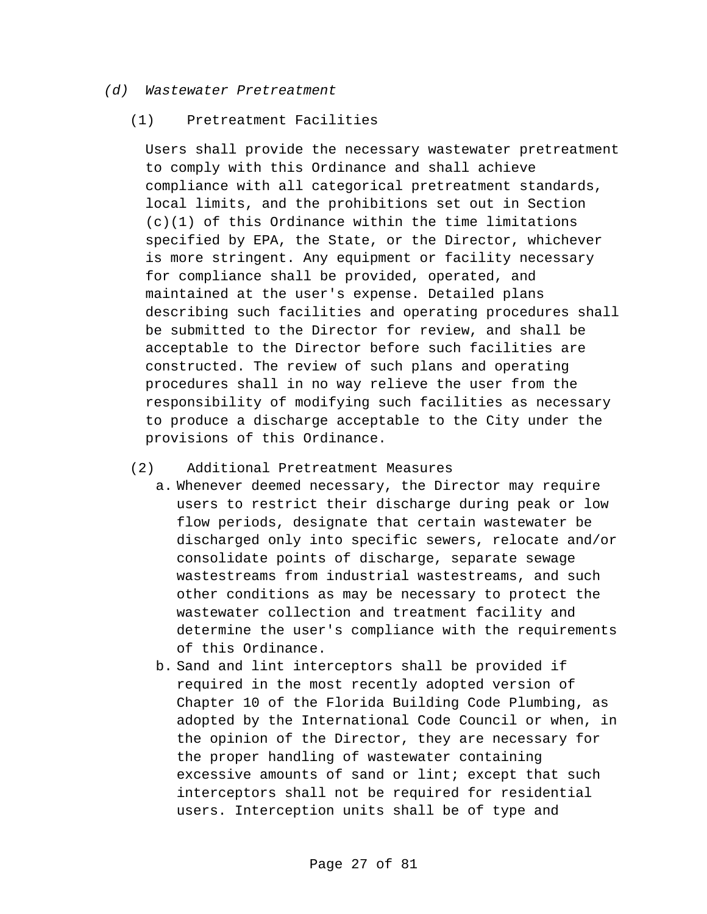*(d) Wastewater Pretreatment*

(1) Pretreatment Facilities

Users shall provide the necessary wastewater pretreatment to comply with this Ordinance and shall achieve compliance with all categorical pretreatment standards, local limits, and the prohibitions set out in Section (c)(1) of this Ordinance within the time limitations specified by EPA, the State, or the Director, whichever is more stringent. Any equipment or facility necessary for compliance shall be provided, operated, and maintained at the user's expense. Detailed plans describing such facilities and operating procedures shall be submitted to the Director for review, and shall be acceptable to the Director before such facilities are constructed. The review of such plans and operating procedures shall in no way relieve the user from the responsibility of modifying such facilities as necessary to produce a discharge acceptable to the City under the provisions of this Ordinance.

(2) Additional Pretreatment Measures

a. Whenever deemed necessary, the Director may require users to restrict their discharge during peak or low flow periods, designate that certain wastewater be discharged only into specific sewers, relocate and/or consolidate points of discharge, separate sewage wastestreams from industrial wastestreams, and such other conditions as may be necessary to protect the wastewater collection and treatment facility and determine the user's compliance with the requirements of this Ordinance.
b. Sand and lint interceptors shall be provided if required in the most recently adopted version of Chapter 10 of the Florida Building Code Plumbing, as adopted by the International Code Council or when, in the opinion of the Director, they are necessary for the proper handling of wastewater containing excessive amounts of sand or lint; except that such interceptors shall not be required for residential users. Interception units shall be of type and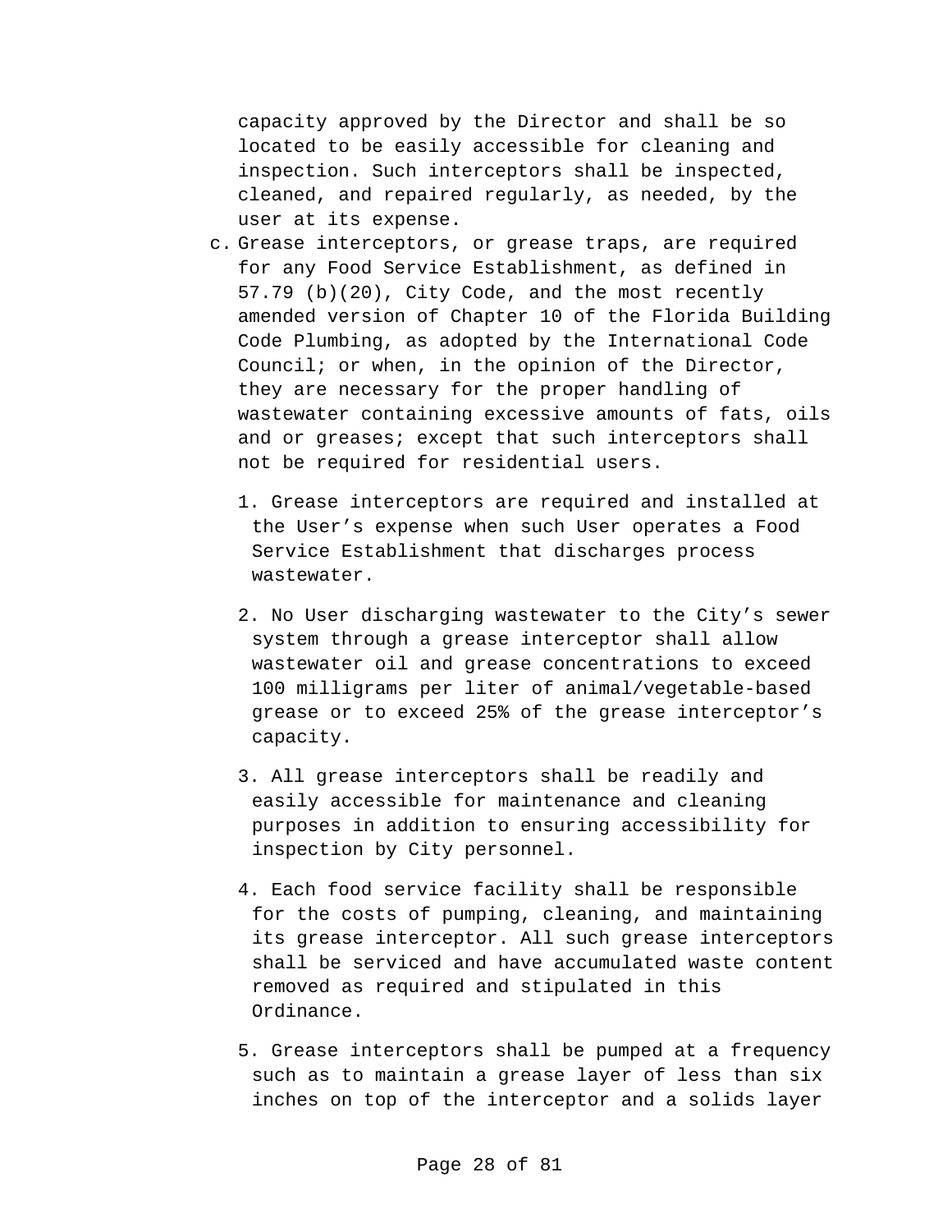capacity approved by the Director and shall be so located to be easily accessible for cleaning and inspection. Such interceptors shall be inspected, cleaned, and repaired regularly, as needed, by the user at its expense.

c. Grease interceptors, or grease traps, are required for any Food Service Establishment, as defined in 57.79 (b)(20), City Code, and the most recently amended version of Chapter 10 of the Florida Building Code Plumbing, as adopted by the International Code Council; or when, in the opinion of the Director, they are necessary for the proper handling of wastewater containing excessive amounts of fats, oils and or greases; except that such interceptors shall not be required for residential users.

   1. Grease interceptors are required and installed at the User's expense when such User operates a Food Service Establishment that discharges process wastewater.

   2. No User discharging wastewater to the City's sewer system through a grease interceptor shall allow wastewater oil and grease concentrations to exceed 100 milligrams per liter of animal/vegetable-based grease or to exceed 25% of the grease interceptor's capacity.

   3. All grease interceptors shall be readily and easily accessible for maintenance and cleaning purposes in addition to ensuring accessibility for inspection by City personnel.

   4. Each food service facility shall be responsible for the costs of pumping, cleaning, and maintaining its grease interceptor. All such grease interceptors shall be serviced and have accumulated waste content removed as required and stipulated in this Ordinance.

   5. Grease interceptors shall be pumped at a frequency such as to maintain a grease layer of less than six inches on top of the interceptor and a solids layer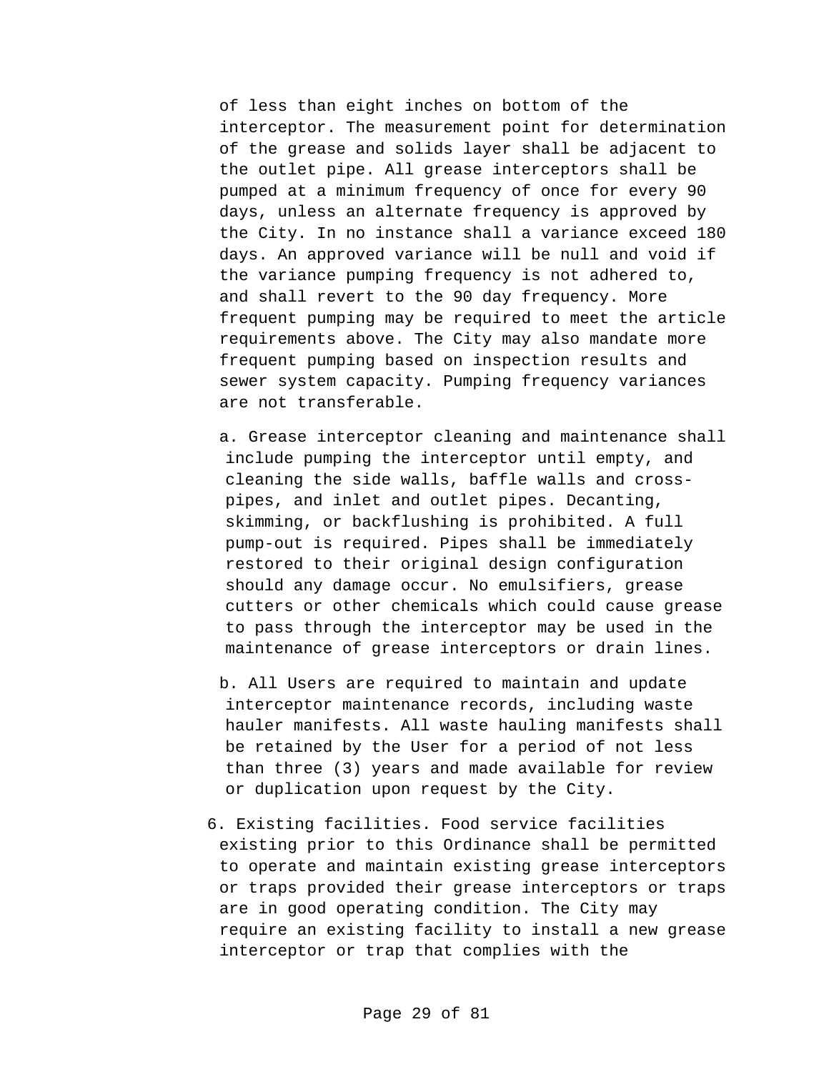of less than eight inches on bottom of the interceptor. The measurement point for determination of the grease and solids layer shall be adjacent to the outlet pipe. All grease interceptors shall be pumped at a minimum frequency of once for every 90 days, unless an alternate frequency is approved by the City. In no instance shall a variance exceed 180 days. An approved variance will be null and void if the variance pumping frequency is not adhered to, and shall revert to the 90 day frequency. More frequent pumping may be required to meet the article requirements above. The City may also mandate more frequent pumping based on inspection results and sewer system capacity. Pumping frequency variances are not transferable.

a. Grease interceptor cleaning and maintenance shall include pumping the interceptor until empty, and cleaning the side walls, baffle walls and cross-pipes, and inlet and outlet pipes. Decanting, skimming, or backflushing is prohibited. A full pump-out is required. Pipes shall be immediately restored to their original design configuration should any damage occur. No emulsifiers, grease cutters or other chemicals which could cause grease to pass through the interceptor may be used in the maintenance of grease interceptors or drain lines.

b. All Users are required to maintain and update interceptor maintenance records, including waste hauler manifests. All waste hauling manifests shall be retained by the User for a period of not less than three (3) years and made available for review or duplication upon request by the City.

6. Existing facilities. Food service facilities existing prior to this Ordinance shall be permitted to operate and maintain existing grease interceptors or traps provided their grease interceptors or traps are in good operating condition. The City may require an existing facility to install a new grease interceptor or trap that complies with the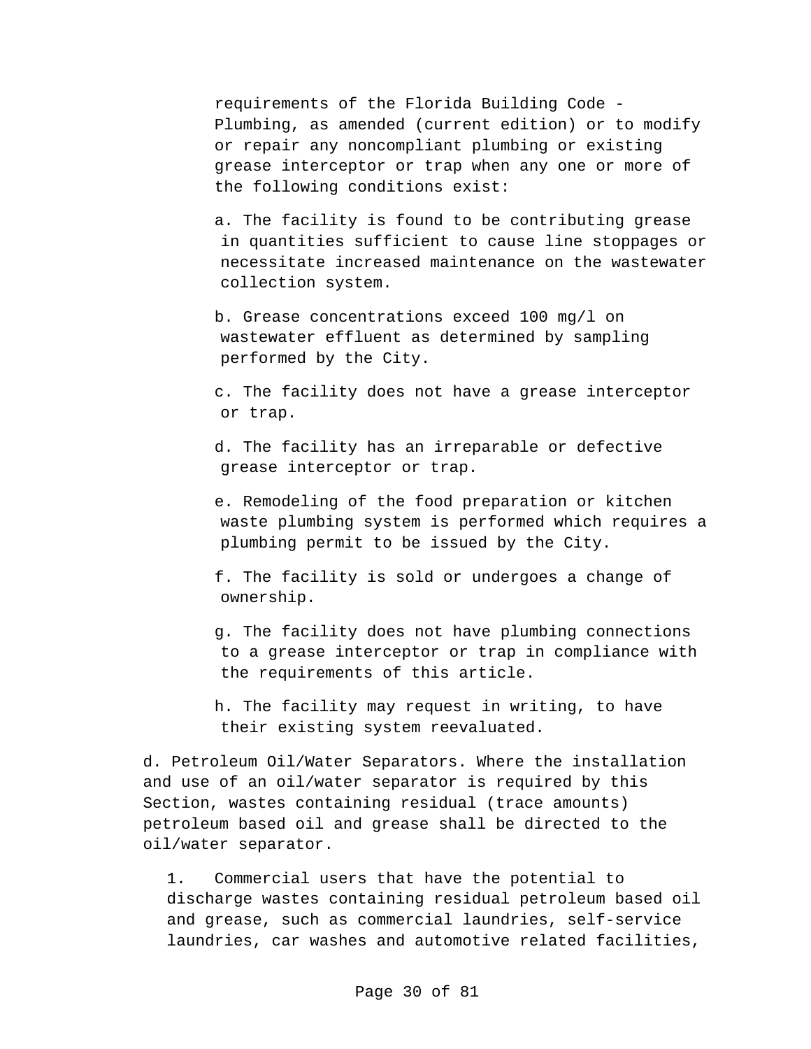requirements of the Florida Building Code - Plumbing, as amended (current edition) or to modify or repair any noncompliant plumbing or existing grease interceptor or trap when any one or more of the following conditions exist:

a. The facility is found to be contributing grease in quantities sufficient to cause line stoppages or necessitate increased maintenance on the wastewater collection system.

b. Grease concentrations exceed 100 mg/l on wastewater effluent as determined by sampling performed by the City.

c. The facility does not have a grease interceptor or trap.

d. The facility has an irreparable or defective grease interceptor or trap.

e. Remodeling of the food preparation or kitchen waste plumbing system is performed which requires a plumbing permit to be issued by the City.

f. The facility is sold or undergoes a change of ownership.

g. The facility does not have plumbing connections to a grease interceptor or trap in compliance with the requirements of this article.

h. The facility may request in writing, to have their existing system reevaluated.

d. Petroleum Oil/Water Separators. Where the installation and use of an oil/water separator is required by this Section, wastes containing residual (trace amounts) petroleum based oil and grease shall be directed to the oil/water separator.

1. Commercial users that have the potential to discharge wastes containing residual petroleum based oil and grease, such as commercial laundries, self-service laundries, car washes and automotive related facilities,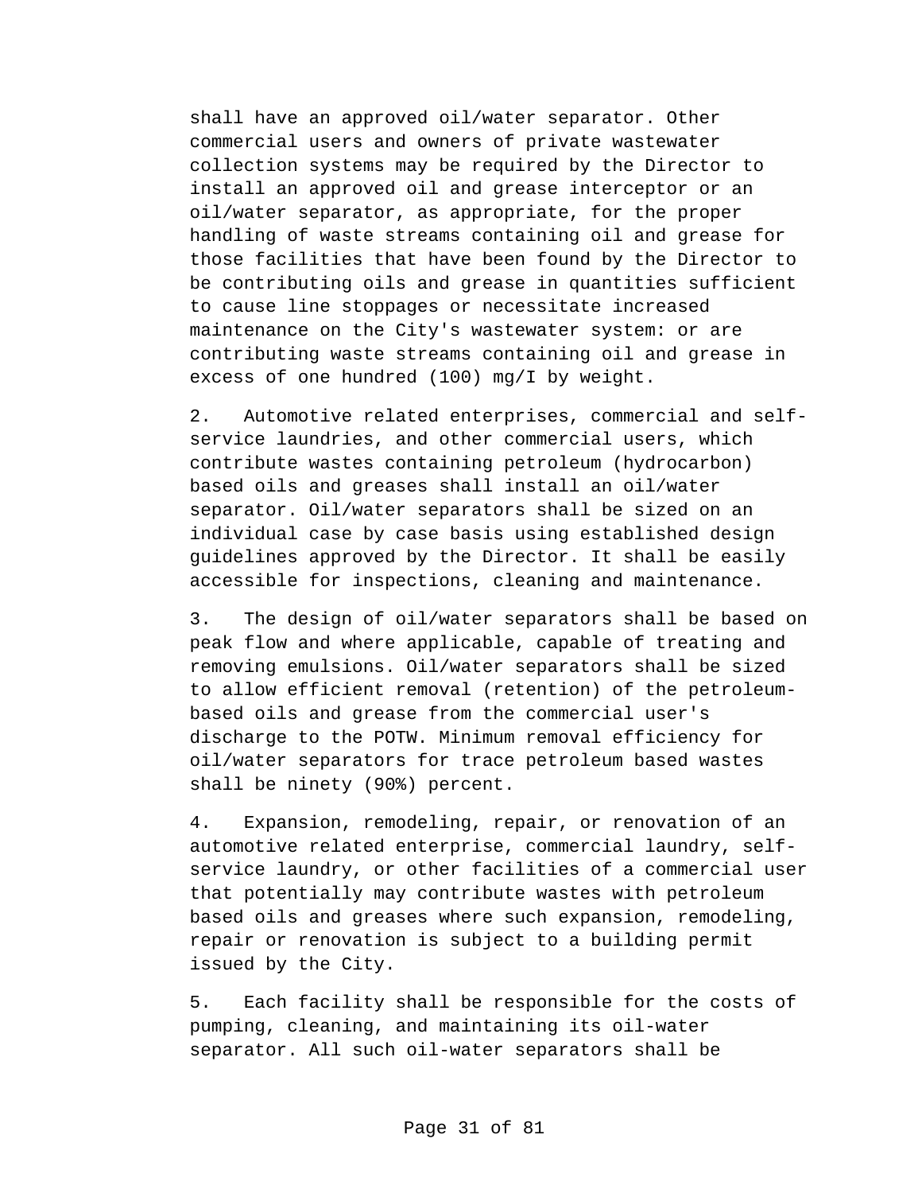shall have an approved oil/water separator. Other commercial users and owners of private wastewater collection systems may be required by the Director to install an approved oil and grease interceptor or an oil/water separator, as appropriate, for the proper handling of waste streams containing oil and grease for those facilities that have been found by the Director to be contributing oils and grease in quantities sufficient to cause line stoppages or necessitate increased maintenance on the City's wastewater system: or are contributing waste streams containing oil and grease in excess of one hundred (100) mg/I by weight.

2. Automotive related enterprises, commercial and self-service laundries, and other commercial users, which contribute wastes containing petroleum (hydrocarbon) based oils and greases shall install an oil/water separator. Oil/water separators shall be sized on an individual case by case basis using established design guidelines approved by the Director. It shall be easily accessible for inspections, cleaning and maintenance.

3. The design of oil/water separators shall be based on peak flow and where applicable, capable of treating and removing emulsions. Oil/water separators shall be sized to allow efficient removal (retention) of the petroleum-based oils and grease from the commercial user's discharge to the POTW. Minimum removal efficiency for oil/water separators for trace petroleum based wastes shall be ninety (90%) percent.

4. Expansion, remodeling, repair, or renovation of an automotive related enterprise, commercial laundry, self-service laundry, or other facilities of a commercial user that potentially may contribute wastes with petroleum based oils and greases where such expansion, remodeling, repair or renovation is subject to a building permit issued by the City.

5. Each facility shall be responsible for the costs of pumping, cleaning, and maintaining its oil-water separator. All such oil-water separators shall be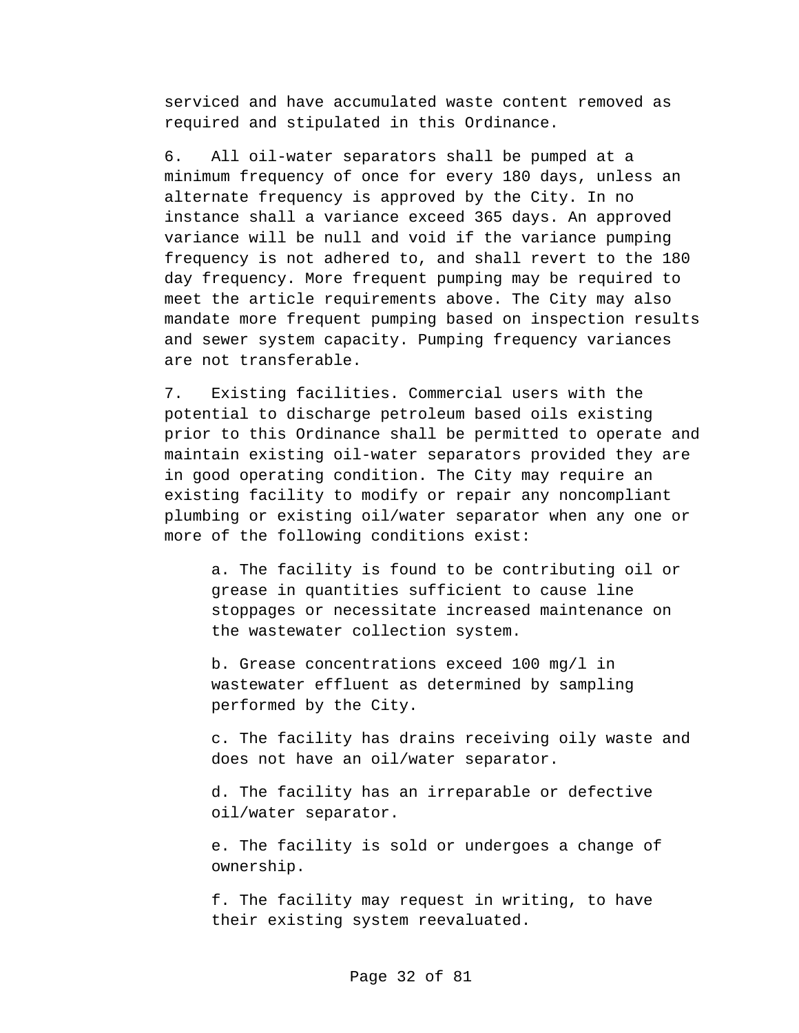serviced and have accumulated waste content removed as required and stipulated in this Ordinance.

6. All oil-water separators shall be pumped at a minimum frequency of once for every 180 days, unless an alternate frequency is approved by the City. In no instance shall a variance exceed 365 days. An approved variance will be null and void if the variance pumping frequency is not adhered to, and shall revert to the 180 day frequency. More frequent pumping may be required to meet the article requirements above. The City may also mandate more frequent pumping based on inspection results and sewer system capacity. Pumping frequency variances are not transferable.

7. Existing facilities. Commercial users with the potential to discharge petroleum based oils existing prior to this Ordinance shall be permitted to operate and maintain existing oil-water separators provided they are in good operating condition. The City may require an existing facility to modify or repair any noncompliant plumbing or existing oil/water separator when any one or more of the following conditions exist:

   a. The facility is found to be contributing oil or grease in quantities sufficient to cause line stoppages or necessitate increased maintenance on the wastewater collection system.

   b. Grease concentrations exceed 100 mg/l in wastewater effluent as determined by sampling performed by the City.

   c. The facility has drains receiving oily waste and does not have an oil/water separator.

   d. The facility has an irreparable or defective oil/water separator.

   e. The facility is sold or undergoes a change of ownership.

   f. The facility may request in writing, to have their existing system reevaluated.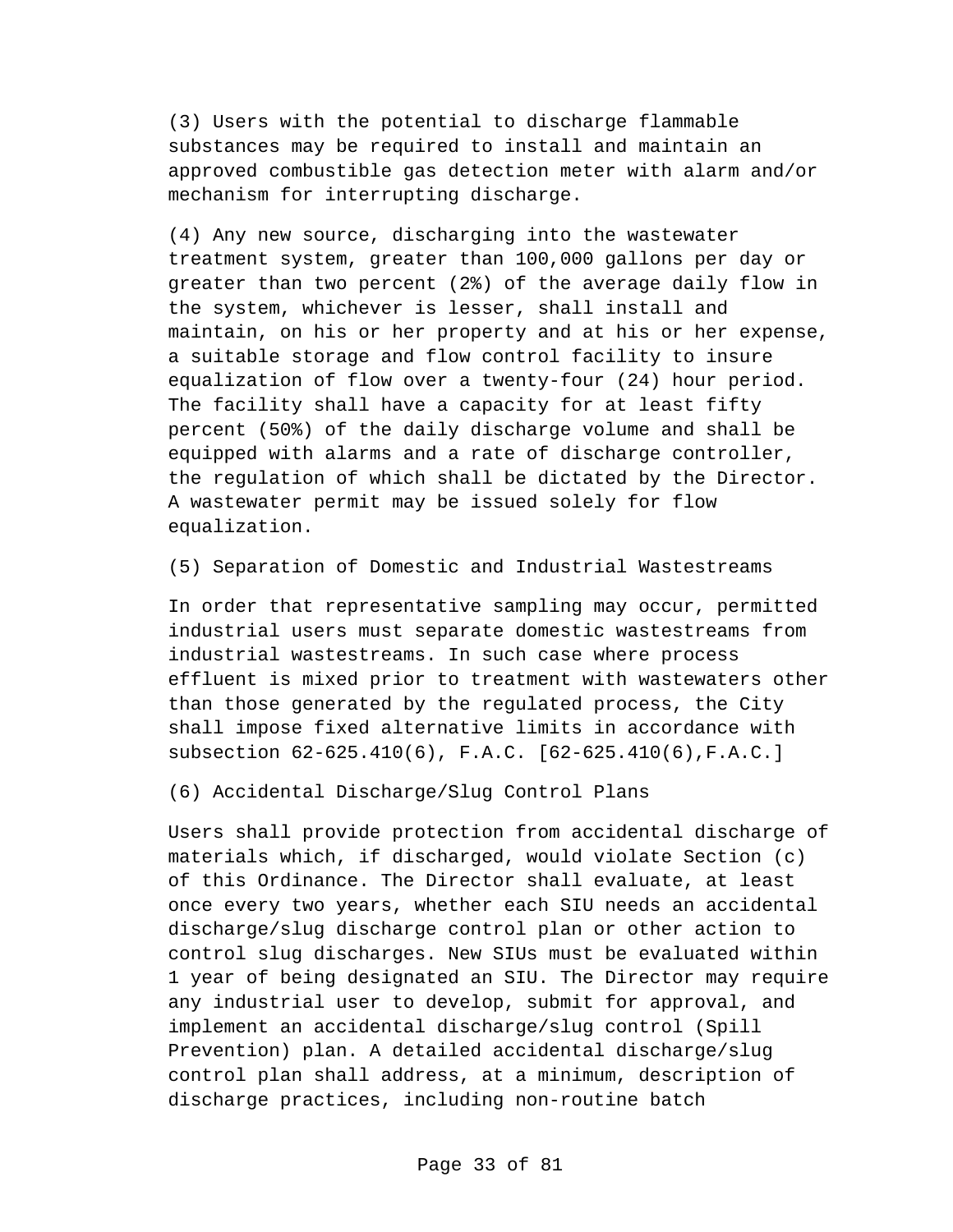(3) Users with the potential to discharge flammable substances may be required to install and maintain an approved combustible gas detection meter with alarm and/or mechanism for interrupting discharge.

(4) Any new source, discharging into the wastewater treatment system, greater than 100,000 gallons per day or greater than two percent (2%) of the average daily flow in the system, whichever is lesser, shall install and maintain, on his or her property and at his or her expense, a suitable storage and flow control facility to insure equalization of flow over a twenty-four (24) hour period. The facility shall have a capacity for at least fifty percent (50%) of the daily discharge volume and shall be equipped with alarms and a rate of discharge controller, the regulation of which shall be dictated by the Director. A wastewater permit may be issued solely for flow equalization.

(5) Separation of Domestic and Industrial Wastestreams

In order that representative sampling may occur, permitted industrial users must separate domestic wastestreams from industrial wastestreams. In such case where process effluent is mixed prior to treatment with wastewaters other than those generated by the regulated process, the City shall impose fixed alternative limits in accordance with subsection 62-625.410(6), F.A.C. [62-625.410(6),F.A.C.]

(6) Accidental Discharge/Slug Control Plans

Users shall provide protection from accidental discharge of materials which, if discharged, would violate Section (c) of this Ordinance. The Director shall evaluate, at least once every two years, whether each SIU needs an accidental discharge/slug discharge control plan or other action to control slug discharges. New SIUs must be evaluated within 1 year of being designated an SIU. The Director may require any industrial user to develop, submit for approval, and implement an accidental discharge/slug control (Spill Prevention) plan. A detailed accidental discharge/slug control plan shall address, at a minimum, description of discharge practices, including non-routine batch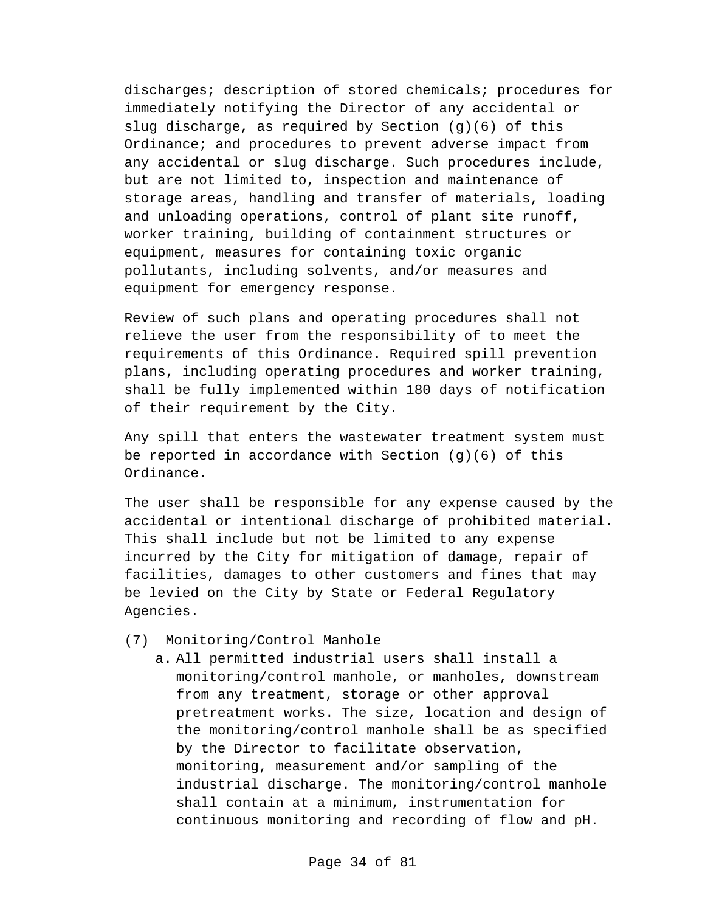discharges; description of stored chemicals; procedures for immediately notifying the Director of any accidental or slug discharge, as required by Section (g)(6) of this Ordinance; and procedures to prevent adverse impact from any accidental or slug discharge. Such procedures include, but are not limited to, inspection and maintenance of storage areas, handling and transfer of materials, loading and unloading operations, control of plant site runoff, worker training, building of containment structures or equipment, measures for containing toxic organic pollutants, including solvents, and/or measures and equipment for emergency response.

Review of such plans and operating procedures shall not relieve the user from the responsibility of to meet the requirements of this Ordinance. Required spill prevention plans, including operating procedures and worker training, shall be fully implemented within 180 days of notification of their requirement by the City.

Any spill that enters the wastewater treatment system must be reported in accordance with Section (g)(6) of this Ordinance.

The user shall be responsible for any expense caused by the accidental or intentional discharge of prohibited material. This shall include but not be limited to any expense incurred by the City for mitigation of damage, repair of facilities, damages to other customers and fines that may be levied on the City by State or Federal Regulatory Agencies.

(7) Monitoring/Control Manhole

a. All permitted industrial users shall install a monitoring/control manhole, or manholes, downstream from any treatment, storage or other approval pretreatment works. The size, location and design of the monitoring/control manhole shall be as specified by the Director to facilitate observation, monitoring, measurement and/or sampling of the industrial discharge. The monitoring/control manhole shall contain at a minimum, instrumentation for continuous monitoring and recording of flow and pH.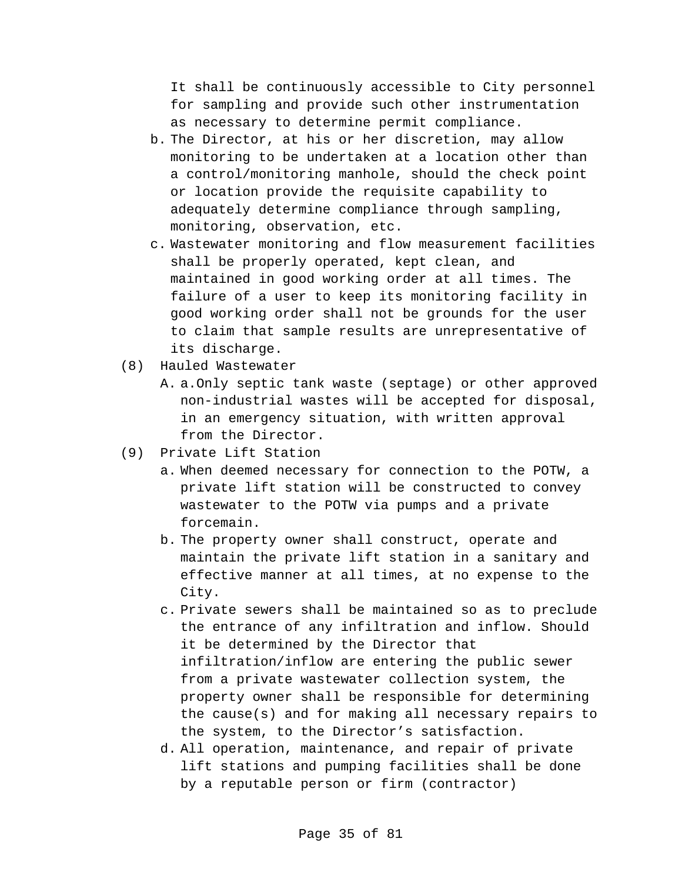It shall be continuously accessible to City personnel for sampling and provide such other instrumentation as necessary to determine permit compliance.

b. The Director, at his or her discretion, may allow monitoring to be undertaken at a location other than a control/monitoring manhole, should the check point or location provide the requisite capability to adequately determine compliance through sampling, monitoring, observation, etc.

c. Wastewater monitoring and flow measurement facilities shall be properly operated, kept clean, and maintained in good working order at all times. The failure of a user to keep its monitoring facility in good working order shall not be grounds for the user to claim that sample results are unrepresentative of its discharge.

(8) Hauled Wastewater

A. a.Only septic tank waste (septage) or other approved non-industrial wastes will be accepted for disposal, in an emergency situation, with written approval from the Director.

(9) Private Lift Station

a. When deemed necessary for connection to the POTW, a private lift station will be constructed to convey wastewater to the POTW via pumps and a private forcemain.

b. The property owner shall construct, operate and maintain the private lift station in a sanitary and effective manner at all times, at no expense to the City.

c. Private sewers shall be maintained so as to preclude the entrance of any infiltration and inflow. Should it be determined by the Director that infiltration/inflow are entering the public sewer from a private wastewater collection system, the property owner shall be responsible for determining the cause(s) and for making all necessary repairs to the system, to the Director’s satisfaction.

d. All operation, maintenance, and repair of private lift stations and pumping facilities shall be done by a reputable person or firm (contractor)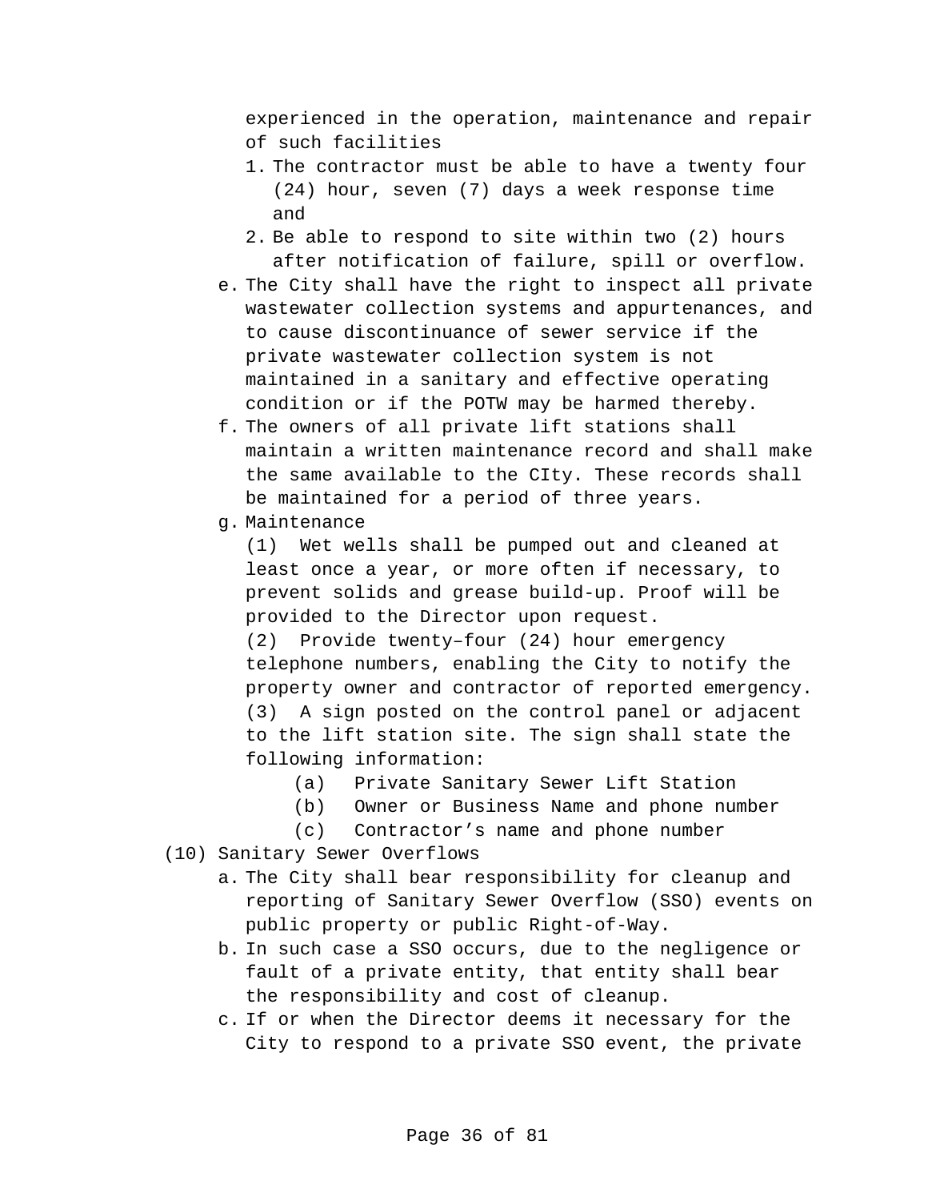experienced in the operation, maintenance and repair of such facilities

1. The contractor must be able to have a twenty four (24) hour, seven (7) days a week response time and
2. Be able to respond to site within two (2) hours after notification of failure, spill or overflow.

e. The City shall have the right to inspect all private wastewater collection systems and appurtenances, and to cause discontinuance of sewer service if the private wastewater collection system is not maintained in a sanitary and effective operating condition or if the POTW may be harmed thereby.

f. The owners of all private lift stations shall maintain a written maintenance record and shall make the same available to the CIty. These records shall be maintained for a period of three years.

g. Maintenance

(1) Wet wells shall be pumped out and cleaned at least once a year, or more often if necessary, to prevent solids and grease build-up. Proof will be provided to the Director upon request.

(2) Provide twenty–four (24) hour emergency telephone numbers, enabling the City to notify the property owner and contractor of reported emergency.

(3) A sign posted on the control panel or adjacent to the lift station site. The sign shall state the following information:

(a) Private Sanitary Sewer Lift Station
(b) Owner or Business Name and phone number
(c) Contractor's name and phone number

(10) Sanitary Sewer Overflows

a. The City shall bear responsibility for cleanup and reporting of Sanitary Sewer Overflow (SSO) events on public property or public Right-of-Way.

b. In such case a SSO occurs, due to the negligence or fault of a private entity, that entity shall bear the responsibility and cost of cleanup.

c. If or when the Director deems it necessary for the City to respond to a private SSO event, the private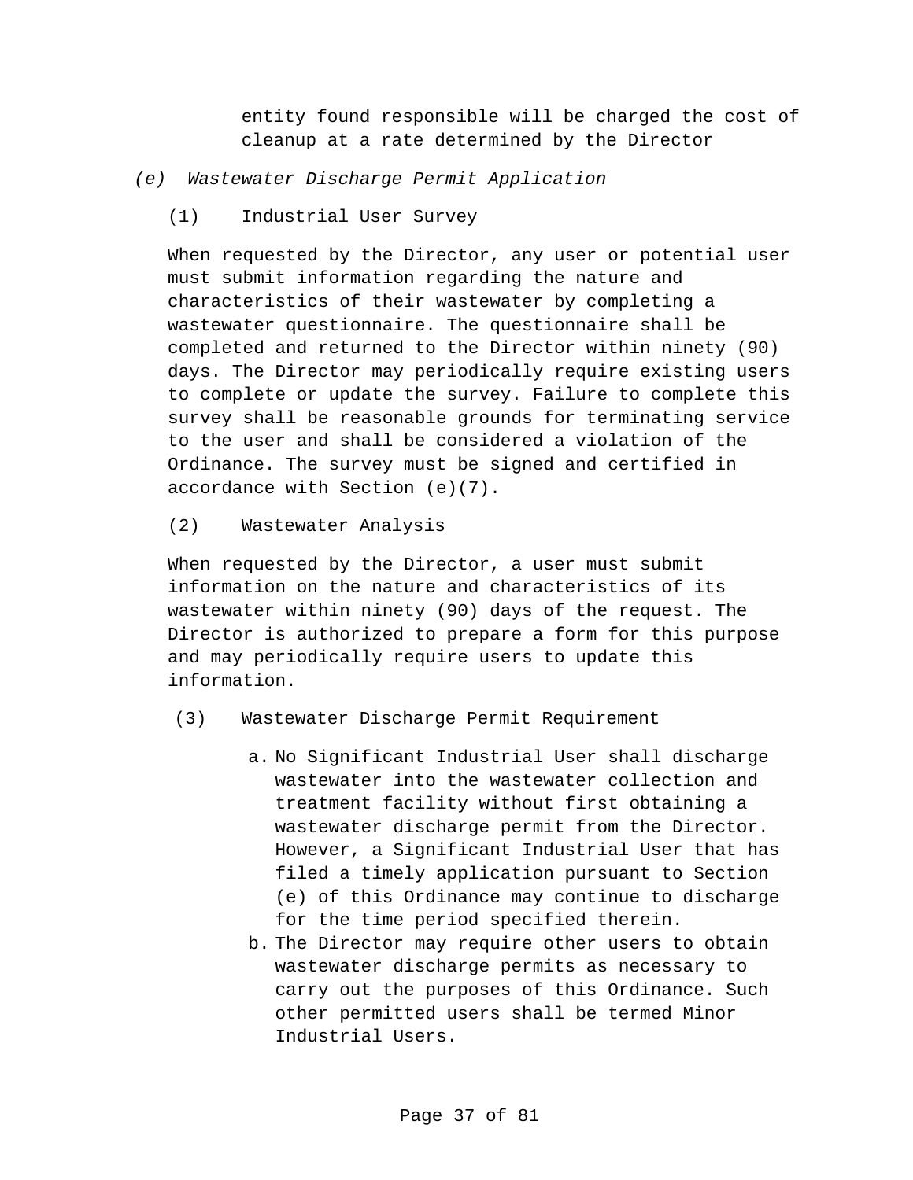entity found responsible will be charged the cost of cleanup at a rate determined by the Director

*(e) Wastewater Discharge Permit Application*

(1) Industrial User Survey

When requested by the Director, any user or potential user must submit information regarding the nature and characteristics of their wastewater by completing a wastewater questionnaire. The questionnaire shall be completed and returned to the Director within ninety (90) days. The Director may periodically require existing users to complete or update the survey. Failure to complete this survey shall be reasonable grounds for terminating service to the user and shall be considered a violation of the Ordinance. The survey must be signed and certified in accordance with Section (e)(7).

(2) Wastewater Analysis

When requested by the Director, a user must submit information on the nature and characteristics of its wastewater within ninety (90) days of the request. The Director is authorized to prepare a form for this purpose and may periodically require users to update this information.

(3) Wastewater Discharge Permit Requirement

a. No Significant Industrial User shall discharge wastewater into the wastewater collection and treatment facility without first obtaining a wastewater discharge permit from the Director. However, a Significant Industrial User that has filed a timely application pursuant to Section (e) of this Ordinance may continue to discharge for the time period specified therein.
b. The Director may require other users to obtain wastewater discharge permits as necessary to carry out the purposes of this Ordinance. Such other permitted users shall be termed Minor Industrial Users.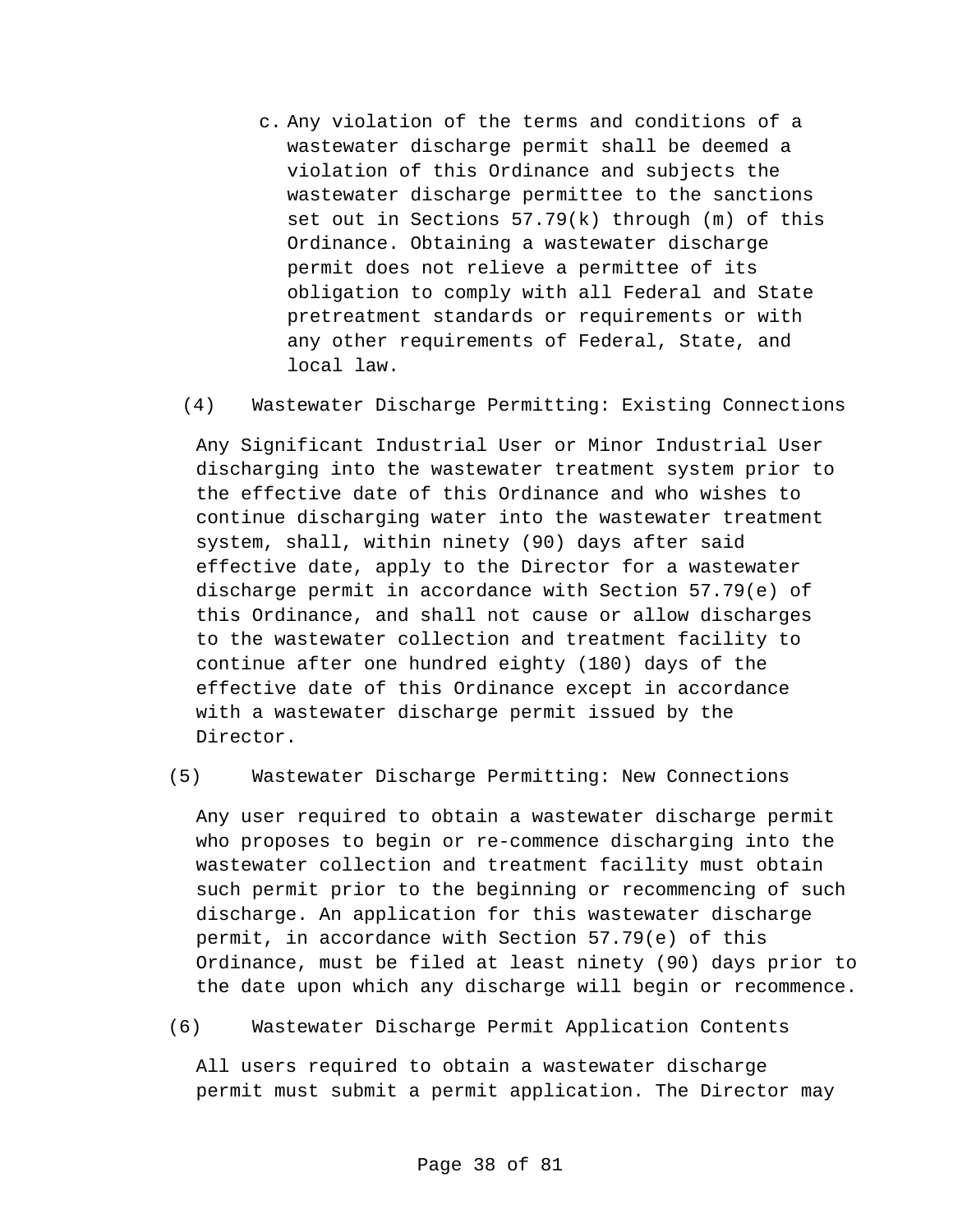c. Any violation of the terms and conditions of a wastewater discharge permit shall be deemed a violation of this Ordinance and subjects the wastewater discharge permittee to the sanctions set out in Sections 57.79(k) through (m) of this Ordinance. Obtaining a wastewater discharge permit does not relieve a permittee of its obligation to comply with all Federal and State pretreatment standards or requirements or with any other requirements of Federal, State, and local law.

(4) Wastewater Discharge Permitting: Existing Connections

Any Significant Industrial User or Minor Industrial User discharging into the wastewater treatment system prior to the effective date of this Ordinance and who wishes to continue discharging water into the wastewater treatment system, shall, within ninety (90) days after said effective date, apply to the Director for a wastewater discharge permit in accordance with Section 57.79(e) of this Ordinance, and shall not cause or allow discharges to the wastewater collection and treatment facility to continue after one hundred eighty (180) days of the effective date of this Ordinance except in accordance with a wastewater discharge permit issued by the Director.

(5) Wastewater Discharge Permitting: New Connections

Any user required to obtain a wastewater discharge permit who proposes to begin or re-commence discharging into the wastewater collection and treatment facility must obtain such permit prior to the beginning or recommencing of such discharge. An application for this wastewater discharge permit, in accordance with Section 57.79(e) of this Ordinance, must be filed at least ninety (90) days prior to the date upon which any discharge will begin or recommence.

(6) Wastewater Discharge Permit Application Contents

All users required to obtain a wastewater discharge permit must submit a permit application. The Director may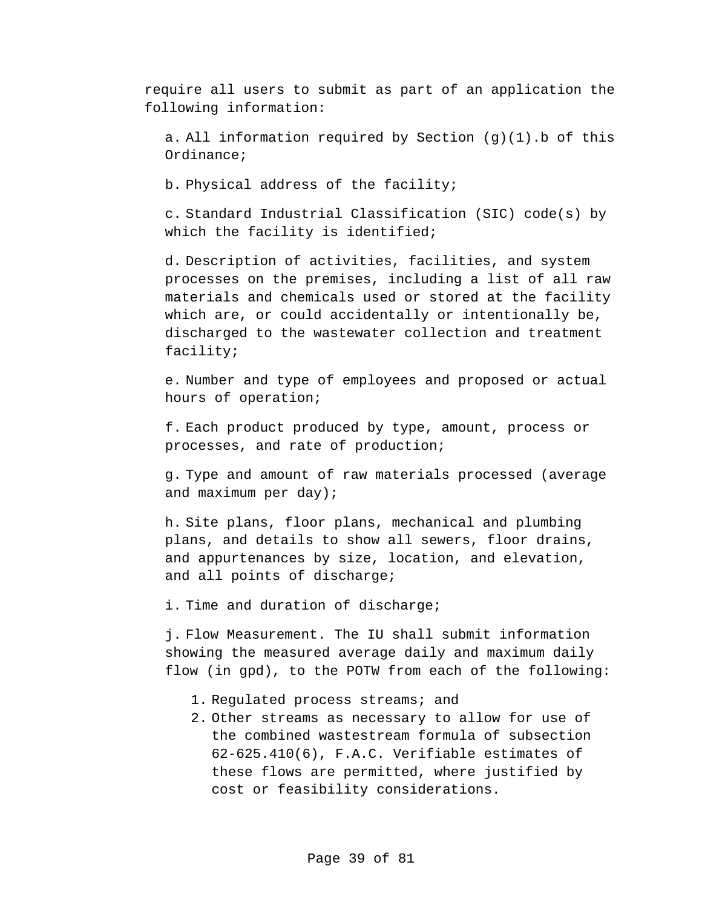require all users to submit as part of an application the following information:

a. All information required by Section (g)(1).b of this Ordinance;

b. Physical address of the facility;

c. Standard Industrial Classification (SIC) code(s) by which the facility is identified;

d. Description of activities, facilities, and system processes on the premises, including a list of all raw materials and chemicals used or stored at the facility which are, or could accidentally or intentionally be, discharged to the wastewater collection and treatment facility;

e. Number and type of employees and proposed or actual hours of operation;

f. Each product produced by type, amount, process or processes, and rate of production;

g. Type and amount of raw materials processed (average and maximum per day);

h. Site plans, floor plans, mechanical and plumbing plans, and details to show all sewers, floor drains, and appurtenances by size, location, and elevation, and all points of discharge;

i. Time and duration of discharge;

j. Flow Measurement. The IU shall submit information showing the measured average daily and maximum daily flow (in gpd), to the POTW from each of the following:

1. Regulated process streams; and
2. Other streams as necessary to allow for use of the combined wastestream formula of subsection 62-625.410(6), F.A.C. Verifiable estimates of these flows are permitted, where justified by cost or feasibility considerations.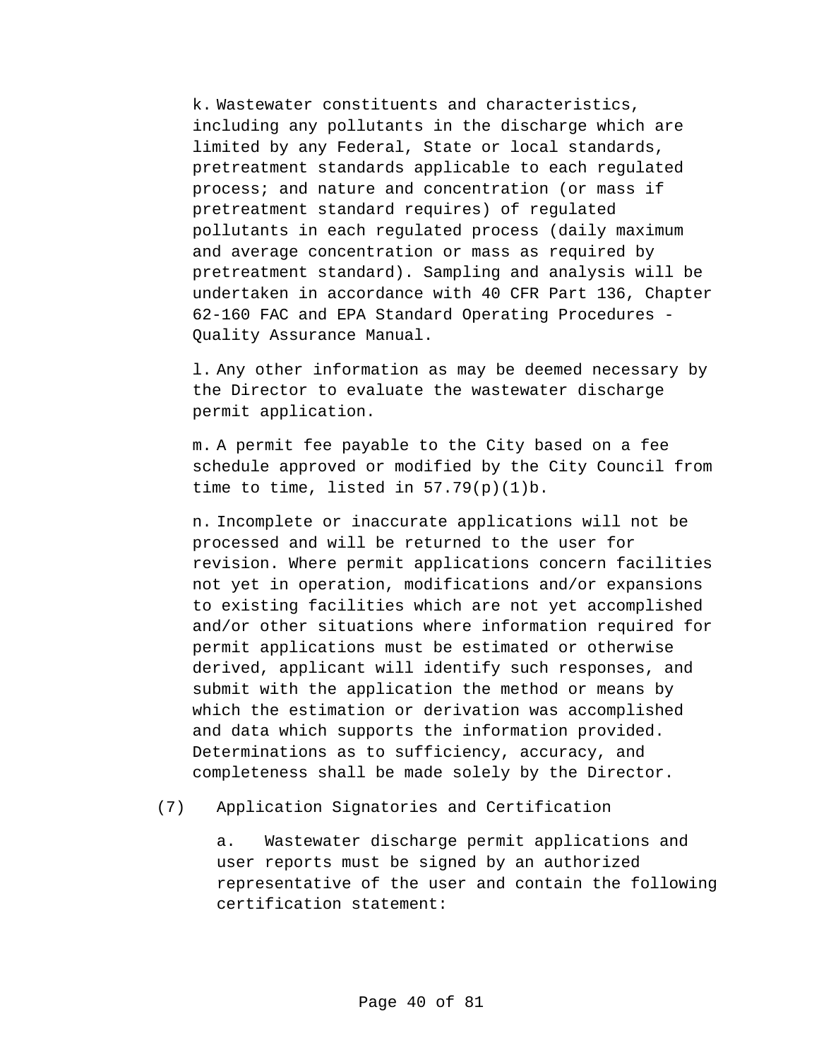k. Wastewater constituents and characteristics, including any pollutants in the discharge which are limited by any Federal, State or local standards, pretreatment standards applicable to each regulated process; and nature and concentration (or mass if pretreatment standard requires) of regulated pollutants in each regulated process (daily maximum and average concentration or mass as required by pretreatment standard). Sampling and analysis will be undertaken in accordance with 40 CFR Part 136, Chapter 62-160 FAC and EPA Standard Operating Procedures - Quality Assurance Manual.

l. Any other information as may be deemed necessary by the Director to evaluate the wastewater discharge permit application.

m. A permit fee payable to the City based on a fee schedule approved or modified by the City Council from time to time, listed in 57.79(p)(1)b.

n. Incomplete or inaccurate applications will not be processed and will be returned to the user for revision. Where permit applications concern facilities not yet in operation, modifications and/or expansions to existing facilities which are not yet accomplished and/or other situations where information required for permit applications must be estimated or otherwise derived, applicant will identify such responses, and submit with the application the method or means by which the estimation or derivation was accomplished and data which supports the information provided. Determinations as to sufficiency, accuracy, and completeness shall be made solely by the Director.

(7) Application Signatories and Certification

a. Wastewater discharge permit applications and user reports must be signed by an authorized representative of the user and contain the following certification statement: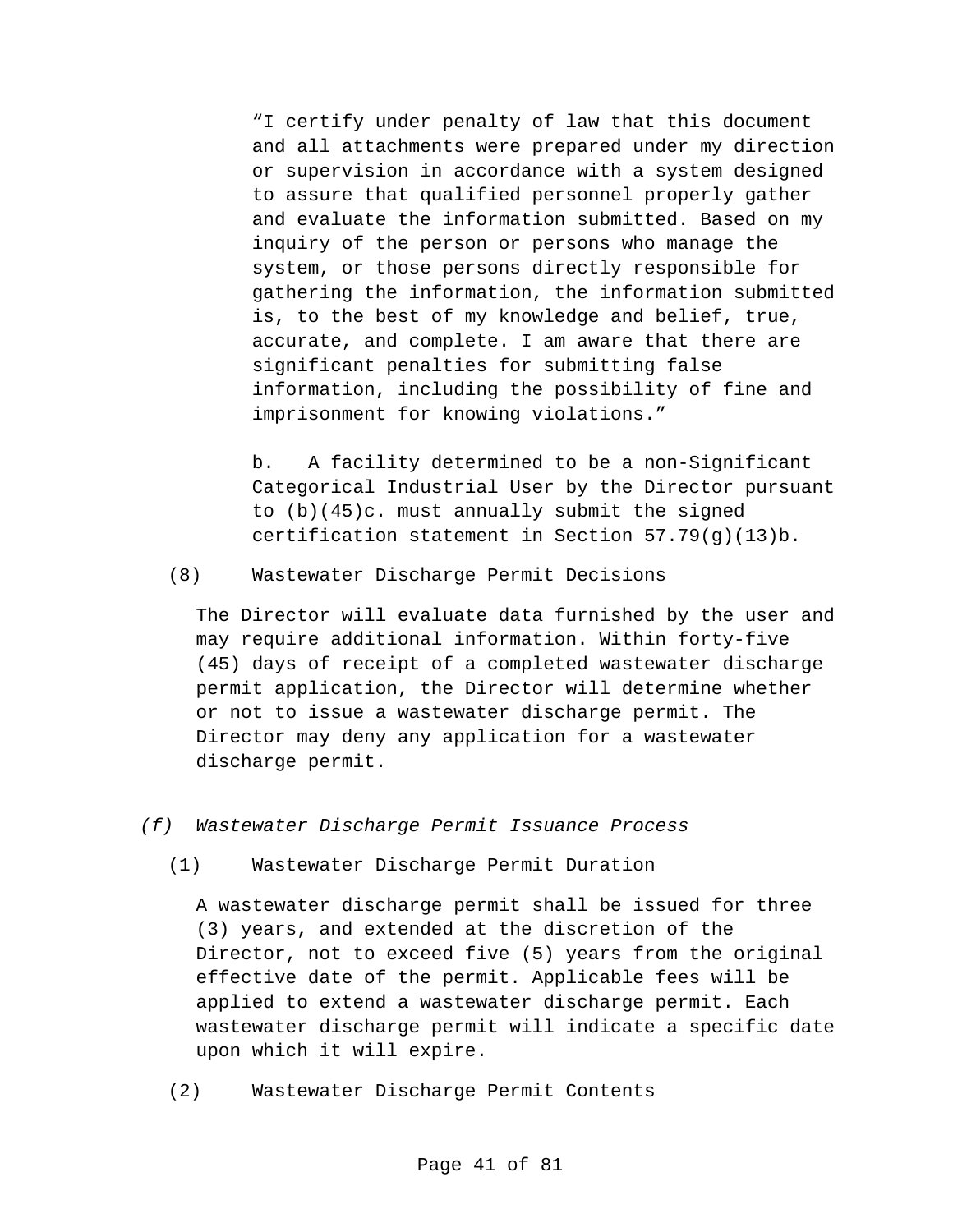"I certify under penalty of law that this document and all attachments were prepared under my direction or supervision in accordance with a system designed to assure that qualified personnel properly gather and evaluate the information submitted. Based on my inquiry of the person or persons who manage the system, or those persons directly responsible for gathering the information, the information submitted is, to the best of my knowledge and belief, true, accurate, and complete. I am aware that there are significant penalties for submitting false information, including the possibility of fine and imprisonment for knowing violations."

b. A facility determined to be a non-Significant Categorical Industrial User by the Director pursuant to (b)(45)c. must annually submit the signed certification statement in Section 57.79(g)(13)b.

(8) Wastewater Discharge Permit Decisions

The Director will evaluate data furnished by the user and may require additional information. Within forty-five (45) days of receipt of a completed wastewater discharge permit application, the Director will determine whether or not to issue a wastewater discharge permit. The Director may deny any application for a wastewater discharge permit.

*(f) Wastewater Discharge Permit Issuance Process*

(1) Wastewater Discharge Permit Duration

A wastewater discharge permit shall be issued for three (3) years, and extended at the discretion of the Director, not to exceed five (5) years from the original effective date of the permit. Applicable fees will be applied to extend a wastewater discharge permit. Each wastewater discharge permit will indicate a specific date upon which it will expire.

(2) Wastewater Discharge Permit Contents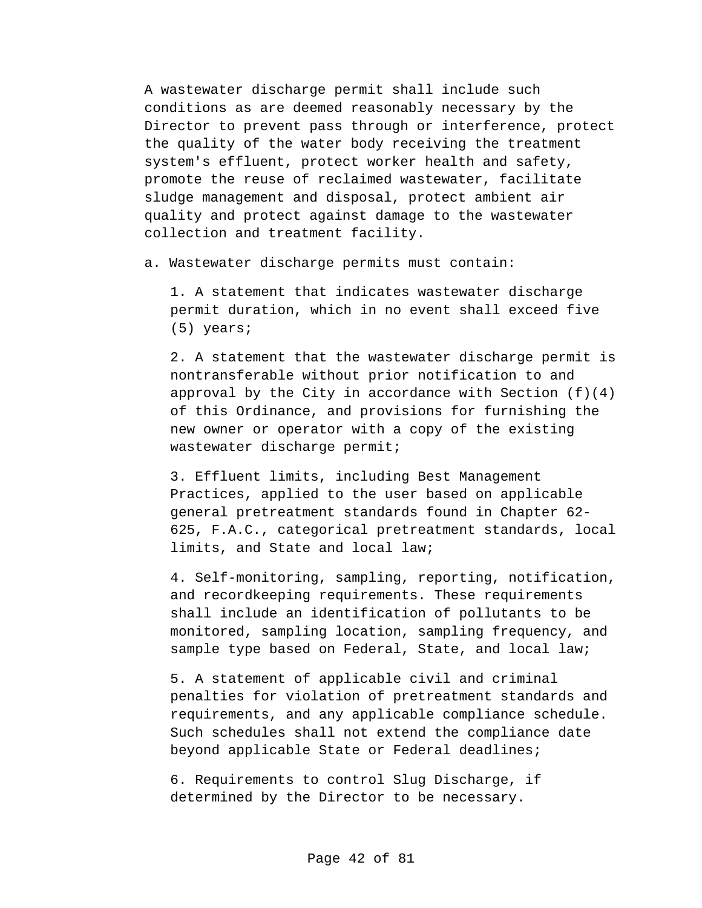A wastewater discharge permit shall include such conditions as are deemed reasonably necessary by the Director to prevent pass through or interference, protect the quality of the water body receiving the treatment system's effluent, protect worker health and safety, promote the reuse of reclaimed wastewater, facilitate sludge management and disposal, protect ambient air quality and protect against damage to the wastewater collection and treatment facility.

a. Wastewater discharge permits must contain:

1. A statement that indicates wastewater discharge permit duration, which in no event shall exceed five (5) years;

2. A statement that the wastewater discharge permit is nontransferable without prior notification to and approval by the City in accordance with Section (f)(4) of this Ordinance, and provisions for furnishing the new owner or operator with a copy of the existing wastewater discharge permit;

3. Effluent limits, including Best Management Practices, applied to the user based on applicable general pretreatment standards found in Chapter 62-625, F.A.C., categorical pretreatment standards, local limits, and State and local law;

4. Self-monitoring, sampling, reporting, notification, and recordkeeping requirements. These requirements shall include an identification of pollutants to be monitored, sampling location, sampling frequency, and sample type based on Federal, State, and local law;

5. A statement of applicable civil and criminal penalties for violation of pretreatment standards and requirements, and any applicable compliance schedule. Such schedules shall not extend the compliance date beyond applicable State or Federal deadlines;

6. Requirements to control Slug Discharge, if determined by the Director to be necessary.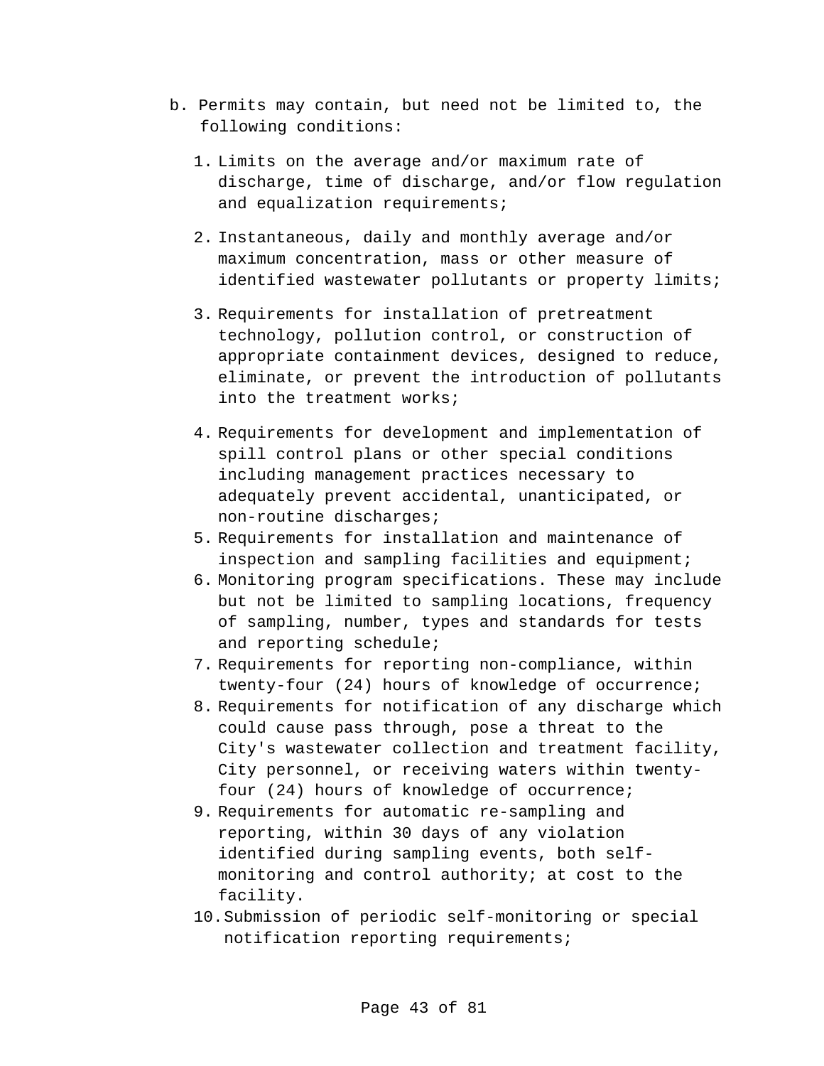b. Permits may contain, but need not be limited to, the following conditions:

1. Limits on the average and/or maximum rate of discharge, time of discharge, and/or flow regulation and equalization requirements;
2. Instantaneous, daily and monthly average and/or maximum concentration, mass or other measure of identified wastewater pollutants or property limits;
3. Requirements for installation of pretreatment technology, pollution control, or construction of appropriate containment devices, designed to reduce, eliminate, or prevent the introduction of pollutants into the treatment works;
4. Requirements for development and implementation of spill control plans or other special conditions including management practices necessary to adequately prevent accidental, unanticipated, or non-routine discharges;
5. Requirements for installation and maintenance of inspection and sampling facilities and equipment;
6. Monitoring program specifications. These may include but not be limited to sampling locations, frequency of sampling, number, types and standards for tests and reporting schedule;
7. Requirements for reporting non-compliance, within twenty-four (24) hours of knowledge of occurrence;
8. Requirements for notification of any discharge which could cause pass through, pose a threat to the City's wastewater collection and treatment facility, City personnel, or receiving waters within twenty-four (24) hours of knowledge of occurrence;
9. Requirements for automatic re-sampling and reporting, within 30 days of any violation identified during sampling events, both self-monitoring and control authority; at cost to the facility.
10. Submission of periodic self-monitoring or special notification reporting requirements;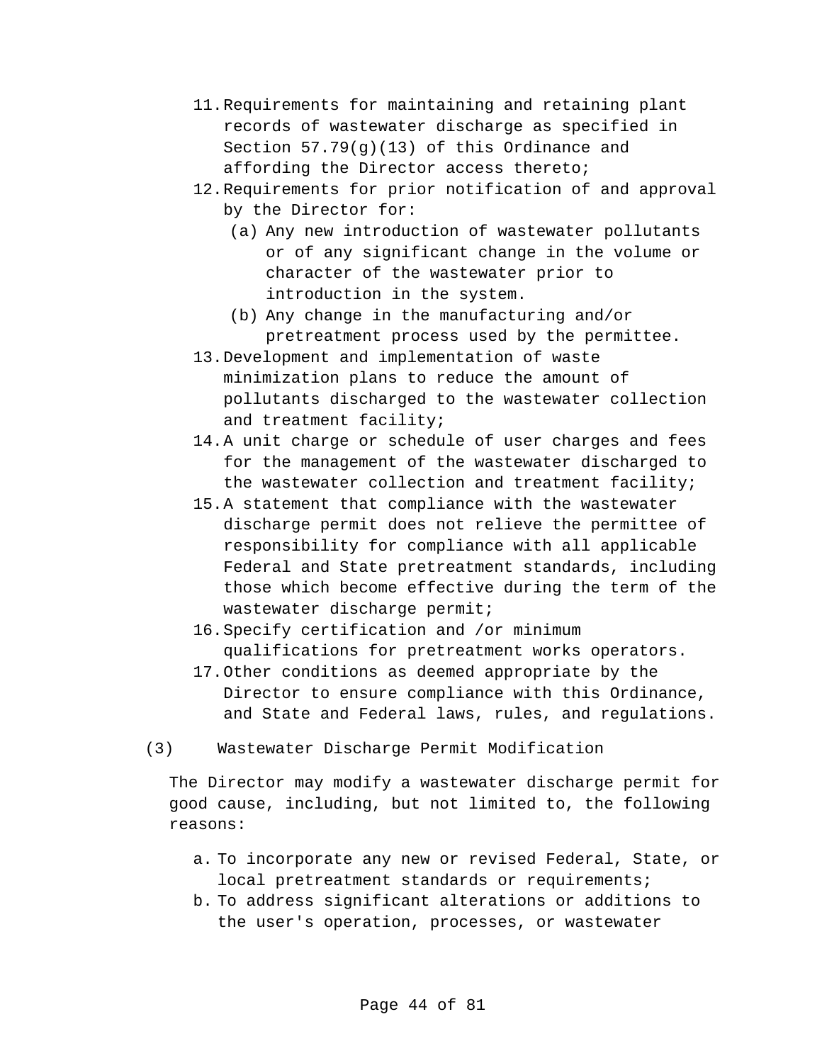11. Requirements for maintaining and retaining plant records of wastewater discharge as specified in Section 57.79(g)(13) of this Ordinance and affording the Director access thereto;
12. Requirements for prior notification of and approval by the Director for:
    (a) Any new introduction of wastewater pollutants or of any significant change in the volume or character of the wastewater prior to introduction in the system.
    (b) Any change in the manufacturing and/or pretreatment process used by the permittee.
13. Development and implementation of waste minimization plans to reduce the amount of pollutants discharged to the wastewater collection and treatment facility;
14. A unit charge or schedule of user charges and fees for the management of the wastewater discharged to the wastewater collection and treatment facility;
15. A statement that compliance with the wastewater discharge permit does not relieve the permittee of responsibility for compliance with all applicable Federal and State pretreatment standards, including those which become effective during the term of the wastewater discharge permit;
16. Specify certification and /or minimum qualifications for pretreatment works operators.
17. Other conditions as deemed appropriate by the Director to ensure compliance with this Ordinance, and State and Federal laws, rules, and regulations.

(3) Wastewater Discharge Permit Modification

The Director may modify a wastewater discharge permit for good cause, including, but not limited to, the following reasons:

a. To incorporate any new or revised Federal, State, or local pretreatment standards or requirements;
b. To address significant alterations or additions to the user's operation, processes, or wastewater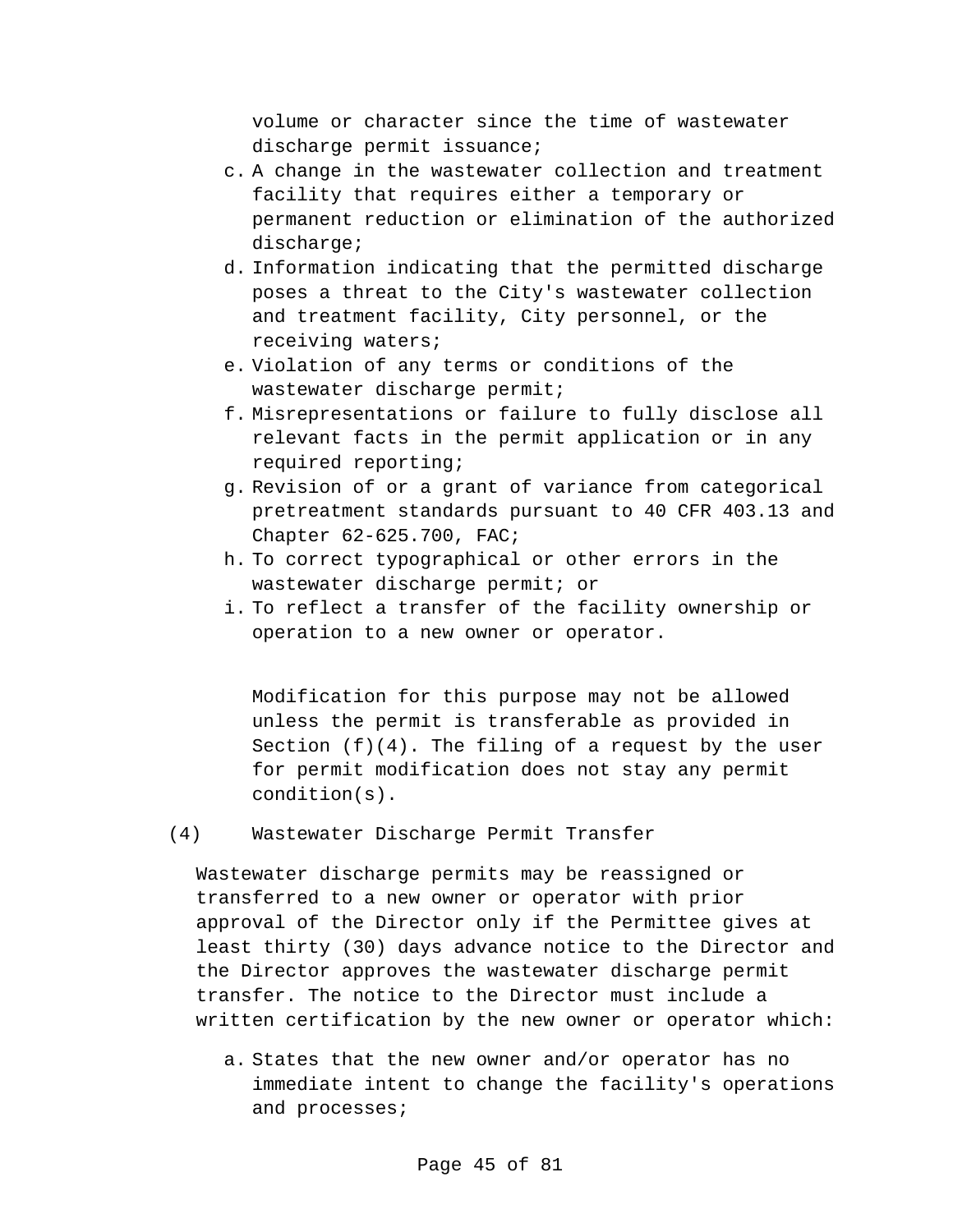volume or character since the time of wastewater discharge permit issuance;

c. A change in the wastewater collection and treatment facility that requires either a temporary or permanent reduction or elimination of the authorized discharge;
d. Information indicating that the permitted discharge poses a threat to the City's wastewater collection and treatment facility, City personnel, or the receiving waters;
e. Violation of any terms or conditions of the wastewater discharge permit;
f. Misrepresentations or failure to fully disclose all relevant facts in the permit application or in any required reporting;
g. Revision of or a grant of variance from categorical pretreatment standards pursuant to 40 CFR 403.13 and Chapter 62-625.700, FAC;
h. To correct typographical or other errors in the wastewater discharge permit; or
i. To reflect a transfer of the facility ownership or operation to a new owner or operator.

   Modification for this purpose may not be allowed unless the permit is transferable as provided in Section (f)(4). The filing of a request by the user for permit modification does not stay any permit condition(s).

(4) Wastewater Discharge Permit Transfer

Wastewater discharge permits may be reassigned or transferred to a new owner or operator with prior approval of the Director only if the Permittee gives at least thirty (30) days advance notice to the Director and the Director approves the wastewater discharge permit transfer. The notice to the Director must include a written certification by the new owner or operator which:

a. States that the new owner and/or operator has no immediate intent to change the facility's operations and processes;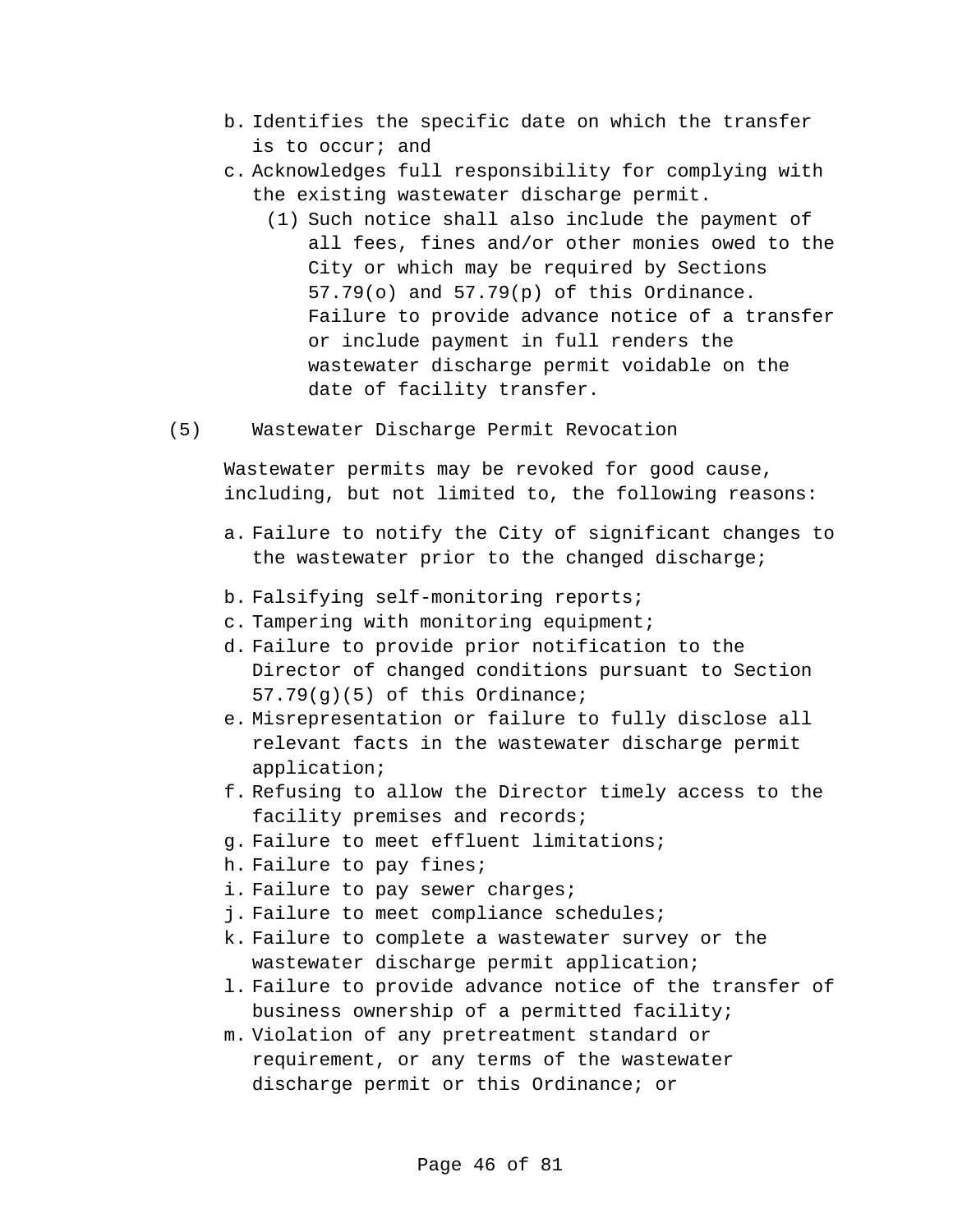b. Identifies the specific date on which the transfer is to occur; and
c. Acknowledges full responsibility for complying with the existing wastewater discharge permit.
   (1) Such notice shall also include the payment of all fees, fines and/or other monies owed to the City or which may be required by Sections 57.79(o) and 57.79(p) of this Ordinance. Failure to provide advance notice of a transfer or include payment in full renders the wastewater discharge permit voidable on the date of facility transfer.

(5) Wastewater Discharge Permit Revocation

Wastewater permits may be revoked for good cause, including, but not limited to, the following reasons:

a. Failure to notify the City of significant changes to the wastewater prior to the changed discharge;
b. Falsifying self-monitoring reports;
c. Tampering with monitoring equipment;
d. Failure to provide prior notification to the Director of changed conditions pursuant to Section 57.79(g)(5) of this Ordinance;
e. Misrepresentation or failure to fully disclose all relevant facts in the wastewater discharge permit application;
f. Refusing to allow the Director timely access to the facility premises and records;
g. Failure to meet effluent limitations;
h. Failure to pay fines;
i. Failure to pay sewer charges;
j. Failure to meet compliance schedules;
k. Failure to complete a wastewater survey or the wastewater discharge permit application;
l. Failure to provide advance notice of the transfer of business ownership of a permitted facility;
m. Violation of any pretreatment standard or requirement, or any terms of the wastewater discharge permit or this Ordinance; or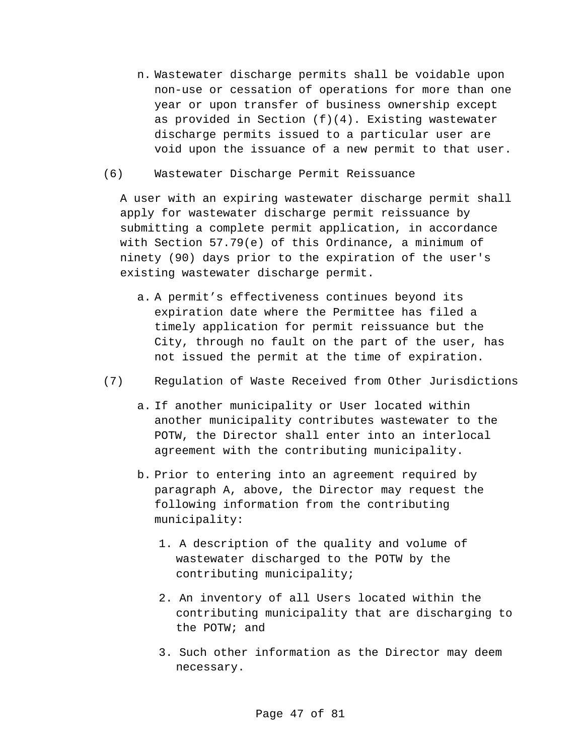n. Wastewater discharge permits shall be voidable upon non-use or cessation of operations for more than one year or upon transfer of business ownership except as provided in Section (f)(4). Existing wastewater discharge permits issued to a particular user are void upon the issuance of a new permit to that user.

(6) Wastewater Discharge Permit Reissuance

A user with an expiring wastewater discharge permit shall apply for wastewater discharge permit reissuance by submitting a complete permit application, in accordance with Section 57.79(e) of this Ordinance, a minimum of ninety (90) days prior to the expiration of the user's existing wastewater discharge permit.

a. A permit’s effectiveness continues beyond its expiration date where the Permittee has filed a timely application for permit reissuance but the City, through no fault on the part of the user, has not issued the permit at the time of expiration.

(7) Regulation of Waste Received from Other Jurisdictions

a. If another municipality or User located within another municipality contributes wastewater to the POTW, the Director shall enter into an interlocal agreement with the contributing municipality.

b. Prior to entering into an agreement required by paragraph A, above, the Director may request the following information from the contributing municipality:

1. A description of the quality and volume of wastewater discharged to the POTW by the contributing municipality;

2. An inventory of all Users located within the contributing municipality that are discharging to the POTW; and

3. Such other information as the Director may deem necessary.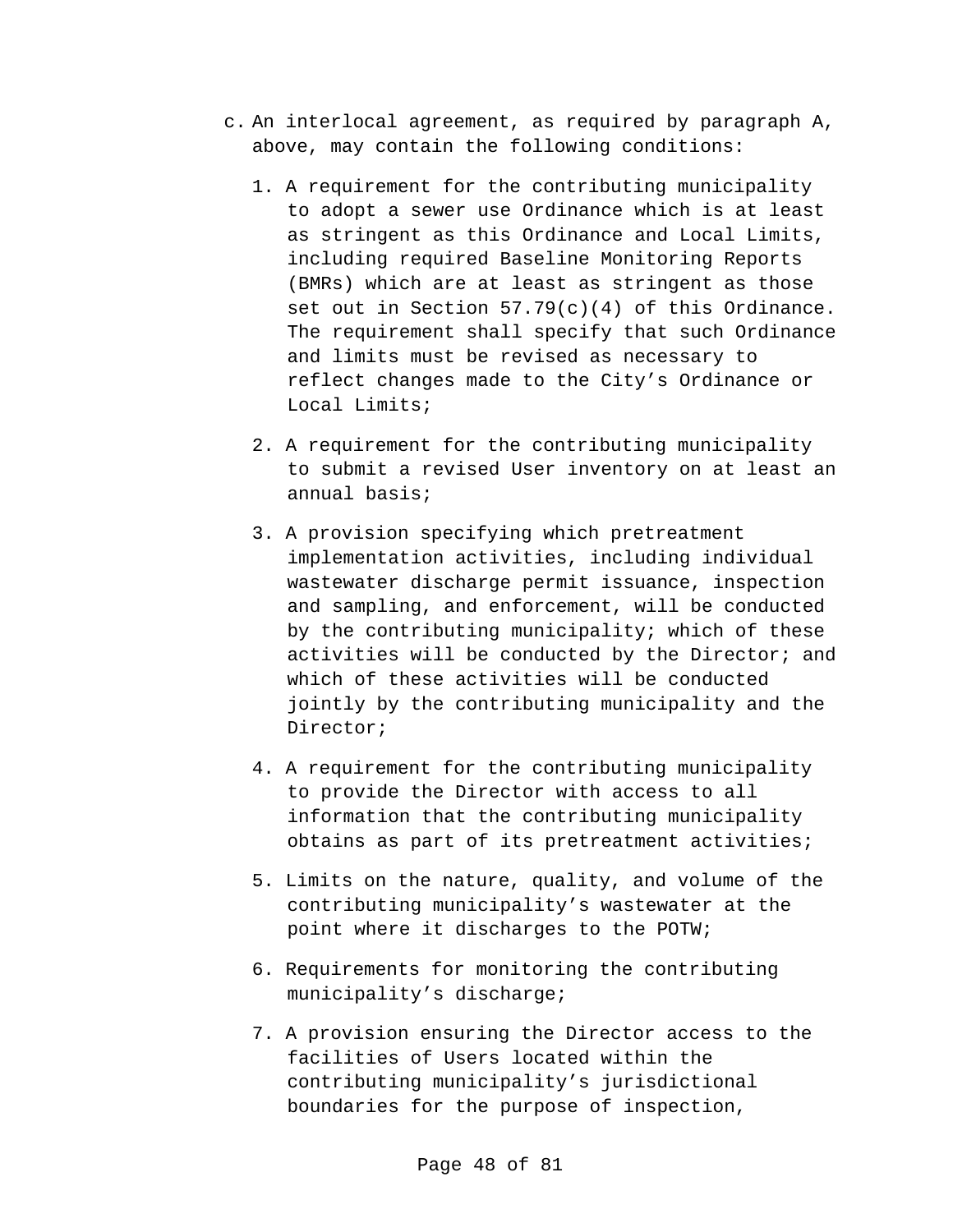c. An interlocal agreement, as required by paragraph A, above, may contain the following conditions:

   1. A requirement for the contributing municipality to adopt a sewer use Ordinance which is at least as stringent as this Ordinance and Local Limits, including required Baseline Monitoring Reports (BMRs) which are at least as stringent as those set out in Section 57.79(c)(4) of this Ordinance. The requirement shall specify that such Ordinance and limits must be revised as necessary to reflect changes made to the City’s Ordinance or Local Limits;

   2. A requirement for the contributing municipality to submit a revised User inventory on at least an annual basis;

   3. A provision specifying which pretreatment implementation activities, including individual wastewater discharge permit issuance, inspection and sampling, and enforcement, will be conducted by the contributing municipality; which of these activities will be conducted by the Director; and which of these activities will be conducted jointly by the contributing municipality and the Director;

   4. A requirement for the contributing municipality to provide the Director with access to all information that the contributing municipality obtains as part of its pretreatment activities;

   5. Limits on the nature, quality, and volume of the contributing municipality’s wastewater at the point where it discharges to the POTW;

   6. Requirements for monitoring the contributing municipality’s discharge;

   7. A provision ensuring the Director access to the facilities of Users located within the contributing municipality’s jurisdictional boundaries for the purpose of inspection,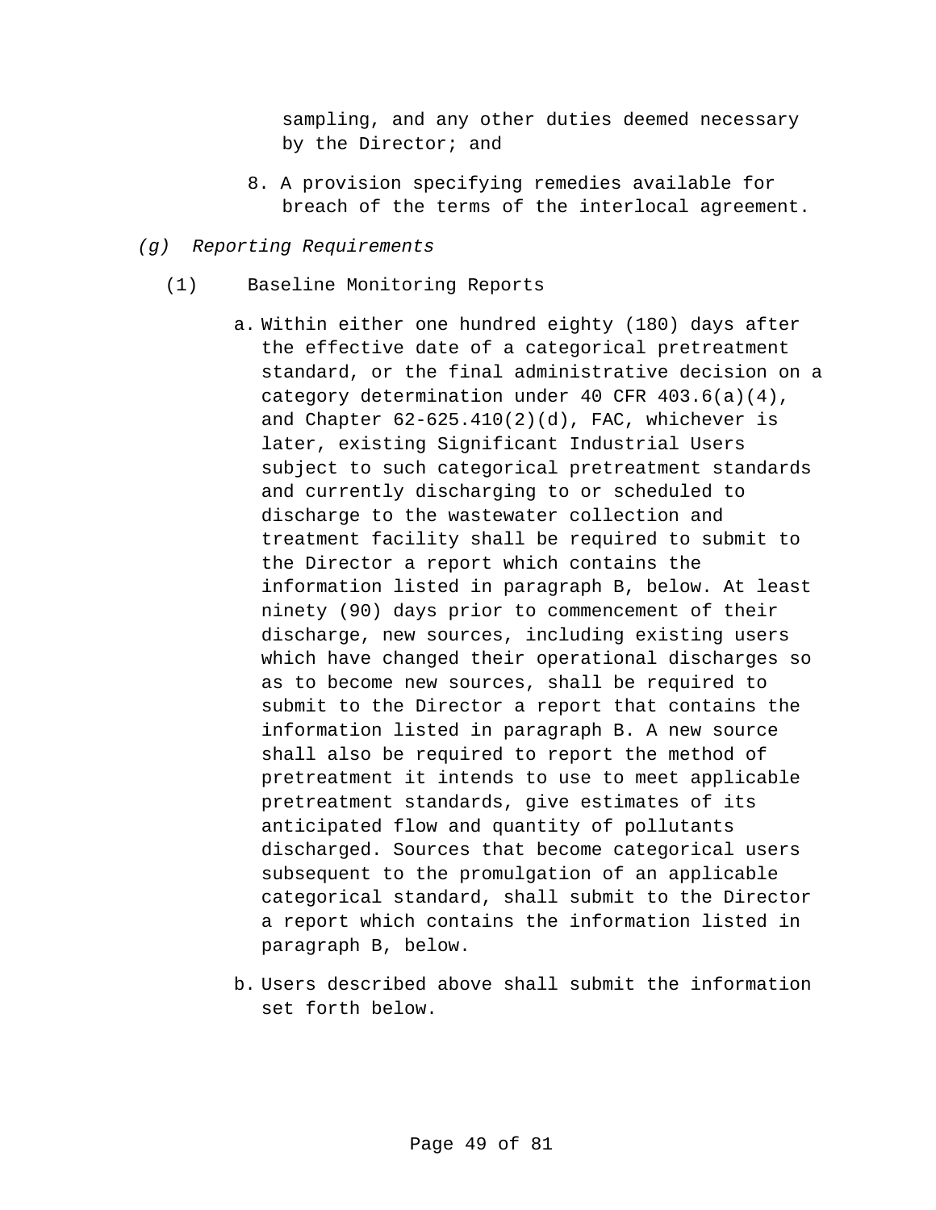sampling, and any other duties deemed necessary by the Director; and

8. A provision specifying remedies available for breach of the terms of the interlocal agreement.

*(g) Reporting Requirements*

(1) Baseline Monitoring Reports

a. Within either one hundred eighty (180) days after the effective date of a categorical pretreatment standard, or the final administrative decision on a category determination under 40 CFR 403.6(a)(4), and Chapter 62-625.410(2)(d), FAC, whichever is later, existing Significant Industrial Users subject to such categorical pretreatment standards and currently discharging to or scheduled to discharge to the wastewater collection and treatment facility shall be required to submit to the Director a report which contains the information listed in paragraph B, below. At least ninety (90) days prior to commencement of their discharge, new sources, including existing users which have changed their operational discharges so as to become new sources, shall be required to submit to the Director a report that contains the information listed in paragraph B. A new source shall also be required to report the method of pretreatment it intends to use to meet applicable pretreatment standards, give estimates of its anticipated flow and quantity of pollutants discharged. Sources that become categorical users subsequent to the promulgation of an applicable categorical standard, shall submit to the Director a report which contains the information listed in paragraph B, below.

b. Users described above shall submit the information set forth below.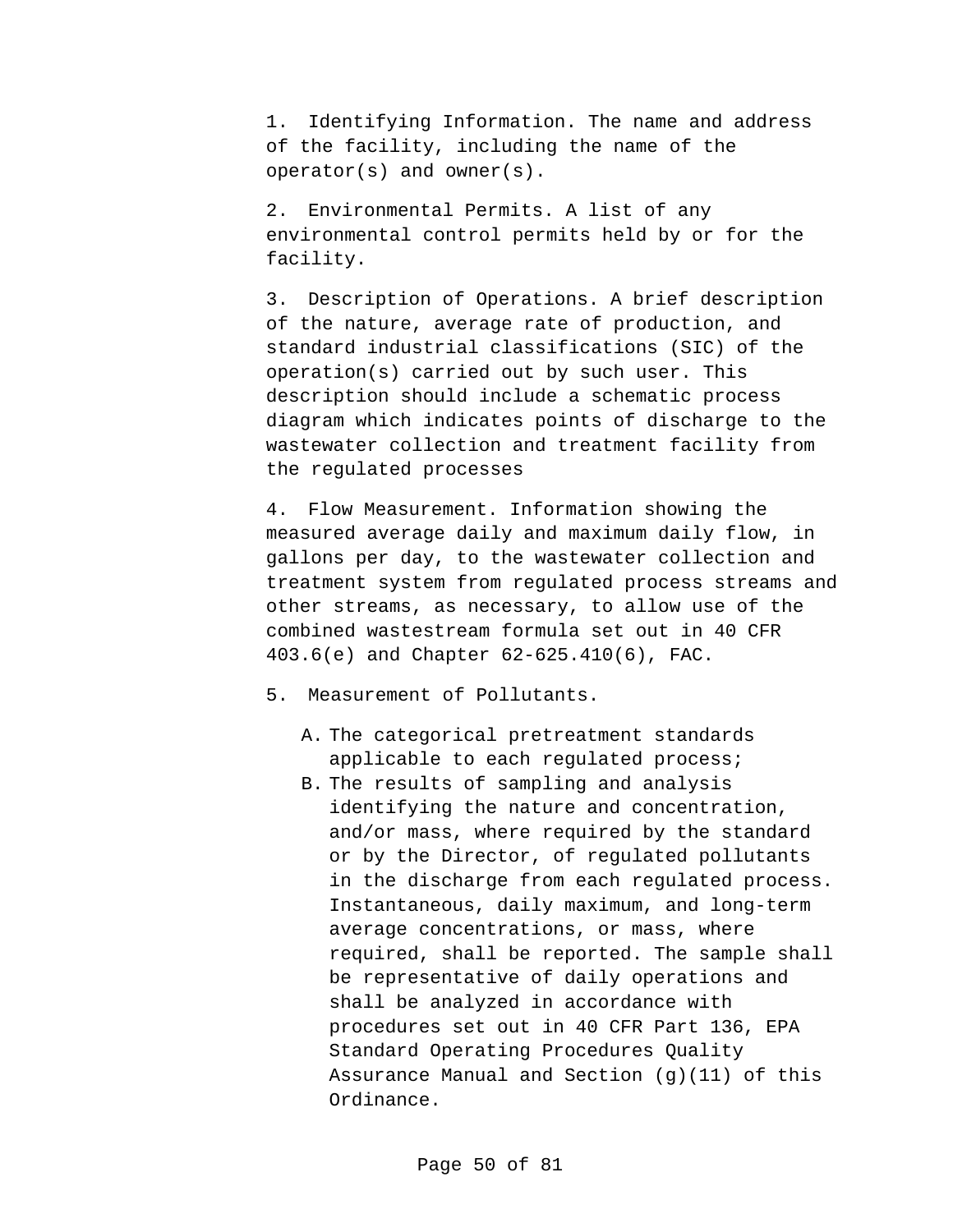1. Identifying Information. The name and address of the facility, including the name of the operator(s) and owner(s).

2. Environmental Permits. A list of any environmental control permits held by or for the facility.

3. Description of Operations. A brief description of the nature, average rate of production, and standard industrial classifications (SIC) of the operation(s) carried out by such user. This description should include a schematic process diagram which indicates points of discharge to the wastewater collection and treatment facility from the regulated processes

4. Flow Measurement. Information showing the measured average daily and maximum daily flow, in gallons per day, to the wastewater collection and treatment system from regulated process streams and other streams, as necessary, to allow use of the combined wastestream formula set out in 40 CFR 403.6(e) and Chapter 62-625.410(6), FAC.

5. Measurement of Pollutants.

   A. The categorical pretreatment standards applicable to each regulated process;
   B. The results of sampling and analysis identifying the nature and concentration, and/or mass, where required by the standard or by the Director, of regulated pollutants in the discharge from each regulated process. Instantaneous, daily maximum, and long-term average concentrations, or mass, where required, shall be reported. The sample shall be representative of daily operations and shall be analyzed in accordance with procedures set out in 40 CFR Part 136, EPA Standard Operating Procedures Quality Assurance Manual and Section (g)(11) of this Ordinance.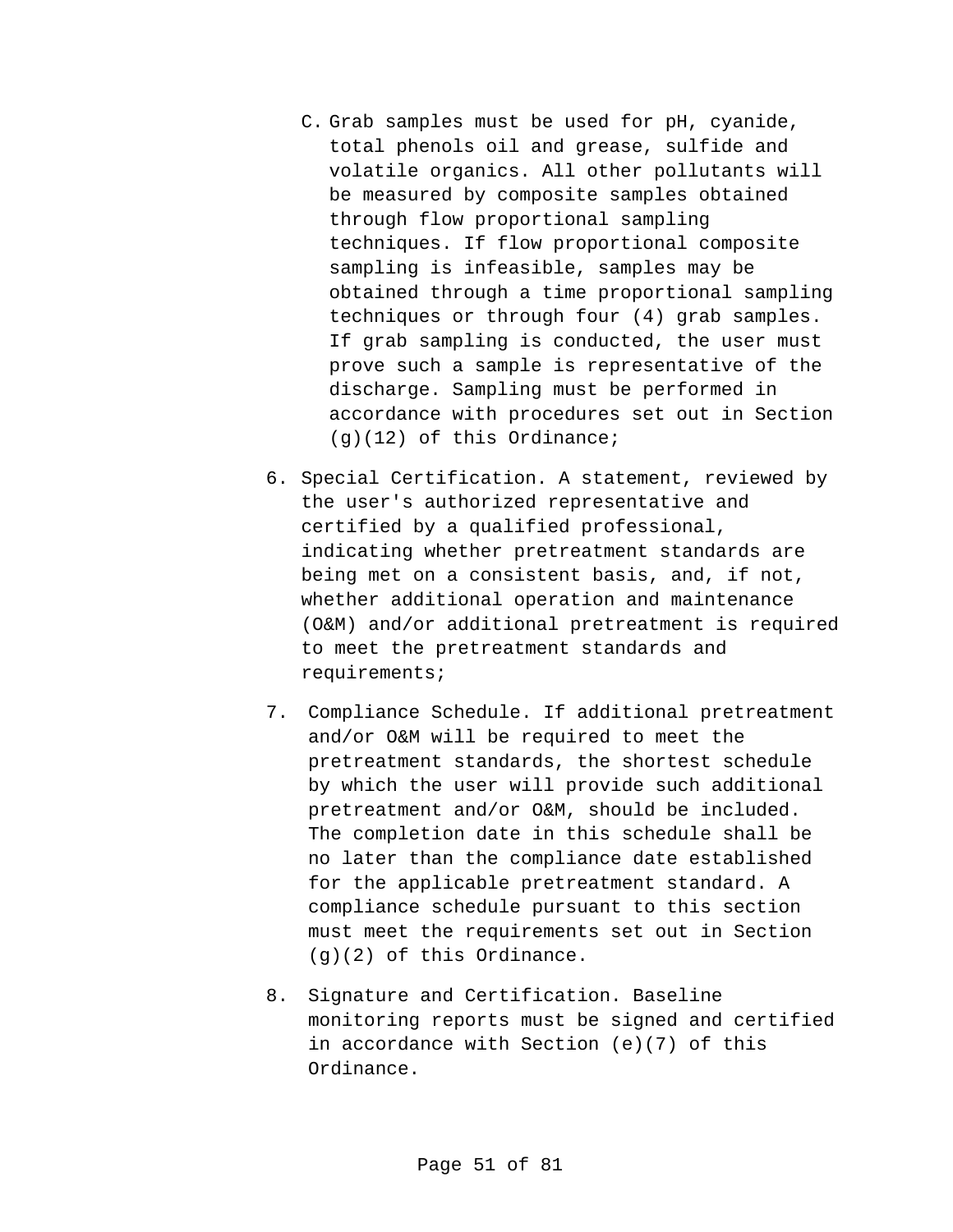C. Grab samples must be used for pH, cyanide, total phenols oil and grease, sulfide and volatile organics. All other pollutants will be measured by composite samples obtained through flow proportional sampling techniques. If flow proportional composite sampling is infeasible, samples may be obtained through a time proportional sampling techniques or through four (4) grab samples. If grab sampling is conducted, the user must prove such a sample is representative of the discharge. Sampling must be performed in accordance with procedures set out in Section (g)(12) of this Ordinance;

6. Special Certification. A statement, reviewed by the user's authorized representative and certified by a qualified professional, indicating whether pretreatment standards are being met on a consistent basis, and, if not, whether additional operation and maintenance (O&M) and/or additional pretreatment is required to meet the pretreatment standards and requirements;

7. Compliance Schedule. If additional pretreatment and/or O&M will be required to meet the pretreatment standards, the shortest schedule by which the user will provide such additional pretreatment and/or O&M, should be included. The completion date in this schedule shall be no later than the compliance date established for the applicable pretreatment standard. A compliance schedule pursuant to this section must meet the requirements set out in Section (g)(2) of this Ordinance.

8. Signature and Certification. Baseline monitoring reports must be signed and certified in accordance with Section (e)(7) of this Ordinance.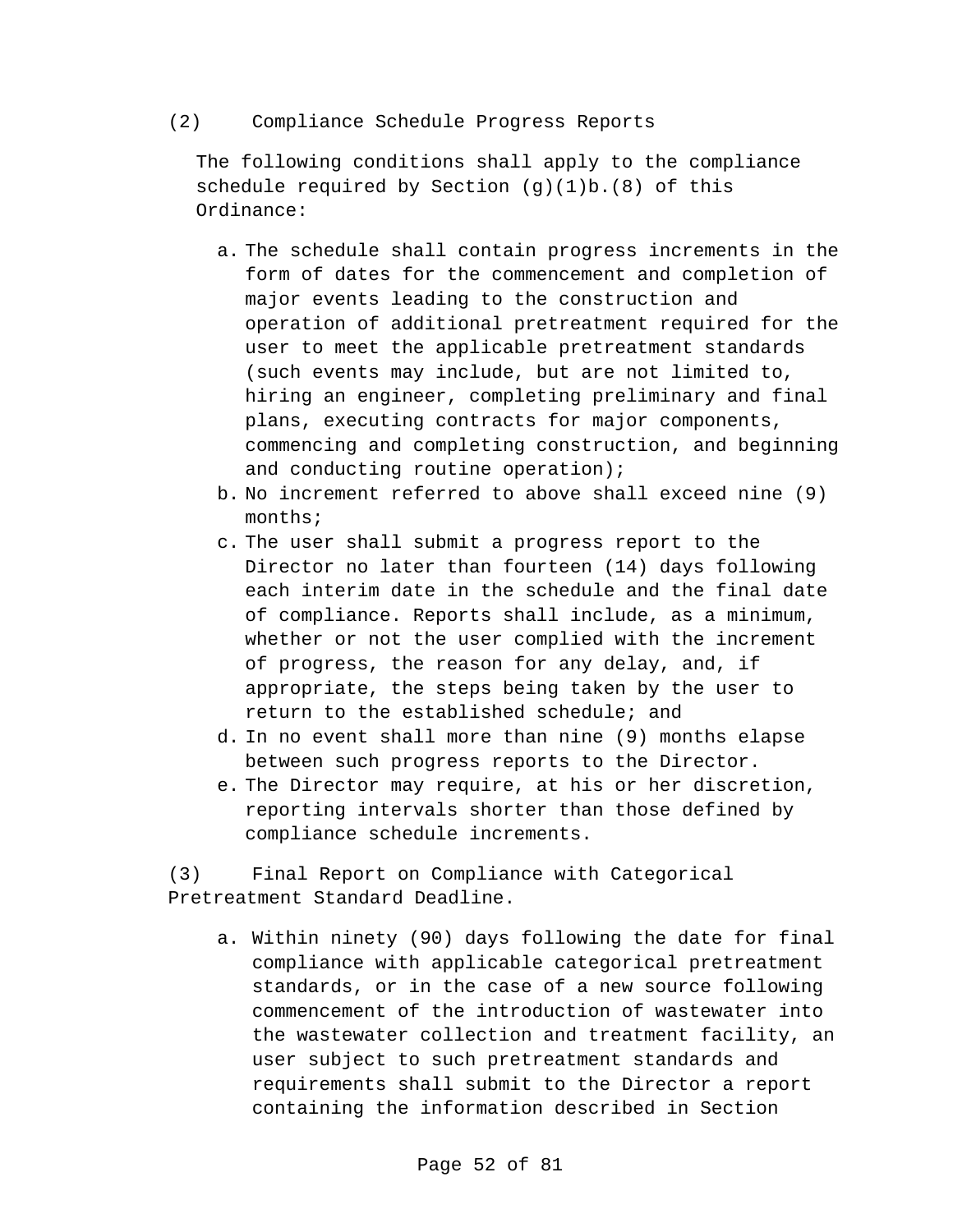(2) Compliance Schedule Progress Reports

The following conditions shall apply to the compliance schedule required by Section (g)(1)b.(8) of this Ordinance:

a. The schedule shall contain progress increments in the form of dates for the commencement and completion of major events leading to the construction and operation of additional pretreatment required for the user to meet the applicable pretreatment standards (such events may include, but are not limited to, hiring an engineer, completing preliminary and final plans, executing contracts for major components, commencing and completing construction, and beginning and conducting routine operation);
b. No increment referred to above shall exceed nine (9) months;
c. The user shall submit a progress report to the Director no later than fourteen (14) days following each interim date in the schedule and the final date of compliance. Reports shall include, as a minimum, whether or not the user complied with the increment of progress, the reason for any delay, and, if appropriate, the steps being taken by the user to return to the established schedule; and
d. In no event shall more than nine (9) months elapse between such progress reports to the Director.
e. The Director may require, at his or her discretion, reporting intervals shorter than those defined by compliance schedule increments.

(3) Final Report on Compliance with Categorical Pretreatment Standard Deadline.

a. Within ninety (90) days following the date for final compliance with applicable categorical pretreatment standards, or in the case of a new source following commencement of the introduction of wastewater into the wastewater collection and treatment facility, an user subject to such pretreatment standards and requirements shall submit to the Director a report containing the information described in Section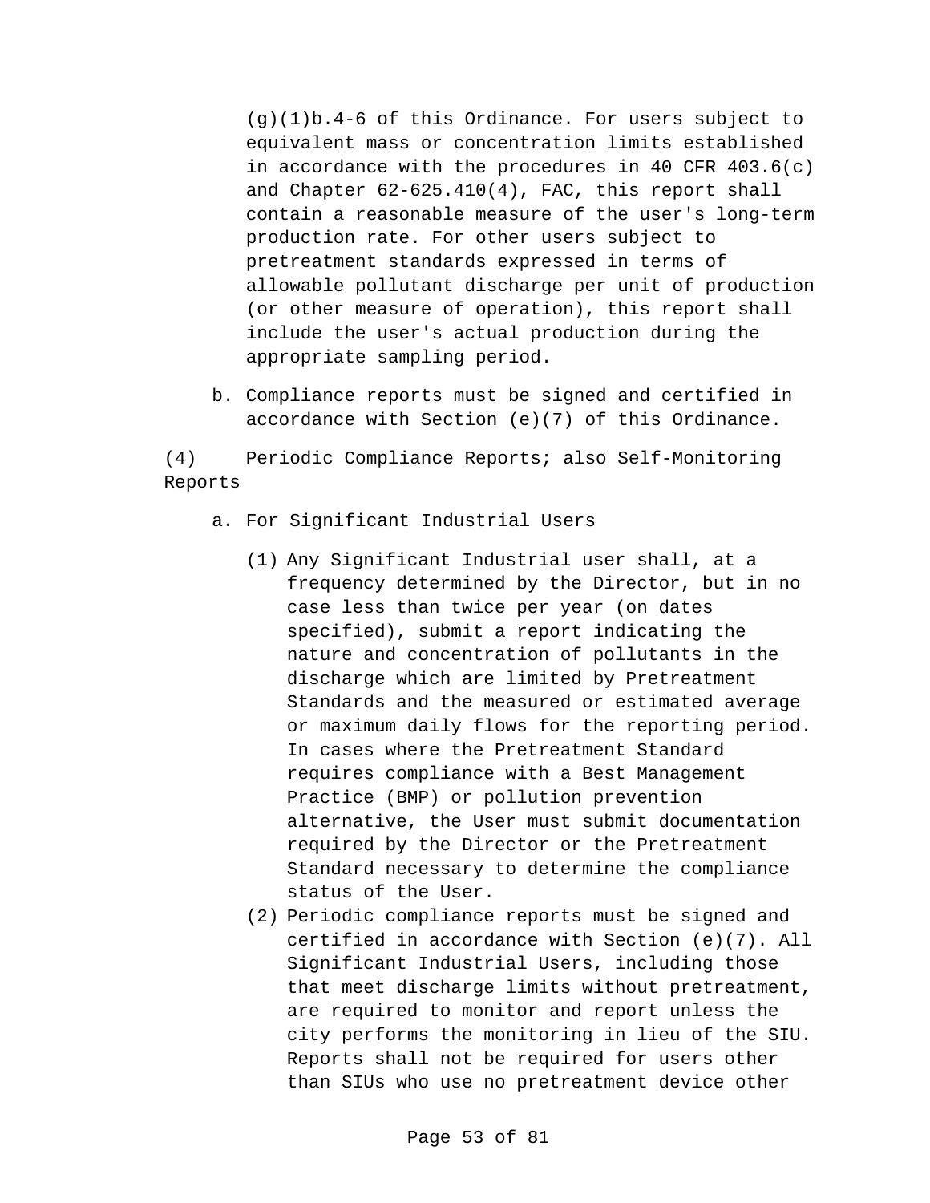(g)(1)b.4-6 of this Ordinance. For users subject to equivalent mass or concentration limits established in accordance with the procedures in 40 CFR 403.6(c) and Chapter 62-625.410(4), FAC, this report shall contain a reasonable measure of the user's long-term production rate. For other users subject to pretreatment standards expressed in terms of allowable pollutant discharge per unit of production (or other measure of operation), this report shall include the user's actual production during the appropriate sampling period.

b. Compliance reports must be signed and certified in accordance with Section (e)(7) of this Ordinance.

(4) Periodic Compliance Reports; also Self-Monitoring Reports

a. For Significant Industrial Users

(1) Any Significant Industrial user shall, at a frequency determined by the Director, but in no case less than twice per year (on dates specified), submit a report indicating the nature and concentration of pollutants in the discharge which are limited by Pretreatment Standards and the measured or estimated average or maximum daily flows for the reporting period. In cases where the Pretreatment Standard requires compliance with a Best Management Practice (BMP) or pollution prevention alternative, the User must submit documentation required by the Director or the Pretreatment Standard necessary to determine the compliance status of the User.

(2) Periodic compliance reports must be signed and certified in accordance with Section (e)(7). All Significant Industrial Users, including those that meet discharge limits without pretreatment, are required to monitor and report unless the city performs the monitoring in lieu of the SIU. Reports shall not be required for users other than SIUs who use no pretreatment device other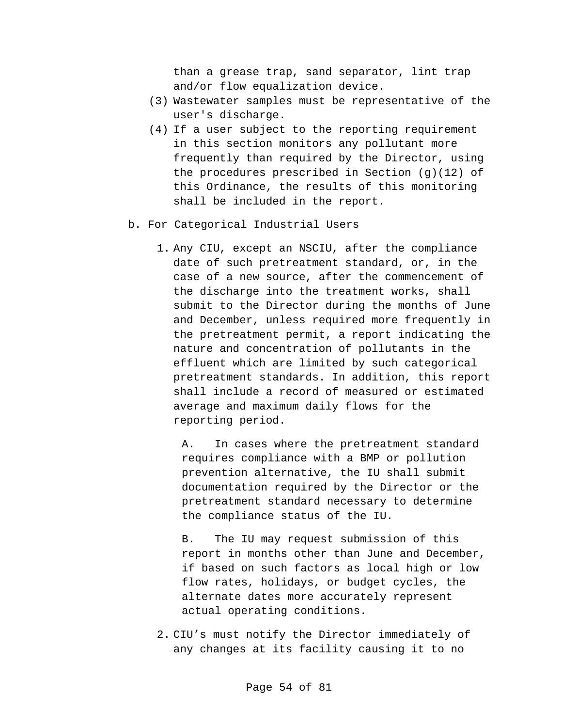than a grease trap, sand separator, lint trap and/or flow equalization device.

(3) Wastewater samples must be representative of the user's discharge.

(4) If a user subject to the reporting requirement in this section monitors any pollutant more frequently than required by the Director, using the procedures prescribed in Section (g)(12) of this Ordinance, the results of this monitoring shall be included in the report.

b. For Categorical Industrial Users

1. Any CIU, except an NSCIU, after the compliance date of such pretreatment standard, or, in the case of a new source, after the commencement of the discharge into the treatment works, shall submit to the Director during the months of June and December, unless required more frequently in the pretreatment permit, a report indicating the nature and concentration of pollutants in the effluent which are limited by such categorical pretreatment standards. In addition, this report shall include a record of measured or estimated average and maximum daily flows for the reporting period.

   A. In cases where the pretreatment standard requires compliance with a BMP or pollution prevention alternative, the IU shall submit documentation required by the Director or the pretreatment standard necessary to determine the compliance status of the IU.

   B. The IU may request submission of this report in months other than June and December, if based on such factors as local high or low flow rates, holidays, or budget cycles, the alternate dates more accurately represent actual operating conditions.

2. CIU's must notify the Director immediately of any changes at its facility causing it to no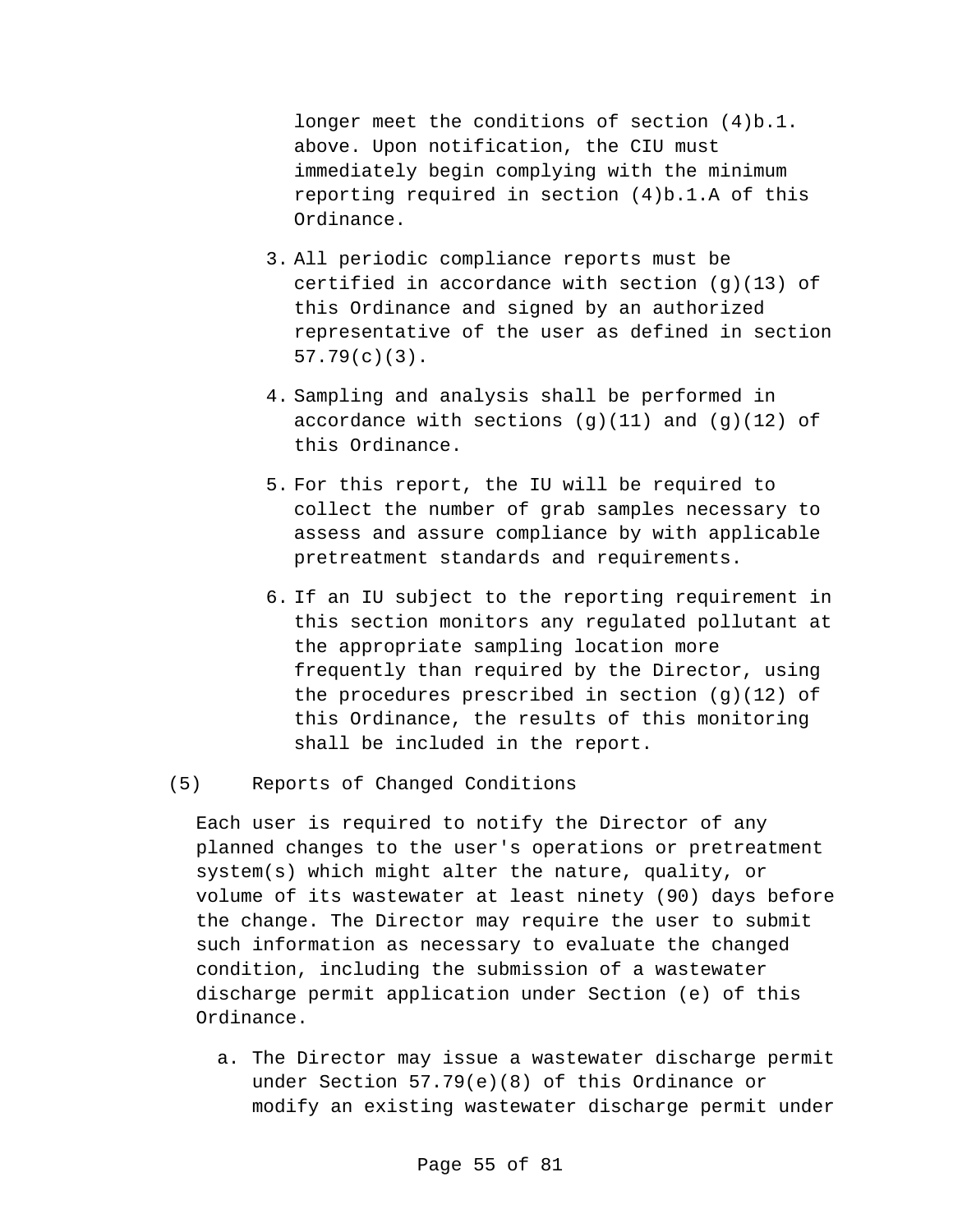longer meet the conditions of section (4)b.1. above. Upon notification, the CIU must immediately begin complying with the minimum reporting required in section (4)b.1.A of this Ordinance.

3. All periodic compliance reports must be certified in accordance with section (g)(13) of this Ordinance and signed by an authorized representative of the user as defined in section 57.79(c)(3).

4. Sampling and analysis shall be performed in accordance with sections (g)(11) and (g)(12) of this Ordinance.

5. For this report, the IU will be required to collect the number of grab samples necessary to assess and assure compliance by with applicable pretreatment standards and requirements.

6. If an IU subject to the reporting requirement in this section monitors any regulated pollutant at the appropriate sampling location more frequently than required by the Director, using the procedures prescribed in section (g)(12) of this Ordinance, the results of this monitoring shall be included in the report.

(5) Reports of Changed Conditions

Each user is required to notify the Director of any planned changes to the user's operations or pretreatment system(s) which might alter the nature, quality, or volume of its wastewater at least ninety (90) days before the change. The Director may require the user to submit such information as necessary to evaluate the changed condition, including the submission of a wastewater discharge permit application under Section (e) of this Ordinance.

a. The Director may issue a wastewater discharge permit under Section 57.79(e)(8) of this Ordinance or modify an existing wastewater discharge permit under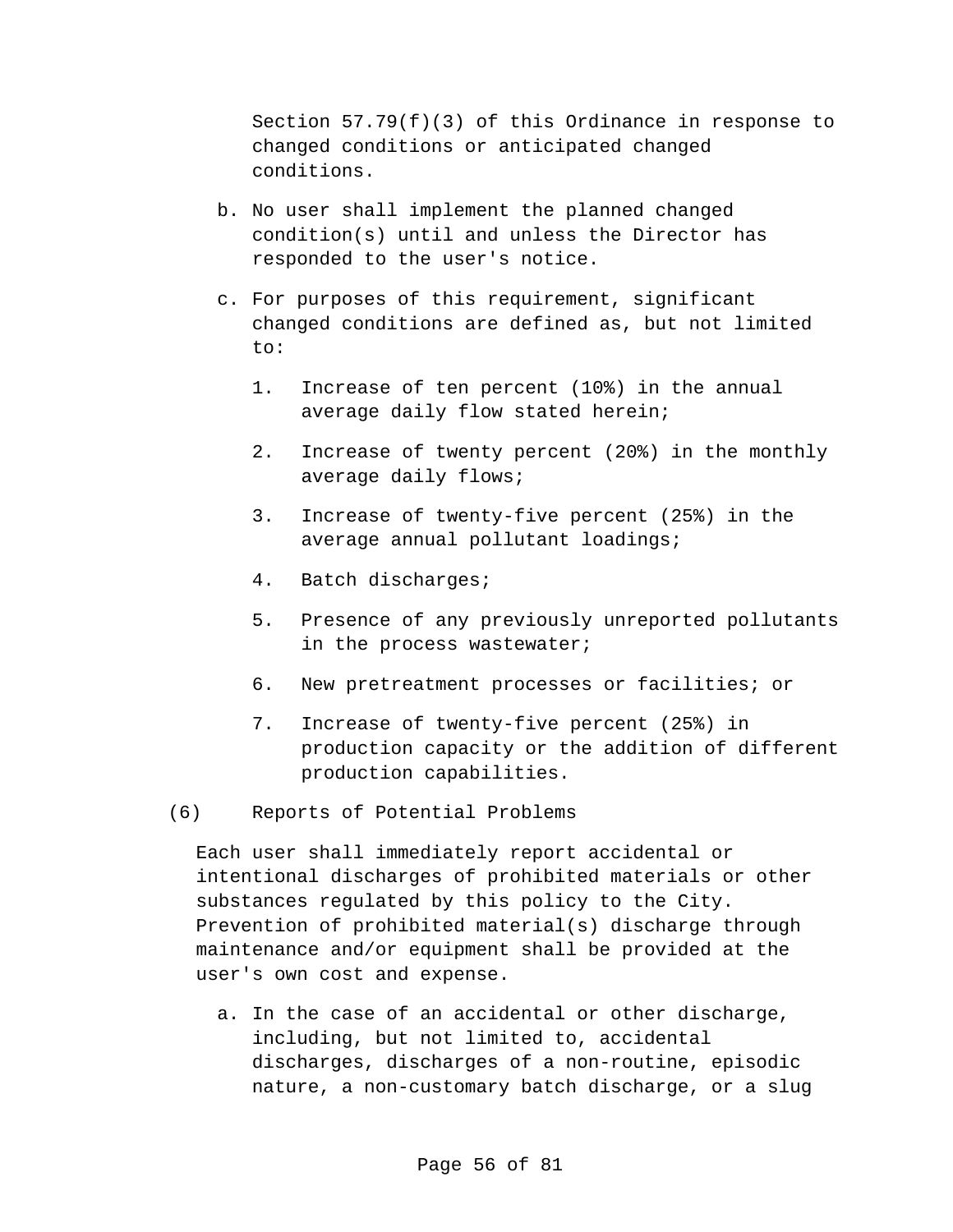Section 57.79(f)(3) of this Ordinance in response to changed conditions or anticipated changed conditions.

b. No user shall implement the planned changed condition(s) until and unless the Director has responded to the user's notice.

c. For purposes of this requirement, significant changed conditions are defined as, but not limited to:

   1. Increase of ten percent (10%) in the annual average daily flow stated herein;
   2. Increase of twenty percent (20%) in the monthly average daily flows;
   3. Increase of twenty-five percent (25%) in the average annual pollutant loadings;
   4. Batch discharges;
   5. Presence of any previously unreported pollutants in the process wastewater;
   6. New pretreatment processes or facilities; or
   7. Increase of twenty-five percent (25%) in production capacity or the addition of different production capabilities.

(6) Reports of Potential Problems

Each user shall immediately report accidental or intentional discharges of prohibited materials or other substances regulated by this policy to the City. Prevention of prohibited material(s) discharge through maintenance and/or equipment shall be provided at the user's own cost and expense.

a. In the case of an accidental or other discharge, including, but not limited to, accidental discharges, discharges of a non-routine, episodic nature, a non-customary batch discharge, or a slug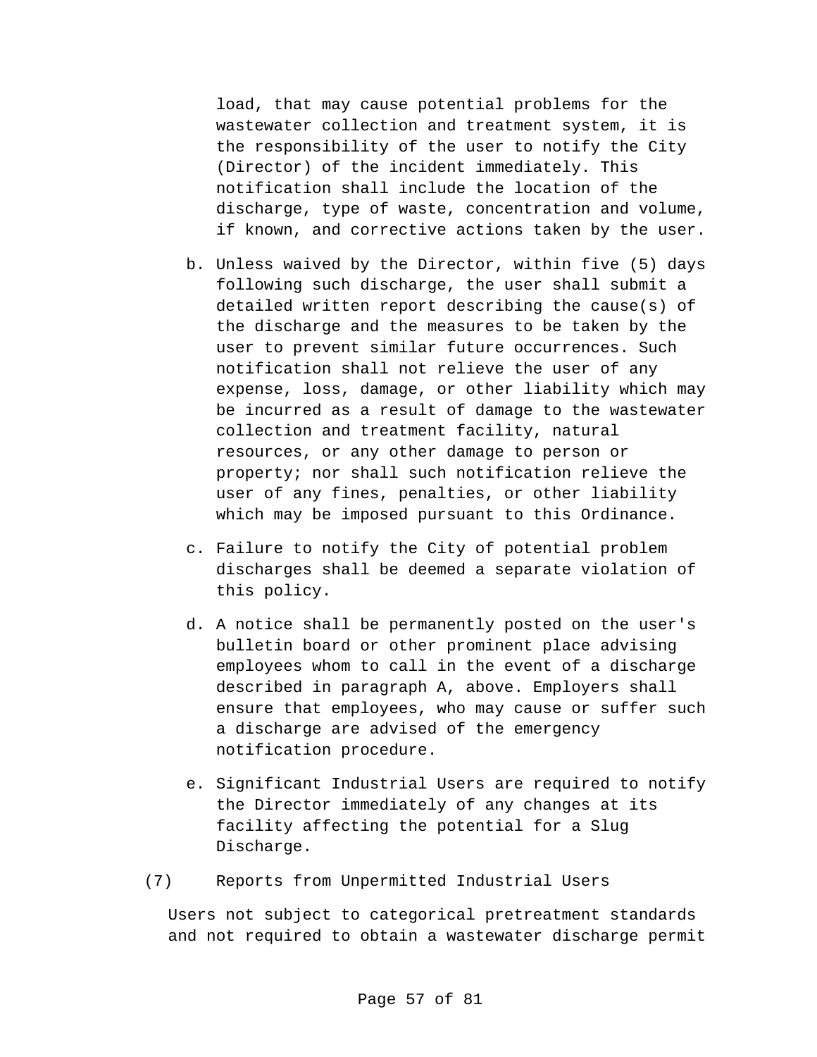load, that may cause potential problems for the wastewater collection and treatment system, it is the responsibility of the user to notify the City (Director) of the incident immediately. This notification shall include the location of the discharge, type of waste, concentration and volume, if known, and corrective actions taken by the user.

b. Unless waived by the Director, within five (5) days following such discharge, the user shall submit a detailed written report describing the cause(s) of the discharge and the measures to be taken by the user to prevent similar future occurrences. Such notification shall not relieve the user of any expense, loss, damage, or other liability which may be incurred as a result of damage to the wastewater collection and treatment facility, natural resources, or any other damage to person or property; nor shall such notification relieve the user of any fines, penalties, or other liability which may be imposed pursuant to this Ordinance.

c. Failure to notify the City of potential problem discharges shall be deemed a separate violation of this policy.

d. A notice shall be permanently posted on the user's bulletin board or other prominent place advising employees whom to call in the event of a discharge described in paragraph A, above. Employers shall ensure that employees, who may cause or suffer such a discharge are advised of the emergency notification procedure.

e. Significant Industrial Users are required to notify the Director immediately of any changes at its facility affecting the potential for a Slug Discharge.

(7) Reports from Unpermitted Industrial Users

Users not subject to categorical pretreatment standards and not required to obtain a wastewater discharge permit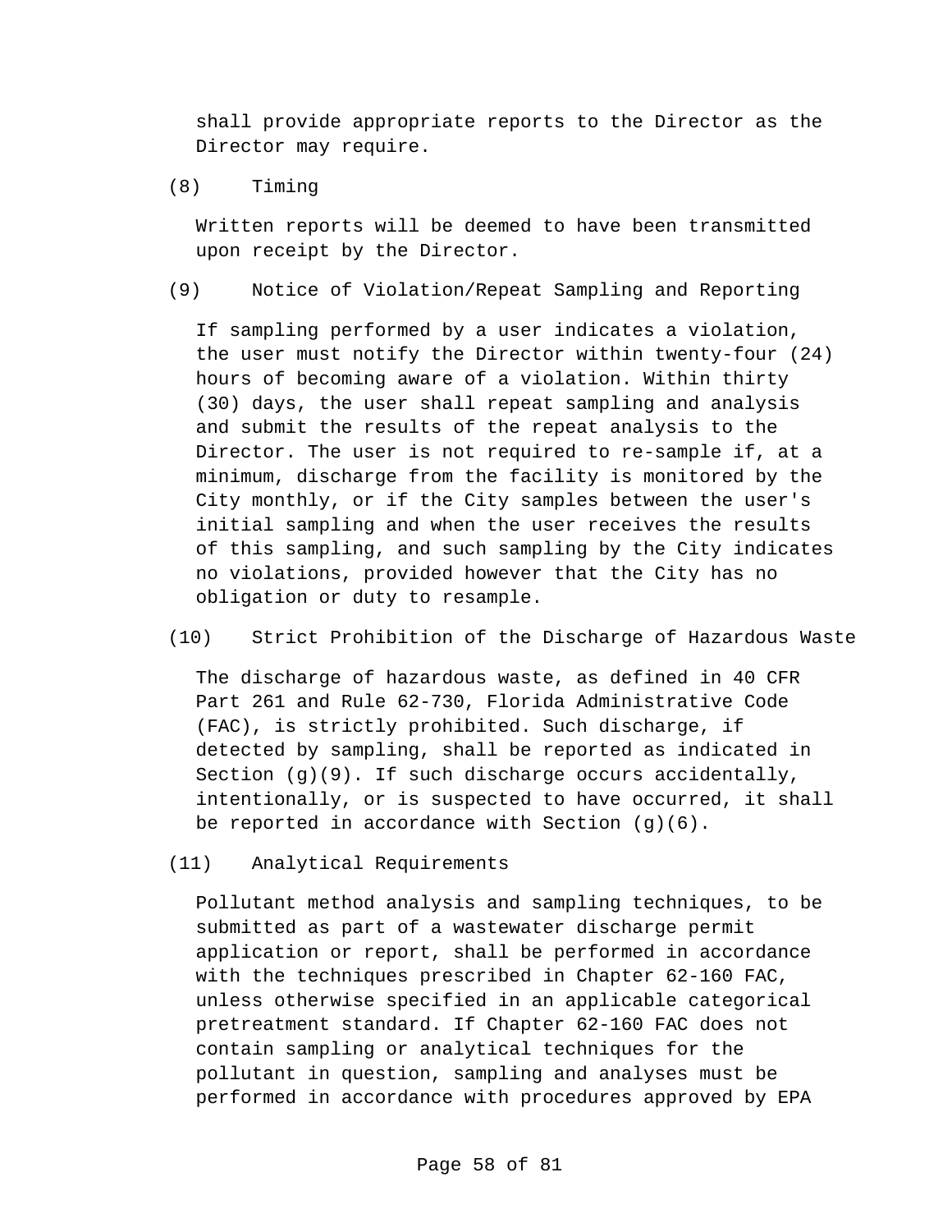shall provide appropriate reports to the Director as the Director may require.

(8) Timing

Written reports will be deemed to have been transmitted upon receipt by the Director.

(9) Notice of Violation/Repeat Sampling and Reporting

If sampling performed by a user indicates a violation, the user must notify the Director within twenty-four (24) hours of becoming aware of a violation. Within thirty (30) days, the user shall repeat sampling and analysis and submit the results of the repeat analysis to the Director. The user is not required to re-sample if, at a minimum, discharge from the facility is monitored by the City monthly, or if the City samples between the user's initial sampling and when the user receives the results of this sampling, and such sampling by the City indicates no violations, provided however that the City has no obligation or duty to resample.

(10) Strict Prohibition of the Discharge of Hazardous Waste

The discharge of hazardous waste, as defined in 40 CFR Part 261 and Rule 62-730, Florida Administrative Code (FAC), is strictly prohibited. Such discharge, if detected by sampling, shall be reported as indicated in Section (g)(9). If such discharge occurs accidentally, intentionally, or is suspected to have occurred, it shall be reported in accordance with Section (g)(6).

(11) Analytical Requirements

Pollutant method analysis and sampling techniques, to be submitted as part of a wastewater discharge permit application or report, shall be performed in accordance with the techniques prescribed in Chapter 62-160 FAC, unless otherwise specified in an applicable categorical pretreatment standard. If Chapter 62-160 FAC does not contain sampling or analytical techniques for the pollutant in question, sampling and analyses must be performed in accordance with procedures approved by EPA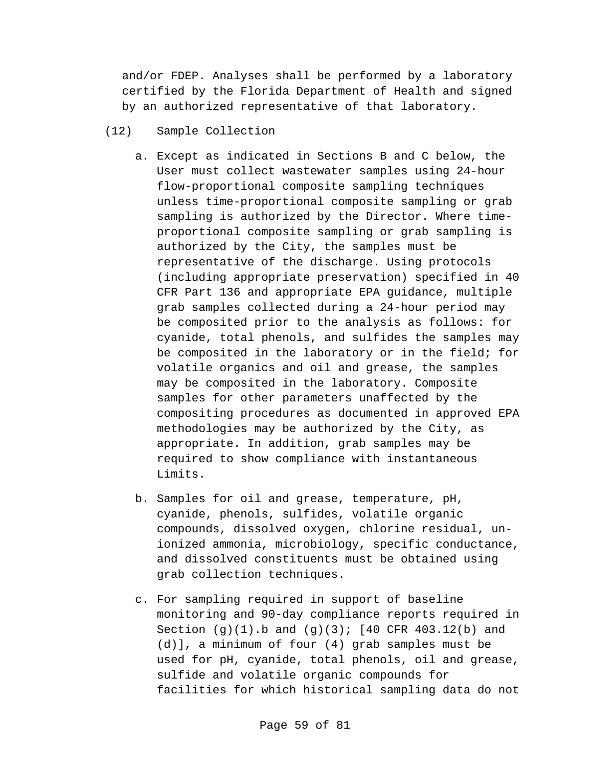and/or FDEP. Analyses shall be performed by a laboratory certified by the Florida Department of Health and signed by an authorized representative of that laboratory.

(12) Sample Collection

a. Except as indicated in Sections B and C below, the User must collect wastewater samples using 24-hour flow-proportional composite sampling techniques unless time-proportional composite sampling or grab sampling is authorized by the Director. Where time-proportional composite sampling or grab sampling is authorized by the City, the samples must be representative of the discharge. Using protocols (including appropriate preservation) specified in 40 CFR Part 136 and appropriate EPA guidance, multiple grab samples collected during a 24-hour period may be composited prior to the analysis as follows: for cyanide, total phenols, and sulfides the samples may be composited in the laboratory or in the field; for volatile organics and oil and grease, the samples may be composited in the laboratory. Composite samples for other parameters unaffected by the compositing procedures as documented in approved EPA methodologies may be authorized by the City, as appropriate. In addition, grab samples may be required to show compliance with instantaneous Limits.

b. Samples for oil and grease, temperature, pH, cyanide, phenols, sulfides, volatile organic compounds, dissolved oxygen, chlorine residual, un-ionized ammonia, microbiology, specific conductance, and dissolved constituents must be obtained using grab collection techniques.

c. For sampling required in support of baseline monitoring and 90-day compliance reports required in Section (g)(1).b and (g)(3); [40 CFR 403.12(b) and (d)], a minimum of four (4) grab samples must be used for pH, cyanide, total phenols, oil and grease, sulfide and volatile organic compounds for facilities for which historical sampling data do not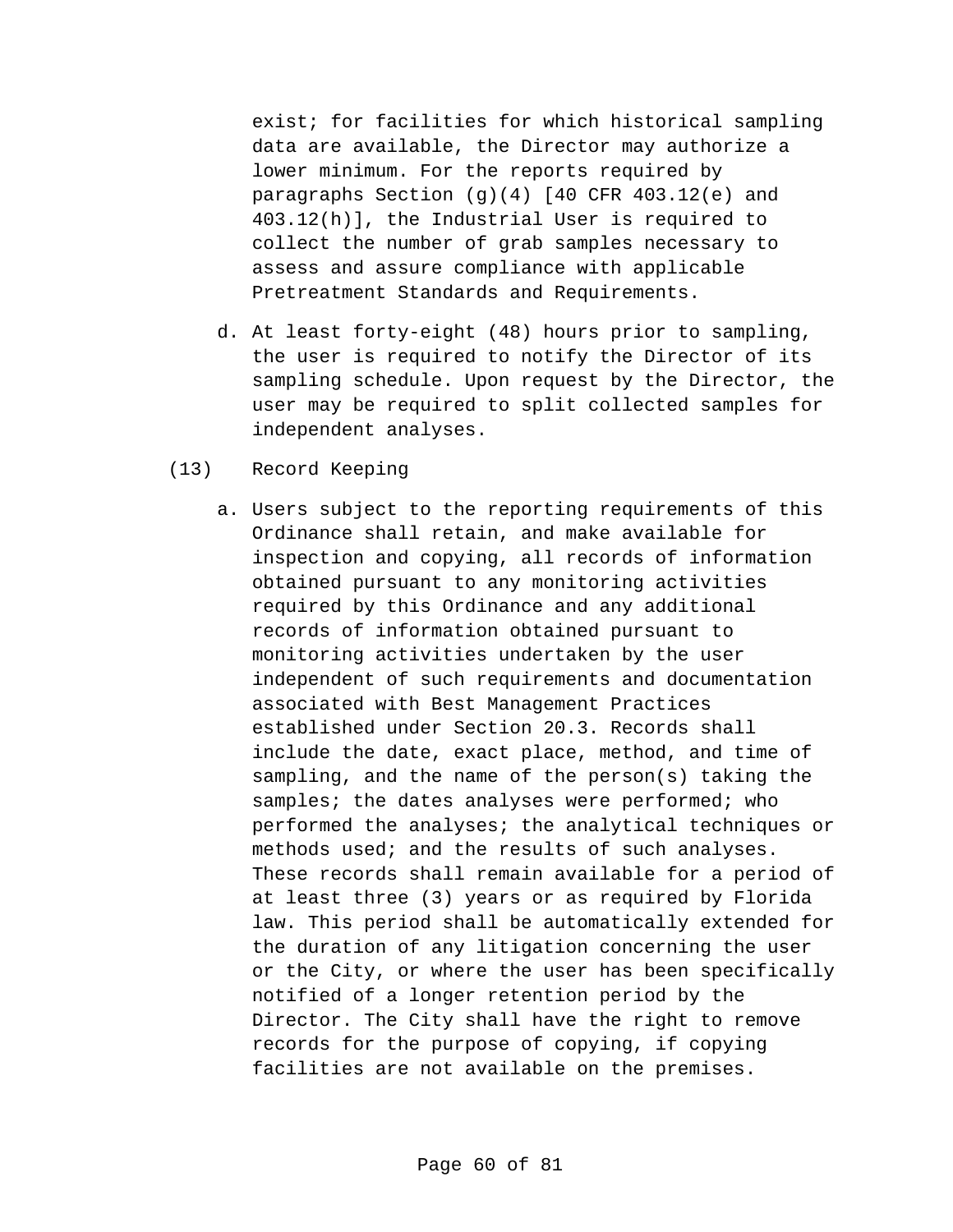exist; for facilities for which historical sampling data are available, the Director may authorize a lower minimum. For the reports required by paragraphs Section (g)(4) [40 CFR 403.12(e) and 403.12(h)], the Industrial User is required to collect the number of grab samples necessary to assess and assure compliance with applicable Pretreatment Standards and Requirements.

d. At least forty-eight (48) hours prior to sampling, the user is required to notify the Director of its sampling schedule. Upon request by the Director, the user may be required to split collected samples for independent analyses.

(13) Record Keeping

a. Users subject to the reporting requirements of this Ordinance shall retain, and make available for inspection and copying, all records of information obtained pursuant to any monitoring activities required by this Ordinance and any additional records of information obtained pursuant to monitoring activities undertaken by the user independent of such requirements and documentation associated with Best Management Practices established under Section 20.3. Records shall include the date, exact place, method, and time of sampling, and the name of the person(s) taking the samples; the dates analyses were performed; who performed the analyses; the analytical techniques or methods used; and the results of such analyses. These records shall remain available for a period of at least three (3) years or as required by Florida law. This period shall be automatically extended for the duration of any litigation concerning the user or the City, or where the user has been specifically notified of a longer retention period by the Director. The City shall have the right to remove records for the purpose of copying, if copying facilities are not available on the premises.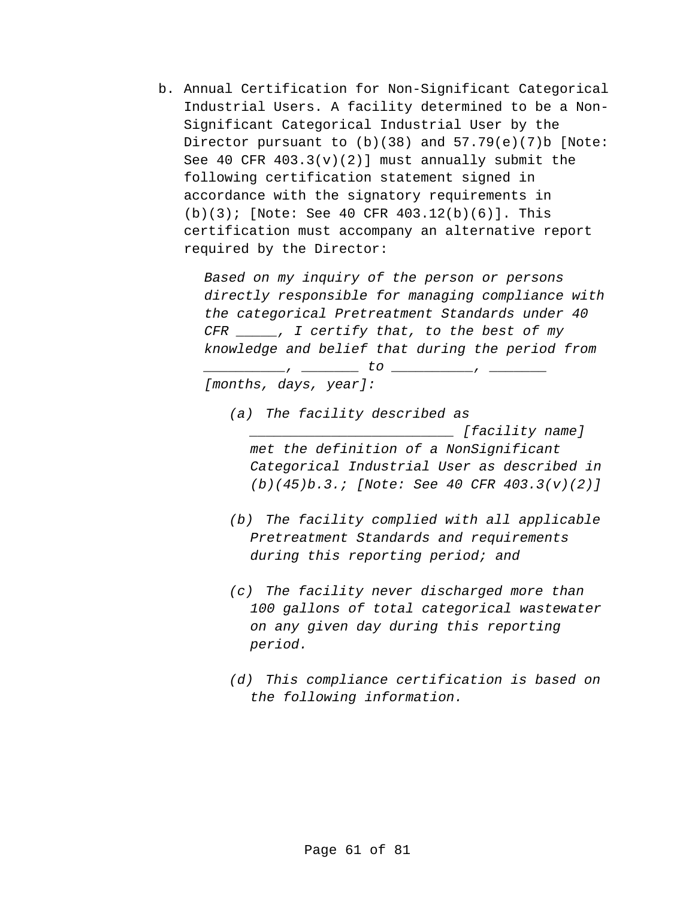b. Annual Certification for Non-Significant Categorical Industrial Users. A facility determined to be a Non-Significant Categorical Industrial User by the Director pursuant to (b)(38) and 57.79(e)(7)b [Note: See 40 CFR 403.3(v)(2)] must annually submit the following certification statement signed in accordance with the signatory requirements in (b)(3); [Note: See 40 CFR 403.12(b)(6)]. This certification must accompany an alternative report required by the Director:

> *Based on my inquiry of the person or persons directly responsible for managing compliance with the categorical Pretreatment Standards under 40 CFR _____, I certify that, to the best of my knowledge and belief that during the period from __________, _______ to __________, _______ [months, days, year]:*
>
> *(a) The facility described as _________________________ [facility name] met the definition of a NonSignificant Categorical Industrial User as described in (b)(45)b.3.; [Note: See 40 CFR 403.3(v)(2)]*
>
> *(b) The facility complied with all applicable Pretreatment Standards and requirements during this reporting period; and*
>
> *(c) The facility never discharged more than 100 gallons of total categorical wastewater on any given day during this reporting period.*
>
> *(d) This compliance certification is based on the following information.*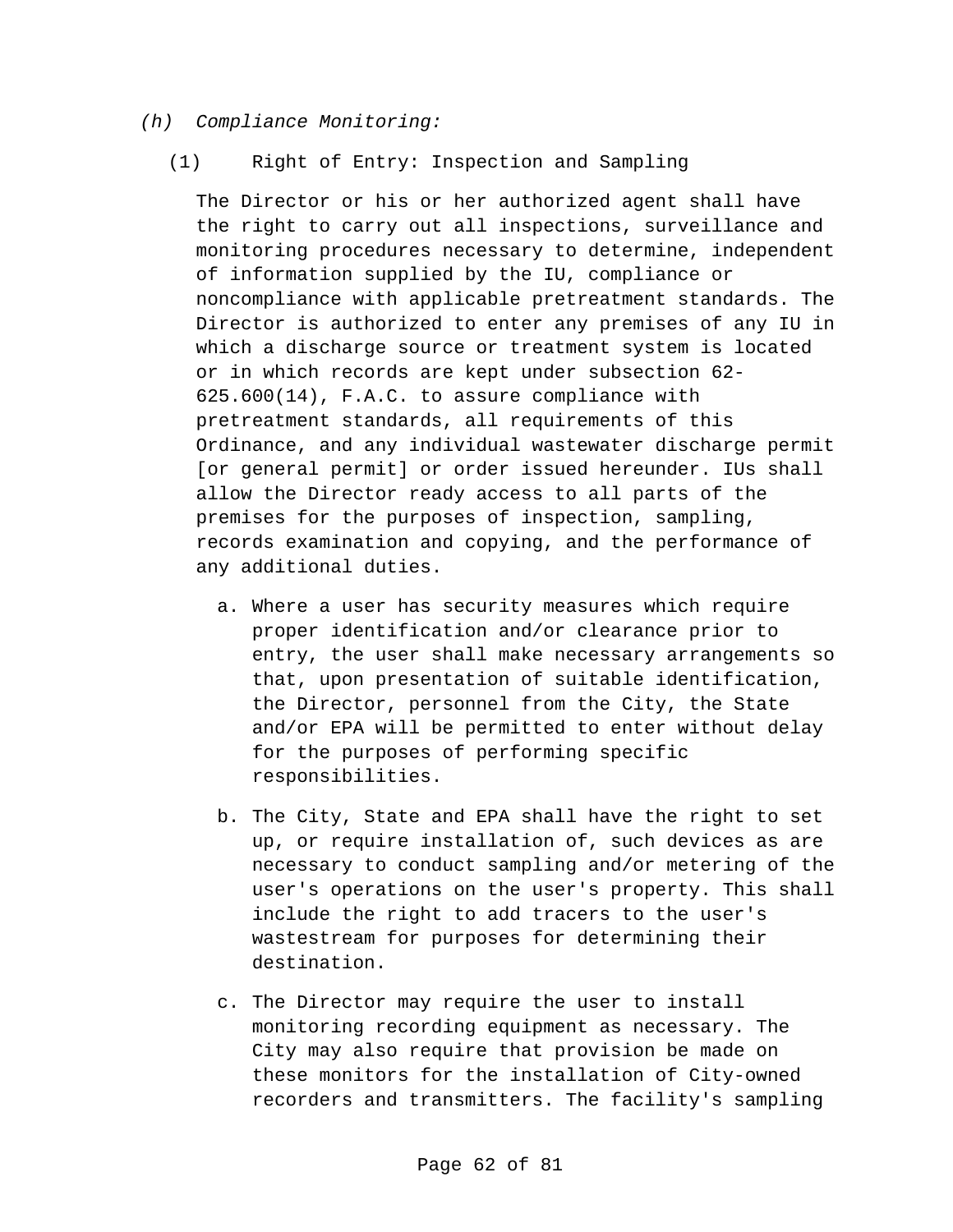*(h) Compliance Monitoring:*

(1) Right of Entry: Inspection and Sampling

The Director or his or her authorized agent shall have the right to carry out all inspections, surveillance and monitoring procedures necessary to determine, independent of information supplied by the IU, compliance or noncompliance with applicable pretreatment standards. The Director is authorized to enter any premises of any IU in which a discharge source or treatment system is located or in which records are kept under subsection 62-625.600(14), F.A.C. to assure compliance with pretreatment standards, all requirements of this Ordinance, and any individual wastewater discharge permit [or general permit] or order issued hereunder. IUs shall allow the Director ready access to all parts of the premises for the purposes of inspection, sampling, records examination and copying, and the performance of any additional duties.

a. Where a user has security measures which require proper identification and/or clearance prior to entry, the user shall make necessary arrangements so that, upon presentation of suitable identification, the Director, personnel from the City, the State and/or EPA will be permitted to enter without delay for the purposes of performing specific responsibilities.

b. The City, State and EPA shall have the right to set up, or require installation of, such devices as are necessary to conduct sampling and/or metering of the user's operations on the user's property. This shall include the right to add tracers to the user's wastestream for purposes for determining their destination.

c. The Director may require the user to install monitoring recording equipment as necessary. The City may also require that provision be made on these monitors for the installation of City-owned recorders and transmitters. The facility's sampling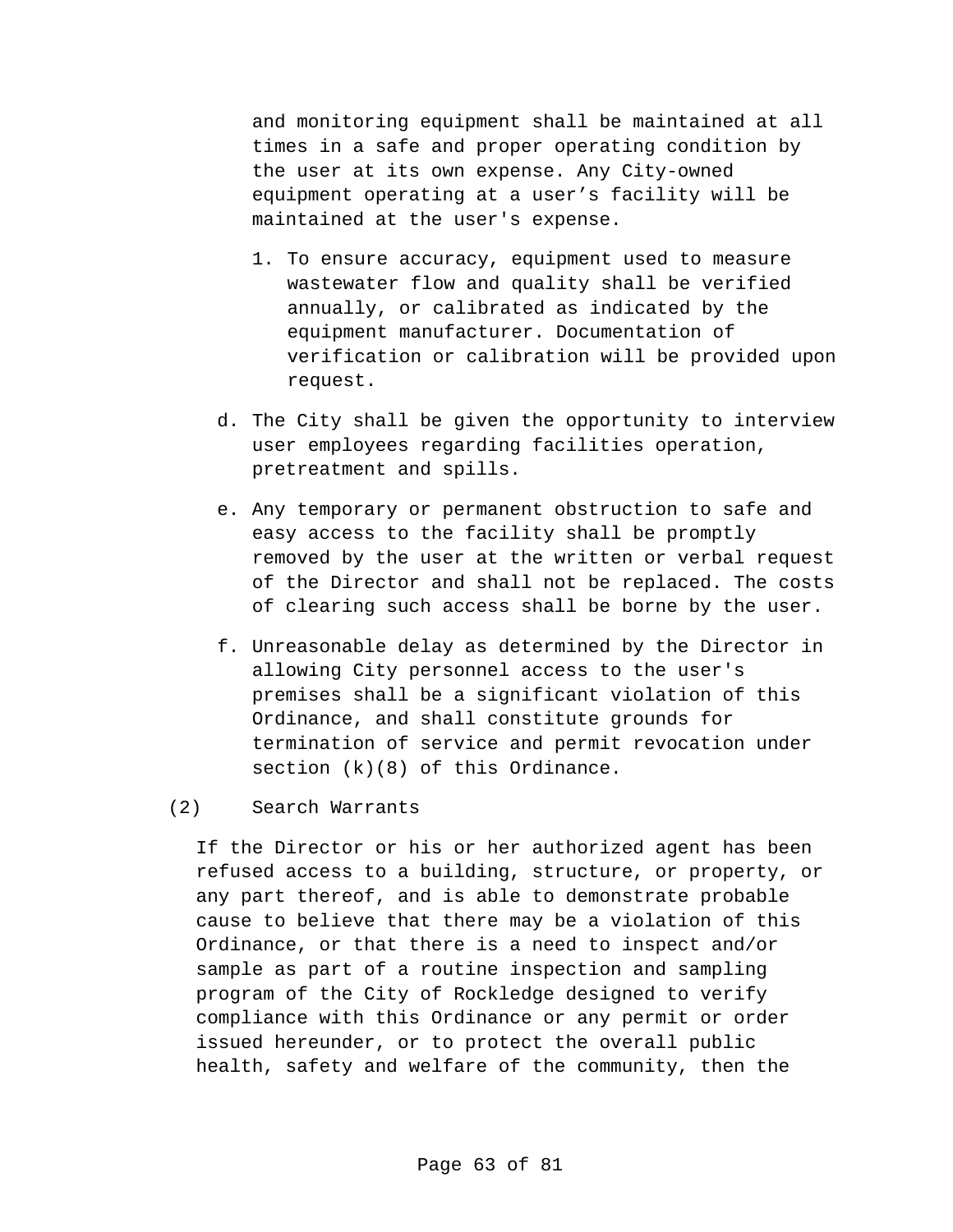and monitoring equipment shall be maintained at all times in a safe and proper operating condition by the user at its own expense. Any City-owned equipment operating at a user's facility will be maintained at the user's expense.

1. To ensure accuracy, equipment used to measure wastewater flow and quality shall be verified annually, or calibrated as indicated by the equipment manufacturer. Documentation of verification or calibration will be provided upon request.

d. The City shall be given the opportunity to interview user employees regarding facilities operation, pretreatment and spills.

e. Any temporary or permanent obstruction to safe and easy access to the facility shall be promptly removed by the user at the written or verbal request of the Director and shall not be replaced. The costs of clearing such access shall be borne by the user.

f. Unreasonable delay as determined by the Director in allowing City personnel access to the user's premises shall be a significant violation of this Ordinance, and shall constitute grounds for termination of service and permit revocation under section (k)(8) of this Ordinance.

(2) Search Warrants

If the Director or his or her authorized agent has been refused access to a building, structure, or property, or any part thereof, and is able to demonstrate probable cause to believe that there may be a violation of this Ordinance, or that there is a need to inspect and/or sample as part of a routine inspection and sampling program of the City of Rockledge designed to verify compliance with this Ordinance or any permit or order issued hereunder, or to protect the overall public health, safety and welfare of the community, then the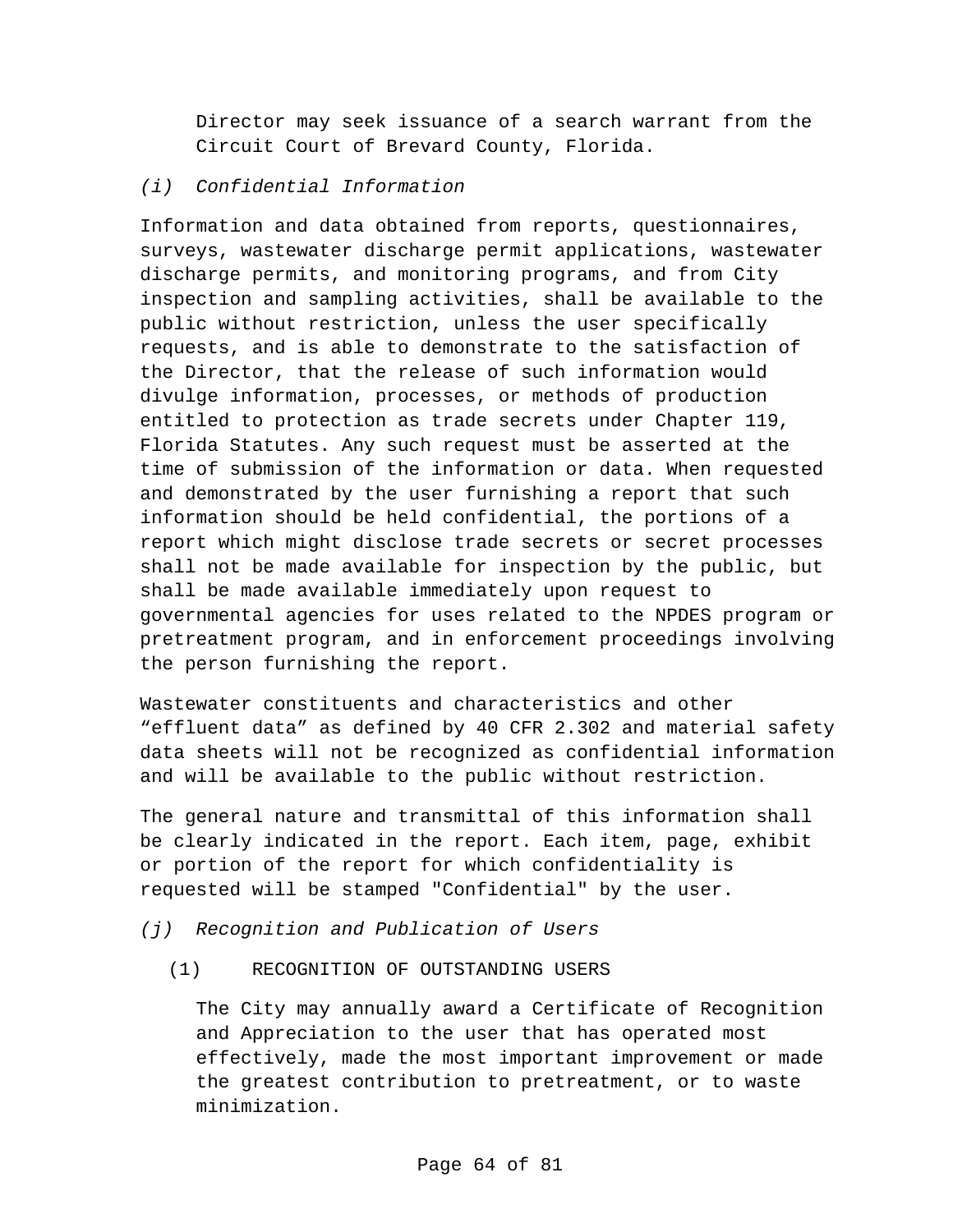Director may seek issuance of a search warrant from the Circuit Court of Brevard County, Florida.

*(i) Confidential Information*

Information and data obtained from reports, questionnaires, surveys, wastewater discharge permit applications, wastewater discharge permits, and monitoring programs, and from City inspection and sampling activities, shall be available to the public without restriction, unless the user specifically requests, and is able to demonstrate to the satisfaction of the Director, that the release of such information would divulge information, processes, or methods of production entitled to protection as trade secrets under Chapter 119, Florida Statutes. Any such request must be asserted at the time of submission of the information or data. When requested and demonstrated by the user furnishing a report that such information should be held confidential, the portions of a report which might disclose trade secrets or secret processes shall not be made available for inspection by the public, but shall be made available immediately upon request to governmental agencies for uses related to the NPDES program or pretreatment program, and in enforcement proceedings involving the person furnishing the report.

Wastewater constituents and characteristics and other “effluent data” as defined by 40 CFR 2.302 and material safety data sheets will not be recognized as confidential information and will be available to the public without restriction.

The general nature and transmittal of this information shall be clearly indicated in the report. Each item, page, exhibit or portion of the report for which confidentiality is requested will be stamped "Confidential" by the user.

*(j) Recognition and Publication of Users*

(1) RECOGNITION OF OUTSTANDING USERS

The City may annually award a Certificate of Recognition and Appreciation to the user that has operated most effectively, made the most important improvement or made the greatest contribution to pretreatment, or to waste minimization.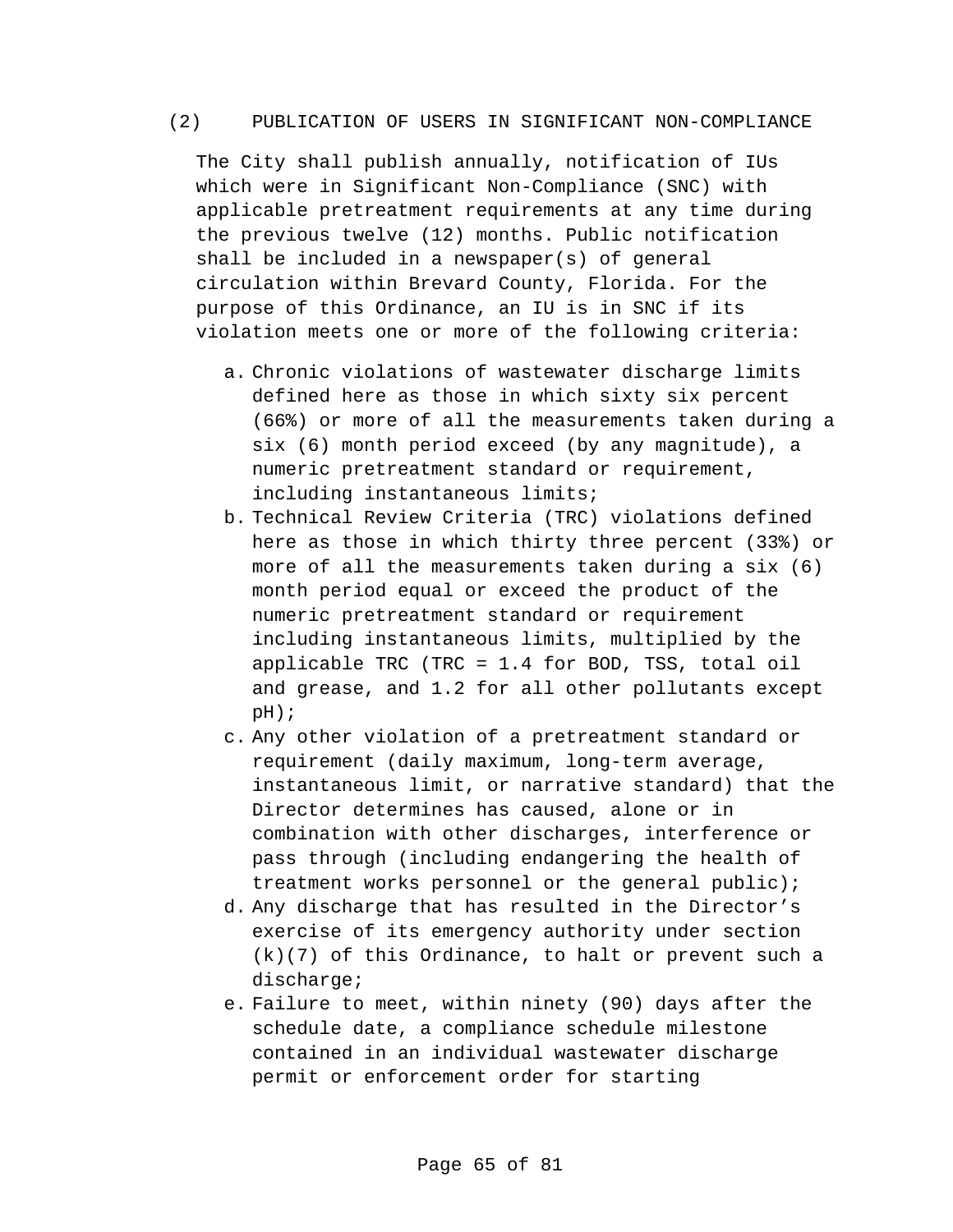(2) PUBLICATION OF USERS IN SIGNIFICANT NON-COMPLIANCE

The City shall publish annually, notification of IUs which were in Significant Non-Compliance (SNC) with applicable pretreatment requirements at any time during the previous twelve (12) months. Public notification shall be included in a newspaper(s) of general circulation within Brevard County, Florida. For the purpose of this Ordinance, an IU is in SNC if its violation meets one or more of the following criteria:

a. Chronic violations of wastewater discharge limits defined here as those in which sixty six percent (66%) or more of all the measurements taken during a six (6) month period exceed (by any magnitude), a numeric pretreatment standard or requirement, including instantaneous limits;
b. Technical Review Criteria (TRC) violations defined here as those in which thirty three percent (33%) or more of all the measurements taken during a six (6) month period equal or exceed the product of the numeric pretreatment standard or requirement including instantaneous limits, multiplied by the applicable TRC (TRC = 1.4 for BOD, TSS, total oil and grease, and 1.2 for all other pollutants except pH);
c. Any other violation of a pretreatment standard or requirement (daily maximum, long-term average, instantaneous limit, or narrative standard) that the Director determines has caused, alone or in combination with other discharges, interference or pass through (including endangering the health of treatment works personnel or the general public);
d. Any discharge that has resulted in the Director’s exercise of its emergency authority under section (k)(7) of this Ordinance, to halt or prevent such a discharge;
e. Failure to meet, within ninety (90) days after the schedule date, a compliance schedule milestone contained in an individual wastewater discharge permit or enforcement order for starting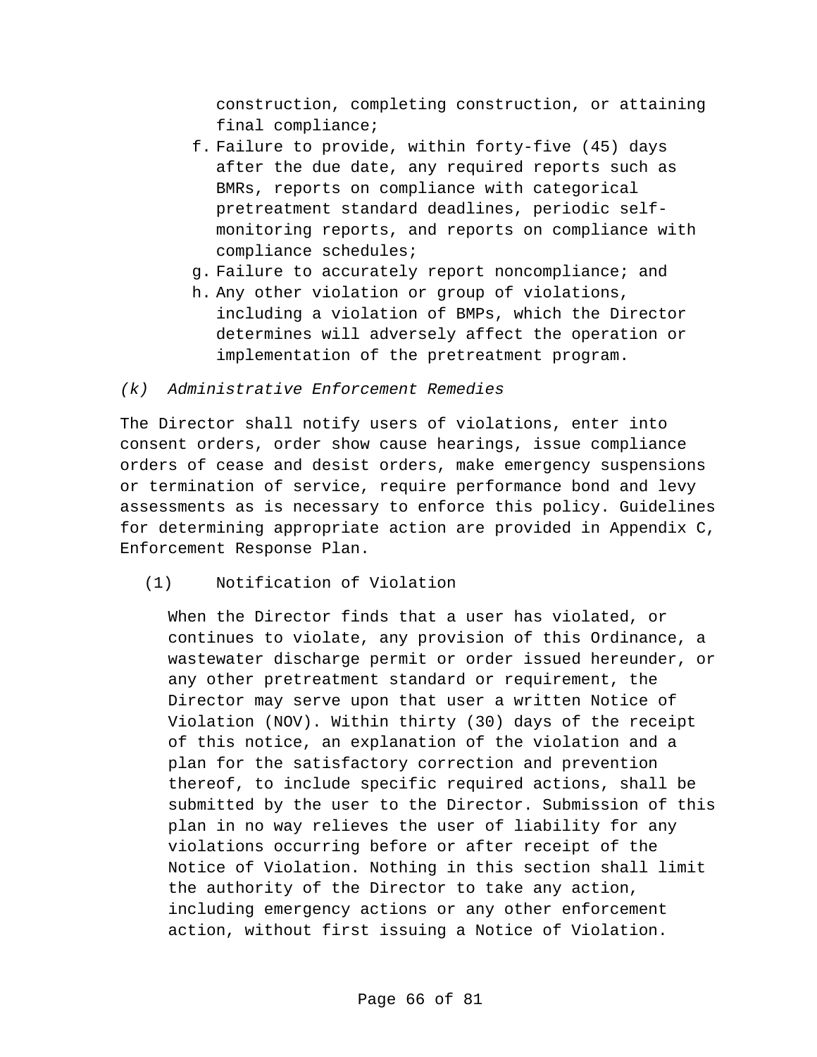construction, completing construction, or attaining final compliance;

f. Failure to provide, within forty-five (45) days after the due date, any required reports such as BMRs, reports on compliance with categorical pretreatment standard deadlines, periodic self-monitoring reports, and reports on compliance with compliance schedules;
g. Failure to accurately report noncompliance; and
h. Any other violation or group of violations, including a violation of BMPs, which the Director determines will adversely affect the operation or implementation of the pretreatment program.

*(k) Administrative Enforcement Remedies*

The Director shall notify users of violations, enter into consent orders, order show cause hearings, issue compliance orders of cease and desist orders, make emergency suspensions or termination of service, require performance bond and levy assessments as is necessary to enforce this policy. Guidelines for determining appropriate action are provided in Appendix C, Enforcement Response Plan.

(1) Notification of Violation

When the Director finds that a user has violated, or continues to violate, any provision of this Ordinance, a wastewater discharge permit or order issued hereunder, or any other pretreatment standard or requirement, the Director may serve upon that user a written Notice of Violation (NOV). Within thirty (30) days of the receipt of this notice, an explanation of the violation and a plan for the satisfactory correction and prevention thereof, to include specific required actions, shall be submitted by the user to the Director. Submission of this plan in no way relieves the user of liability for any violations occurring before or after receipt of the Notice of Violation. Nothing in this section shall limit the authority of the Director to take any action, including emergency actions or any other enforcement action, without first issuing a Notice of Violation.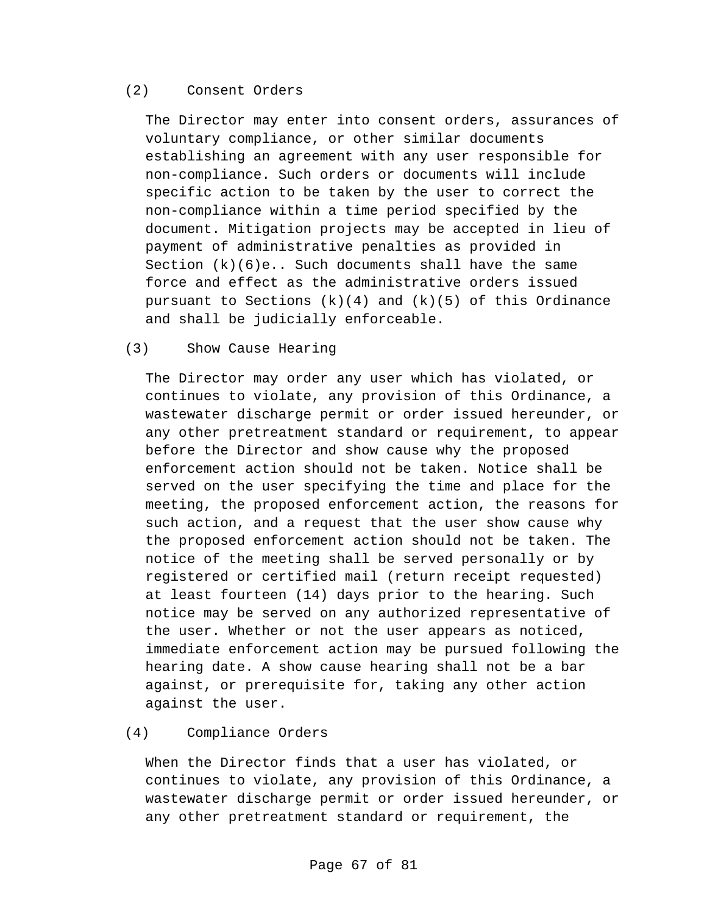(2) Consent Orders

The Director may enter into consent orders, assurances of voluntary compliance, or other similar documents establishing an agreement with any user responsible for non-compliance. Such orders or documents will include specific action to be taken by the user to correct the non-compliance within a time period specified by the document. Mitigation projects may be accepted in lieu of payment of administrative penalties as provided in Section (k)(6)e.. Such documents shall have the same force and effect as the administrative orders issued pursuant to Sections (k)(4) and (k)(5) of this Ordinance and shall be judicially enforceable.

(3) Show Cause Hearing

The Director may order any user which has violated, or continues to violate, any provision of this Ordinance, a wastewater discharge permit or order issued hereunder, or any other pretreatment standard or requirement, to appear before the Director and show cause why the proposed enforcement action should not be taken. Notice shall be served on the user specifying the time and place for the meeting, the proposed enforcement action, the reasons for such action, and a request that the user show cause why the proposed enforcement action should not be taken. The notice of the meeting shall be served personally or by registered or certified mail (return receipt requested) at least fourteen (14) days prior to the hearing. Such notice may be served on any authorized representative of the user. Whether or not the user appears as noticed, immediate enforcement action may be pursued following the hearing date. A show cause hearing shall not be a bar against, or prerequisite for, taking any other action against the user.

(4) Compliance Orders

When the Director finds that a user has violated, or continues to violate, any provision of this Ordinance, a wastewater discharge permit or order issued hereunder, or any other pretreatment standard or requirement, the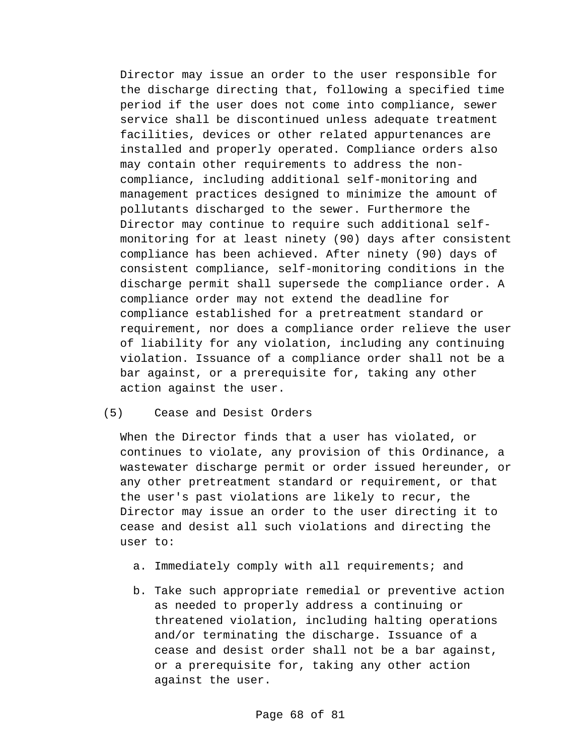Director may issue an order to the user responsible for the discharge directing that, following a specified time period if the user does not come into compliance, sewer service shall be discontinued unless adequate treatment facilities, devices or other related appurtenances are installed and properly operated. Compliance orders also may contain other requirements to address the non-compliance, including additional self-monitoring and management practices designed to minimize the amount of pollutants discharged to the sewer. Furthermore the Director may continue to require such additional self-monitoring for at least ninety (90) days after consistent compliance has been achieved. After ninety (90) days of consistent compliance, self-monitoring conditions in the discharge permit shall supersede the compliance order. A compliance order may not extend the deadline for compliance established for a pretreatment standard or requirement, nor does a compliance order relieve the user of liability for any violation, including any continuing violation. Issuance of a compliance order shall not be a bar against, or a prerequisite for, taking any other action against the user.

(5) Cease and Desist Orders

When the Director finds that a user has violated, or continues to violate, any provision of this Ordinance, a wastewater discharge permit or order issued hereunder, or any other pretreatment standard or requirement, or that the user's past violations are likely to recur, the Director may issue an order to the user directing it to cease and desist all such violations and directing the user to:

a. Immediately comply with all requirements; and

b. Take such appropriate remedial or preventive action as needed to properly address a continuing or threatened violation, including halting operations and/or terminating the discharge. Issuance of a cease and desist order shall not be a bar against, or a prerequisite for, taking any other action against the user.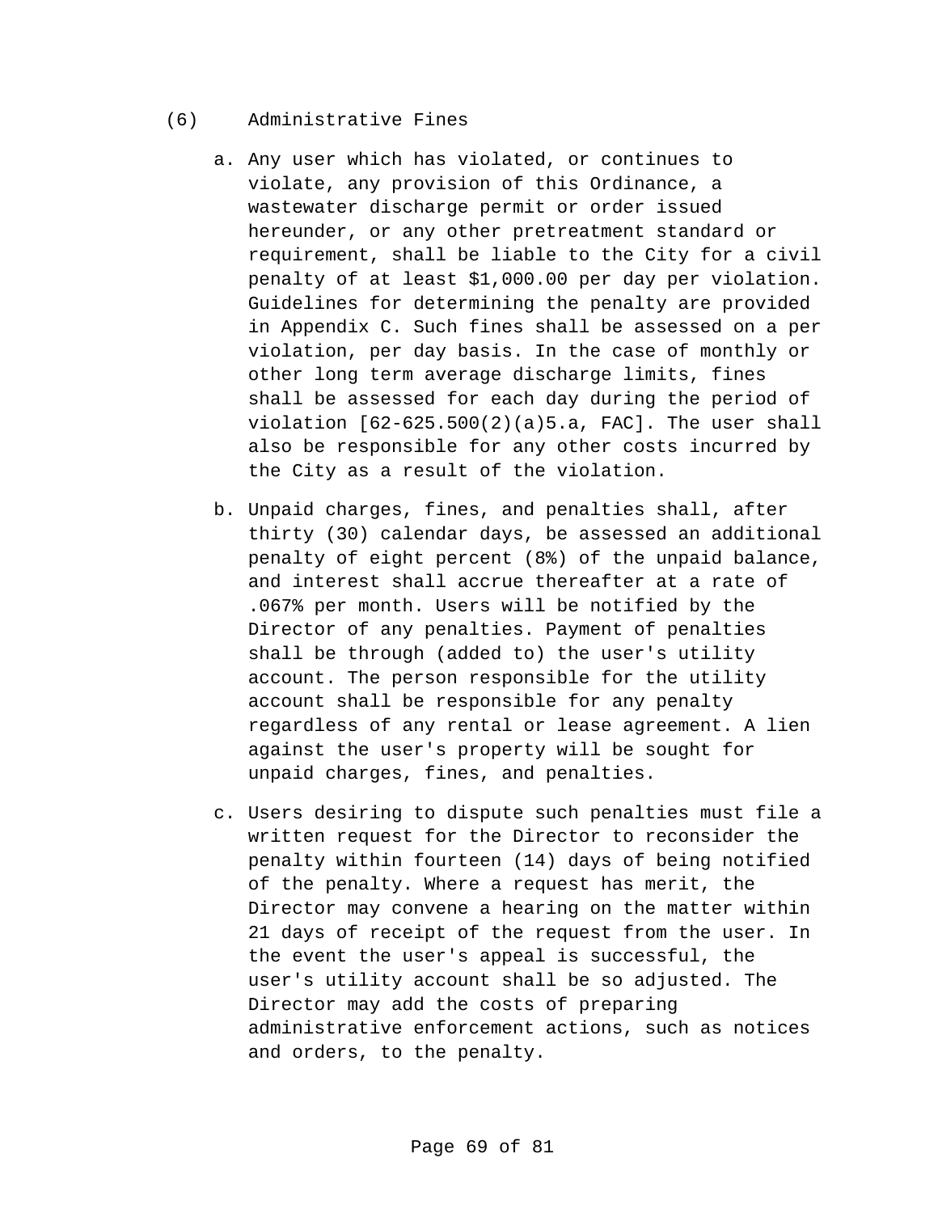(6) Administrative Fines

a. Any user which has violated, or continues to violate, any provision of this Ordinance, a wastewater discharge permit or order issued hereunder, or any other pretreatment standard or requirement, shall be liable to the City for a civil penalty of at least $1,000.00 per day per violation. Guidelines for determining the penalty are provided in Appendix C. Such fines shall be assessed on a per violation, per day basis. In the case of monthly or other long term average discharge limits, fines shall be assessed for each day during the period of violation [62-625.500(2)(a)5.a, FAC]. The user shall also be responsible for any other costs incurred by the City as a result of the violation.

b. Unpaid charges, fines, and penalties shall, after thirty (30) calendar days, be assessed an additional penalty of eight percent (8%) of the unpaid balance, and interest shall accrue thereafter at a rate of .067% per month. Users will be notified by the Director of any penalties. Payment of penalties shall be through (added to) the user's utility account. The person responsible for the utility account shall be responsible for any penalty regardless of any rental or lease agreement. A lien against the user's property will be sought for unpaid charges, fines, and penalties.

c. Users desiring to dispute such penalties must file a written request for the Director to reconsider the penalty within fourteen (14) days of being notified of the penalty. Where a request has merit, the Director may convene a hearing on the matter within 21 days of receipt of the request from the user. In the event the user's appeal is successful, the user's utility account shall be so adjusted. The Director may add the costs of preparing administrative enforcement actions, such as notices and orders, to the penalty.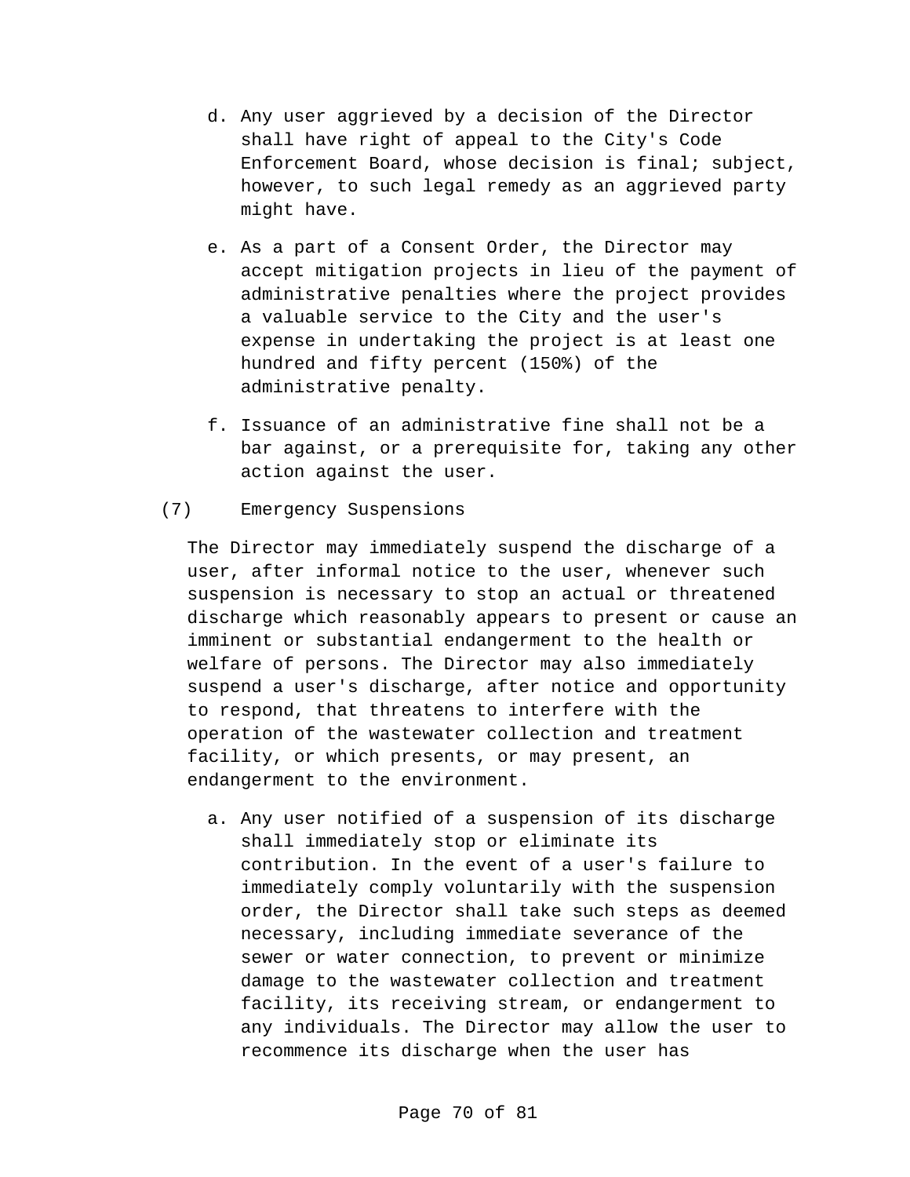d. Any user aggrieved by a decision of the Director shall have right of appeal to the City's Code Enforcement Board, whose decision is final; subject, however, to such legal remedy as an aggrieved party might have.

e. As a part of a Consent Order, the Director may accept mitigation projects in lieu of the payment of administrative penalties where the project provides a valuable service to the City and the user's expense in undertaking the project is at least one hundred and fifty percent (150%) of the administrative penalty.

f. Issuance of an administrative fine shall not be a bar against, or a prerequisite for, taking any other action against the user.

(7) Emergency Suspensions

The Director may immediately suspend the discharge of a user, after informal notice to the user, whenever such suspension is necessary to stop an actual or threatened discharge which reasonably appears to present or cause an imminent or substantial endangerment to the health or welfare of persons. The Director may also immediately suspend a user's discharge, after notice and opportunity to respond, that threatens to interfere with the operation of the wastewater collection and treatment facility, or which presents, or may present, an endangerment to the environment.

a. Any user notified of a suspension of its discharge shall immediately stop or eliminate its contribution. In the event of a user's failure to immediately comply voluntarily with the suspension order, the Director shall take such steps as deemed necessary, including immediate severance of the sewer or water connection, to prevent or minimize damage to the wastewater collection and treatment facility, its receiving stream, or endangerment to any individuals. The Director may allow the user to recommence its discharge when the user has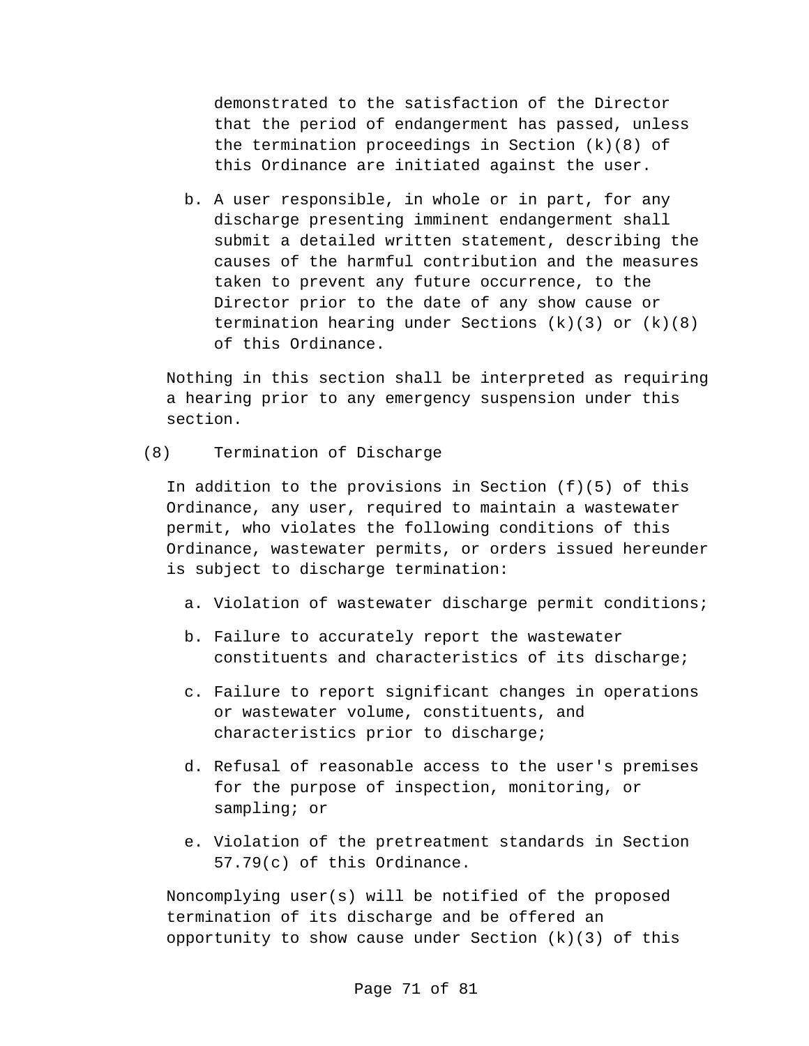demonstrated to the satisfaction of the Director that the period of endangerment has passed, unless the termination proceedings in Section (k)(8) of this Ordinance are initiated against the user.

b. A user responsible, in whole or in part, for any discharge presenting imminent endangerment shall submit a detailed written statement, describing the causes of the harmful contribution and the measures taken to prevent any future occurrence, to the Director prior to the date of any show cause or termination hearing under Sections (k)(3) or (k)(8) of this Ordinance.

Nothing in this section shall be interpreted as requiring a hearing prior to any emergency suspension under this section.

(8) Termination of Discharge

In addition to the provisions in Section (f)(5) of this Ordinance, any user, required to maintain a wastewater permit, who violates the following conditions of this Ordinance, wastewater permits, or orders issued hereunder is subject to discharge termination:

a. Violation of wastewater discharge permit conditions;

b. Failure to accurately report the wastewater constituents and characteristics of its discharge;

c. Failure to report significant changes in operations or wastewater volume, constituents, and characteristics prior to discharge;

d. Refusal of reasonable access to the user's premises for the purpose of inspection, monitoring, or sampling; or

e. Violation of the pretreatment standards in Section 57.79(c) of this Ordinance.

Noncomplying user(s) will be notified of the proposed termination of its discharge and be offered an opportunity to show cause under Section (k)(3) of this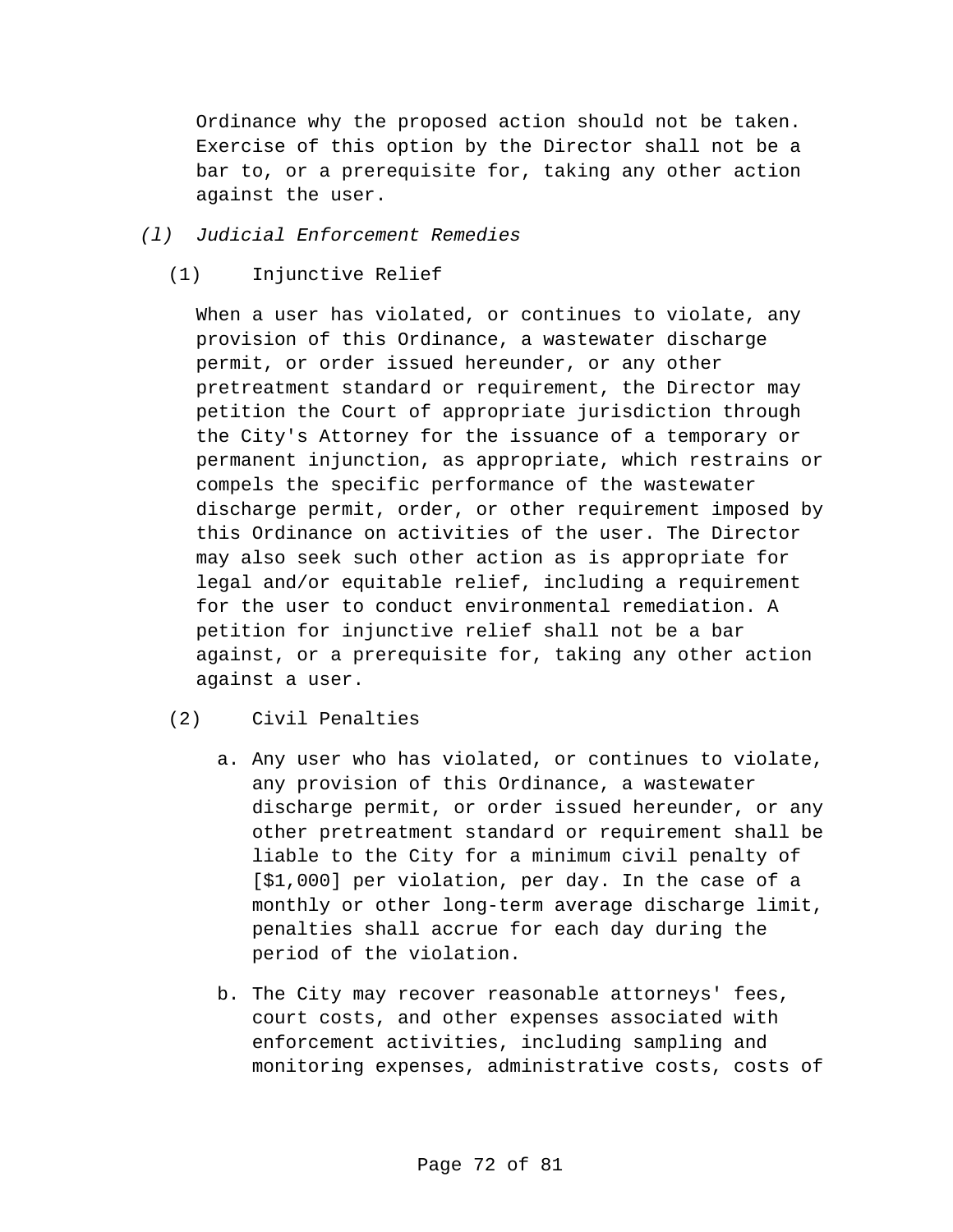Ordinance why the proposed action should not be taken. Exercise of this option by the Director shall not be a bar to, or a prerequisite for, taking any other action against the user.

*(l) Judicial Enforcement Remedies*

(1) Injunctive Relief

When a user has violated, or continues to violate, any provision of this Ordinance, a wastewater discharge permit, or order issued hereunder, or any other pretreatment standard or requirement, the Director may petition the Court of appropriate jurisdiction through the City's Attorney for the issuance of a temporary or permanent injunction, as appropriate, which restrains or compels the specific performance of the wastewater discharge permit, order, or other requirement imposed by this Ordinance on activities of the user. The Director may also seek such other action as is appropriate for legal and/or equitable relief, including a requirement for the user to conduct environmental remediation. A petition for injunctive relief shall not be a bar against, or a prerequisite for, taking any other action against a user.

(2) Civil Penalties

a. Any user who has violated, or continues to violate, any provision of this Ordinance, a wastewater discharge permit, or order issued hereunder, or any other pretreatment standard or requirement shall be liable to the City for a minimum civil penalty of [$1,000] per violation, per day. In the case of a monthly or other long-term average discharge limit, penalties shall accrue for each day during the period of the violation.

b. The City may recover reasonable attorneys' fees, court costs, and other expenses associated with enforcement activities, including sampling and monitoring expenses, administrative costs, costs of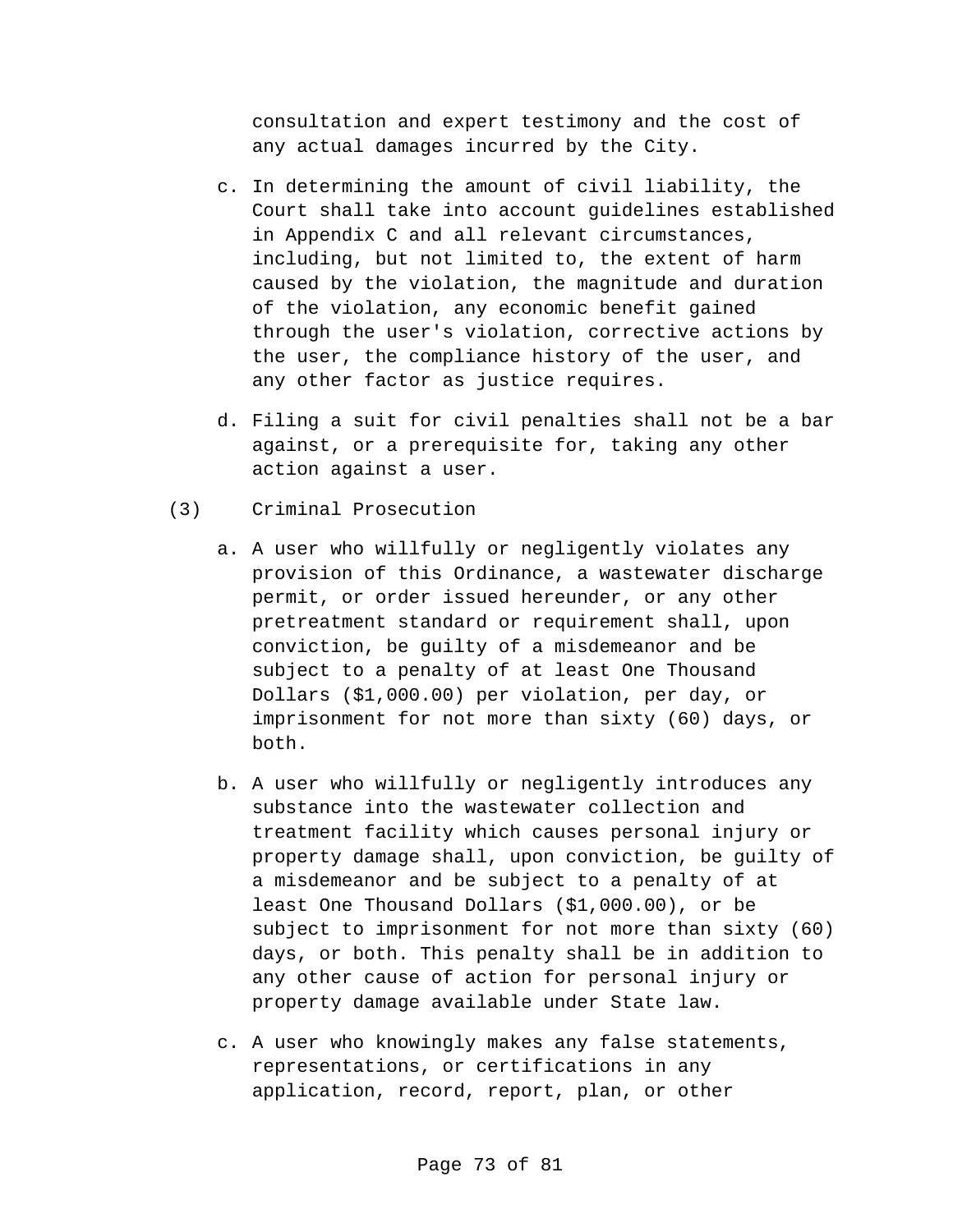consultation and expert testimony and the cost of any actual damages incurred by the City.

c. In determining the amount of civil liability, the Court shall take into account guidelines established in Appendix C and all relevant circumstances, including, but not limited to, the extent of harm caused by the violation, the magnitude and duration of the violation, any economic benefit gained through the user's violation, corrective actions by the user, the compliance history of the user, and any other factor as justice requires.

d. Filing a suit for civil penalties shall not be a bar against, or a prerequisite for, taking any other action against a user.

(3) Criminal Prosecution

a. A user who willfully or negligently violates any provision of this Ordinance, a wastewater discharge permit, or order issued hereunder, or any other pretreatment standard or requirement shall, upon conviction, be guilty of a misdemeanor and be subject to a penalty of at least One Thousand Dollars ($1,000.00) per violation, per day, or imprisonment for not more than sixty (60) days, or both.

b. A user who willfully or negligently introduces any substance into the wastewater collection and treatment facility which causes personal injury or property damage shall, upon conviction, be guilty of a misdemeanor and be subject to a penalty of at least One Thousand Dollars ($1,000.00), or be subject to imprisonment for not more than sixty (60) days, or both. This penalty shall be in addition to any other cause of action for personal injury or property damage available under State law.

c. A user who knowingly makes any false statements, representations, or certifications in any application, record, report, plan, or other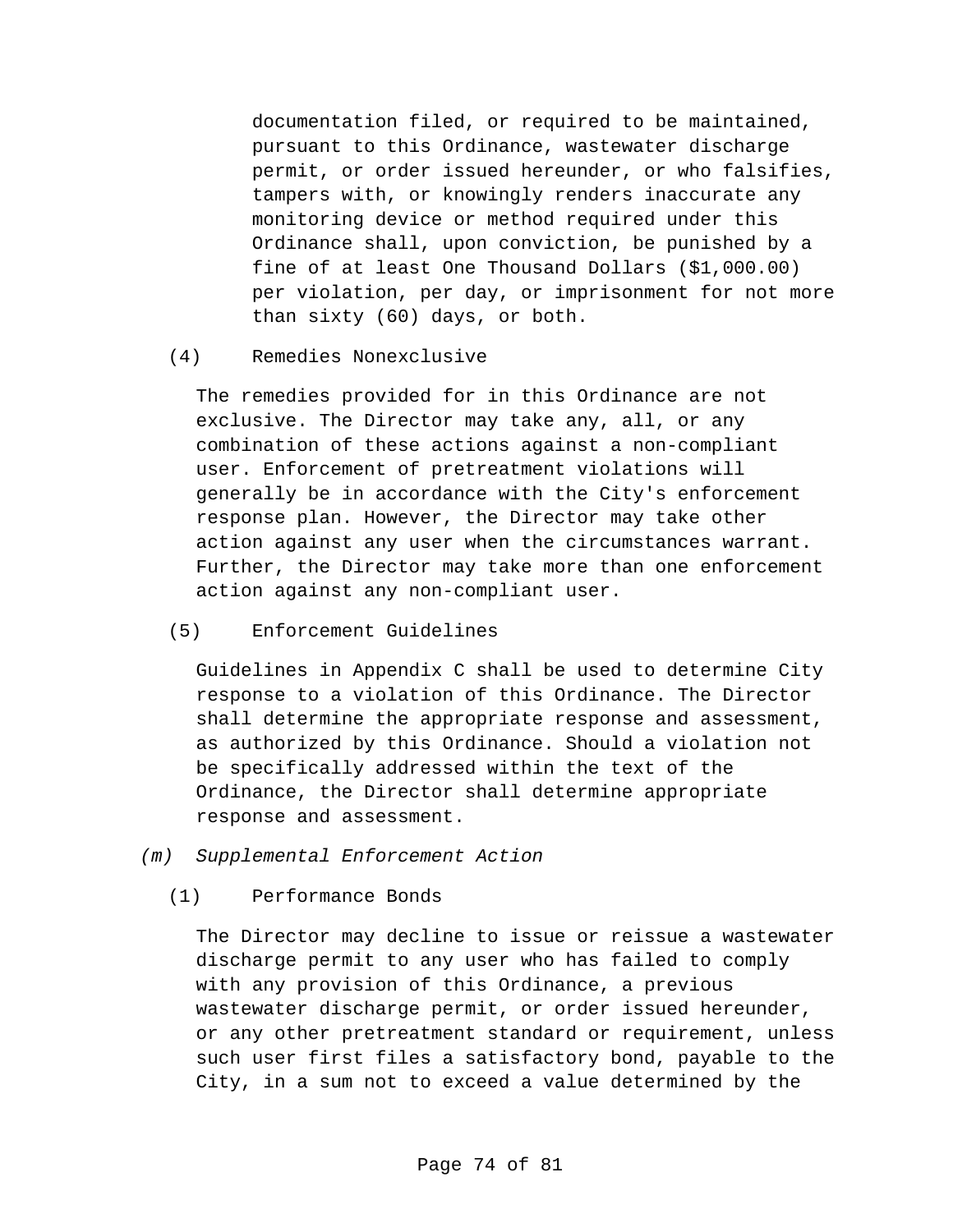documentation filed, or required to be maintained, pursuant to this Ordinance, wastewater discharge permit, or order issued hereunder, or who falsifies, tampers with, or knowingly renders inaccurate any monitoring device or method required under this Ordinance shall, upon conviction, be punished by a fine of at least One Thousand Dollars ($1,000.00) per violation, per day, or imprisonment for not more than sixty (60) days, or both.

(4) Remedies Nonexclusive

The remedies provided for in this Ordinance are not exclusive. The Director may take any, all, or any combination of these actions against a non-compliant user. Enforcement of pretreatment violations will generally be in accordance with the City's enforcement response plan. However, the Director may take other action against any user when the circumstances warrant. Further, the Director may take more than one enforcement action against any non-compliant user.

(5) Enforcement Guidelines

Guidelines in Appendix C shall be used to determine City response to a violation of this Ordinance. The Director shall determine the appropriate response and assessment, as authorized by this Ordinance. Should a violation not be specifically addressed within the text of the Ordinance, the Director shall determine appropriate response and assessment.

*(m) Supplemental Enforcement Action*

(1) Performance Bonds

The Director may decline to issue or reissue a wastewater discharge permit to any user who has failed to comply with any provision of this Ordinance, a previous wastewater discharge permit, or order issued hereunder, or any other pretreatment standard or requirement, unless such user first files a satisfactory bond, payable to the City, in a sum not to exceed a value determined by the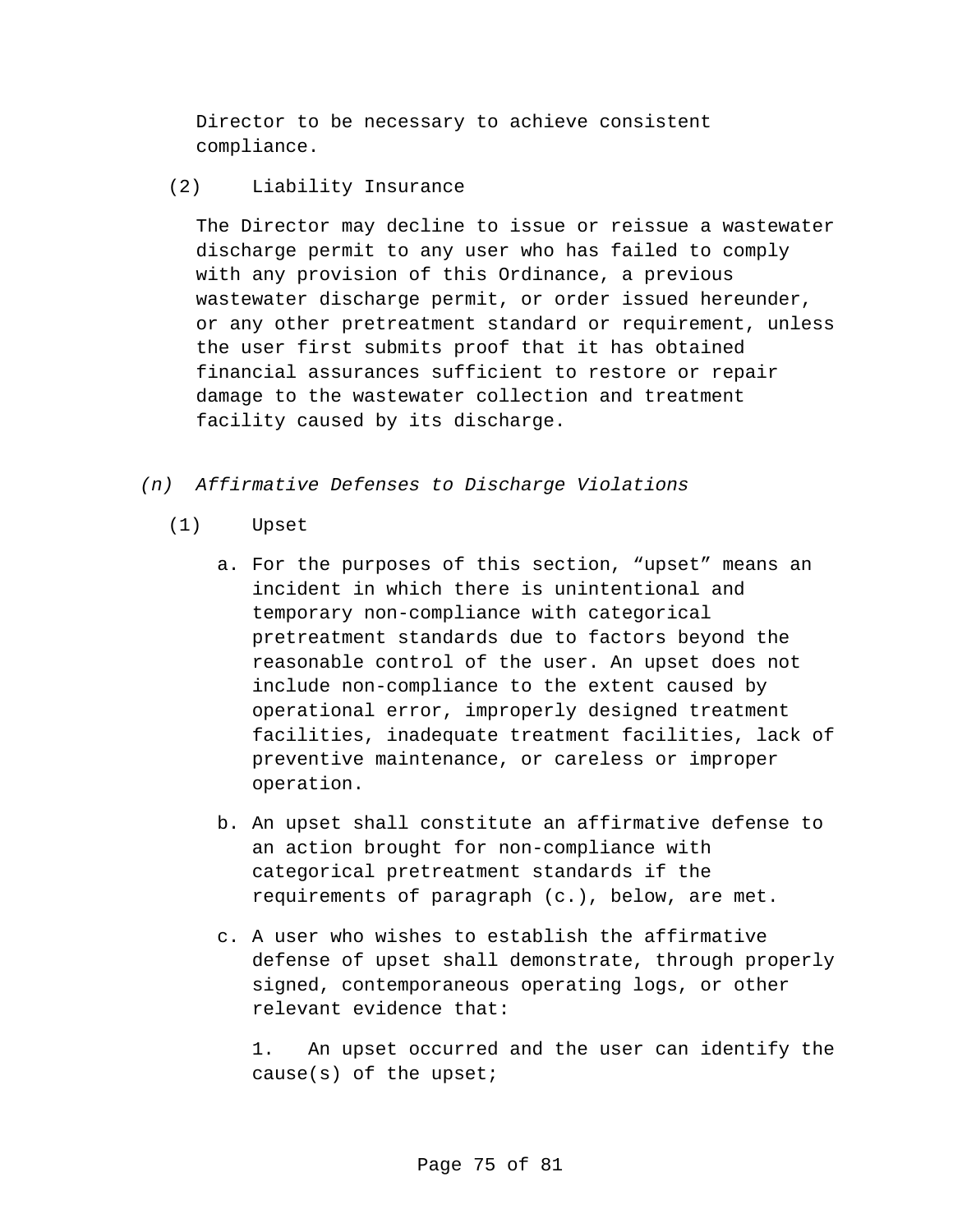Director to be necessary to achieve consistent compliance.

(2) Liability Insurance

The Director may decline to issue or reissue a wastewater discharge permit to any user who has failed to comply with any provision of this Ordinance, a previous wastewater discharge permit, or order issued hereunder, or any other pretreatment standard or requirement, unless the user first submits proof that it has obtained financial assurances sufficient to restore or repair damage to the wastewater collection and treatment facility caused by its discharge.

*(n) Affirmative Defenses to Discharge Violations*

(1) Upset

a. For the purposes of this section, “upset” means an incident in which there is unintentional and temporary non-compliance with categorical pretreatment standards due to factors beyond the reasonable control of the user. An upset does not include non-compliance to the extent caused by operational error, improperly designed treatment facilities, inadequate treatment facilities, lack of preventive maintenance, or careless or improper operation.

b. An upset shall constitute an affirmative defense to an action brought for non-compliance with categorical pretreatment standards if the requirements of paragraph (c.), below, are met.

c. A user who wishes to establish the affirmative defense of upset shall demonstrate, through properly signed, contemporaneous operating logs, or other relevant evidence that:

1. An upset occurred and the user can identify the cause(s) of the upset;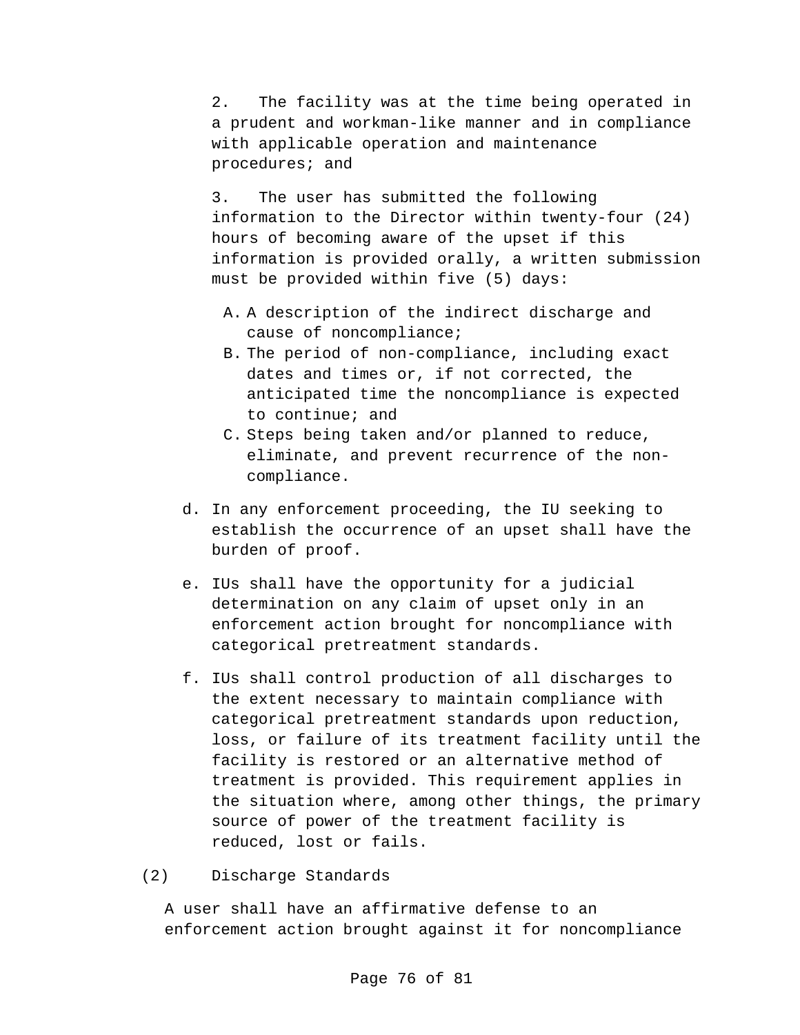2. The facility was at the time being operated in a prudent and workman-like manner and in compliance with applicable operation and maintenance procedures; and

3. The user has submitted the following information to the Director within twenty-four (24) hours of becoming aware of the upset if this information is provided orally, a written submission must be provided within five (5) days:

   A. A description of the indirect discharge and cause of noncompliance;
   B. The period of non-compliance, including exact dates and times or, if not corrected, the anticipated time the noncompliance is expected to continue; and
   C. Steps being taken and/or planned to reduce, eliminate, and prevent recurrence of the non-compliance.

d. In any enforcement proceeding, the IU seeking to establish the occurrence of an upset shall have the burden of proof.

e. IUs shall have the opportunity for a judicial determination on any claim of upset only in an enforcement action brought for noncompliance with categorical pretreatment standards.

f. IUs shall control production of all discharges to the extent necessary to maintain compliance with categorical pretreatment standards upon reduction, loss, or failure of its treatment facility until the facility is restored or an alternative method of treatment is provided. This requirement applies in the situation where, among other things, the primary source of power of the treatment facility is reduced, lost or fails.

(2) Discharge Standards

A user shall have an affirmative defense to an enforcement action brought against it for noncompliance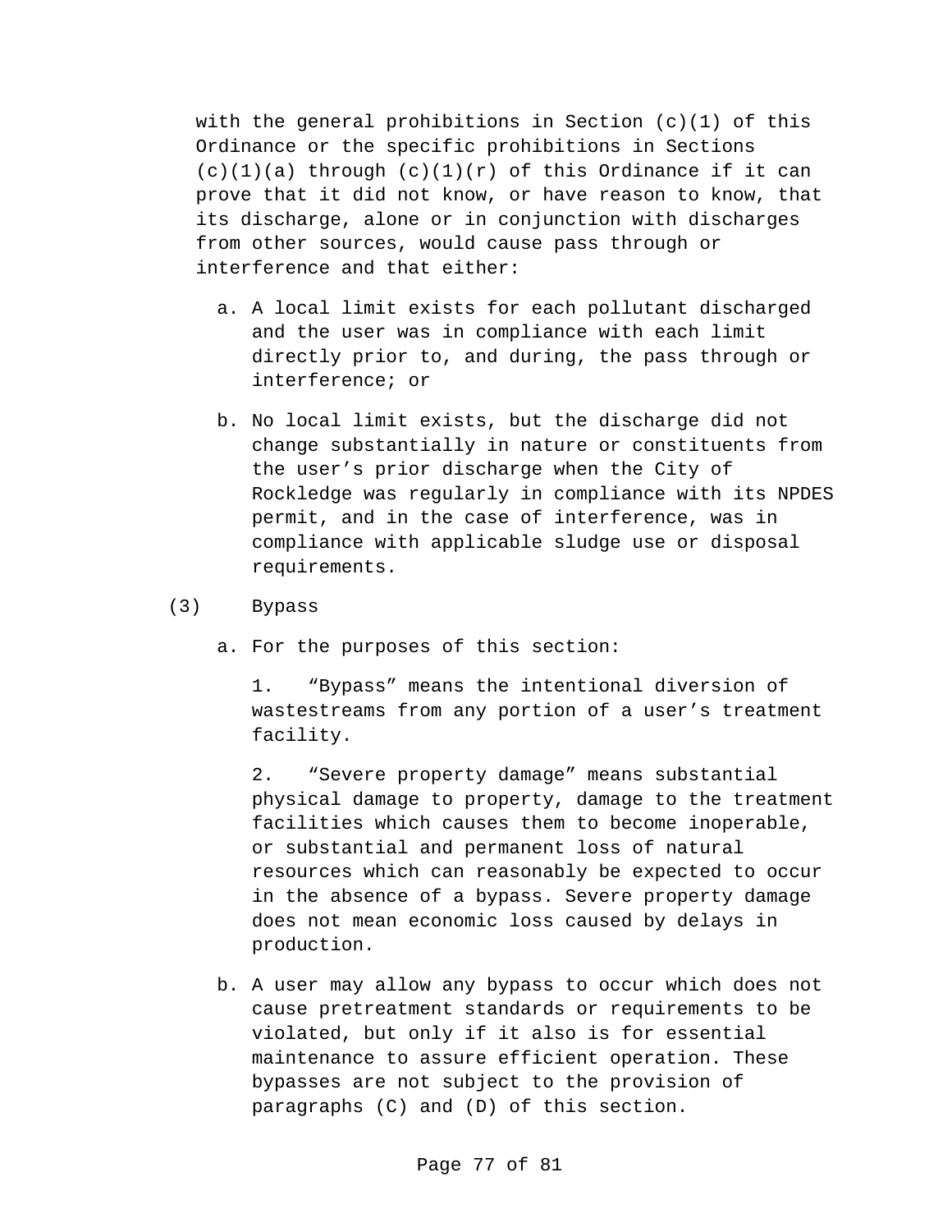with the general prohibitions in Section (c)(1) of this Ordinance or the specific prohibitions in Sections (c)(1)(a) through (c)(1)(r) of this Ordinance if it can prove that it did not know, or have reason to know, that its discharge, alone or in conjunction with discharges from other sources, would cause pass through or interference and that either:

a. A local limit exists for each pollutant discharged and the user was in compliance with each limit directly prior to, and during, the pass through or interference; or

b. No local limit exists, but the discharge did not change substantially in nature or constituents from the user's prior discharge when the City of Rockledge was regularly in compliance with its NPDES permit, and in the case of interference, was in compliance with applicable sludge use or disposal requirements.

(3) Bypass

a. For the purposes of this section:

   1. "Bypass" means the intentional diversion of wastestreams from any portion of a user's treatment facility.

   2. "Severe property damage" means substantial physical damage to property, damage to the treatment facilities which causes them to become inoperable, or substantial and permanent loss of natural resources which can reasonably be expected to occur in the absence of a bypass. Severe property damage does not mean economic loss caused by delays in production.

b. A user may allow any bypass to occur which does not cause pretreatment standards or requirements to be violated, but only if it also is for essential maintenance to assure efficient operation. These bypasses are not subject to the provision of paragraphs (C) and (D) of this section.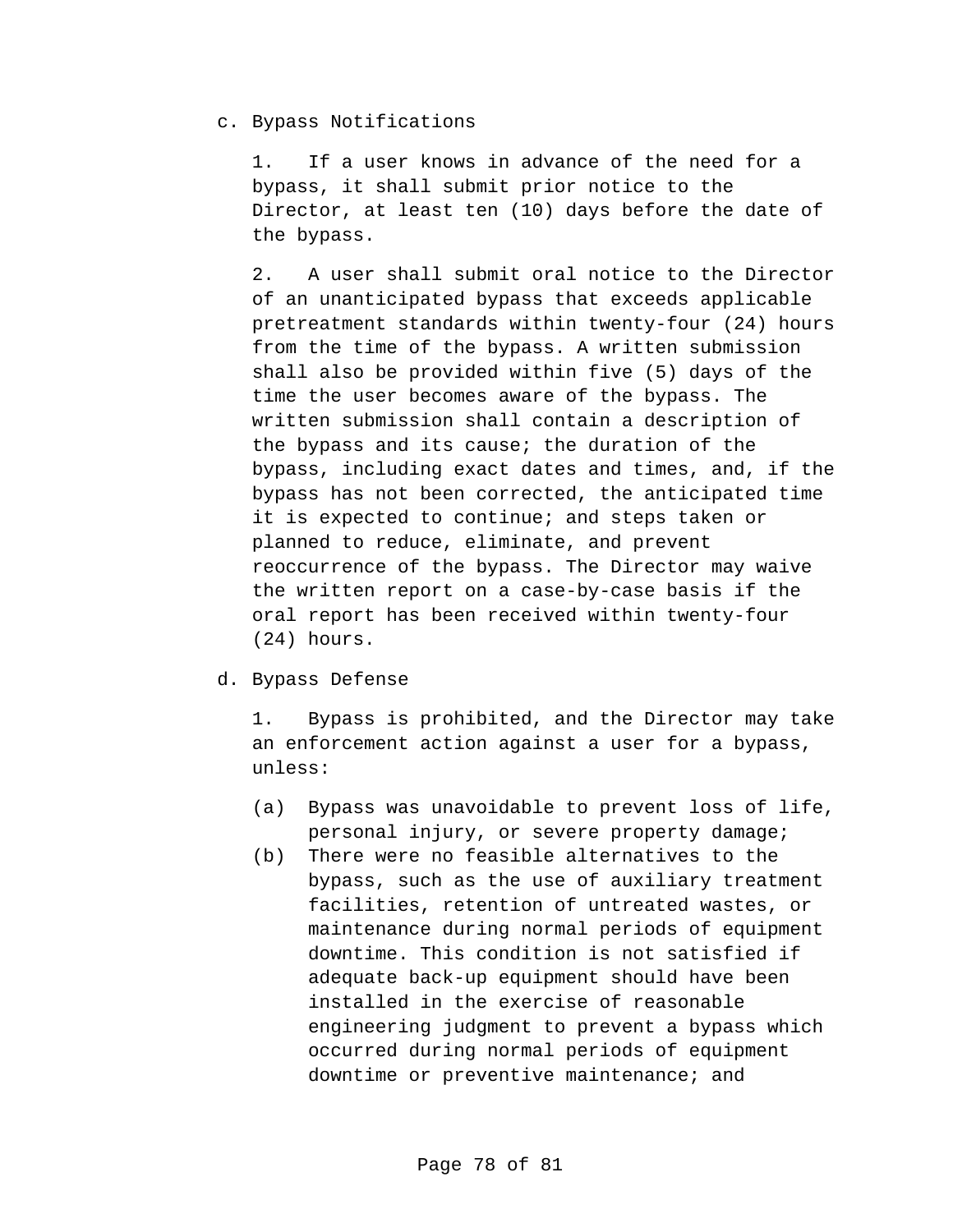c. Bypass Notifications

1. If a user knows in advance of the need for a bypass, it shall submit prior notice to the Director, at least ten (10) days before the date of the bypass.

2. A user shall submit oral notice to the Director of an unanticipated bypass that exceeds applicable pretreatment standards within twenty-four (24) hours from the time of the bypass. A written submission shall also be provided within five (5) days of the time the user becomes aware of the bypass. The written submission shall contain a description of the bypass and its cause; the duration of the bypass, including exact dates and times, and, if the bypass has not been corrected, the anticipated time it is expected to continue; and steps taken or planned to reduce, eliminate, and prevent reoccurrence of the bypass. The Director may waive the written report on a case-by-case basis if the oral report has been received within twenty-four (24) hours.

d. Bypass Defense

1. Bypass is prohibited, and the Director may take an enforcement action against a user for a bypass, unless:

(a) Bypass was unavoidable to prevent loss of life, personal injury, or severe property damage;

(b) There were no feasible alternatives to the bypass, such as the use of auxiliary treatment facilities, retention of untreated wastes, or maintenance during normal periods of equipment downtime. This condition is not satisfied if adequate back-up equipment should have been installed in the exercise of reasonable engineering judgment to prevent a bypass which occurred during normal periods of equipment downtime or preventive maintenance; and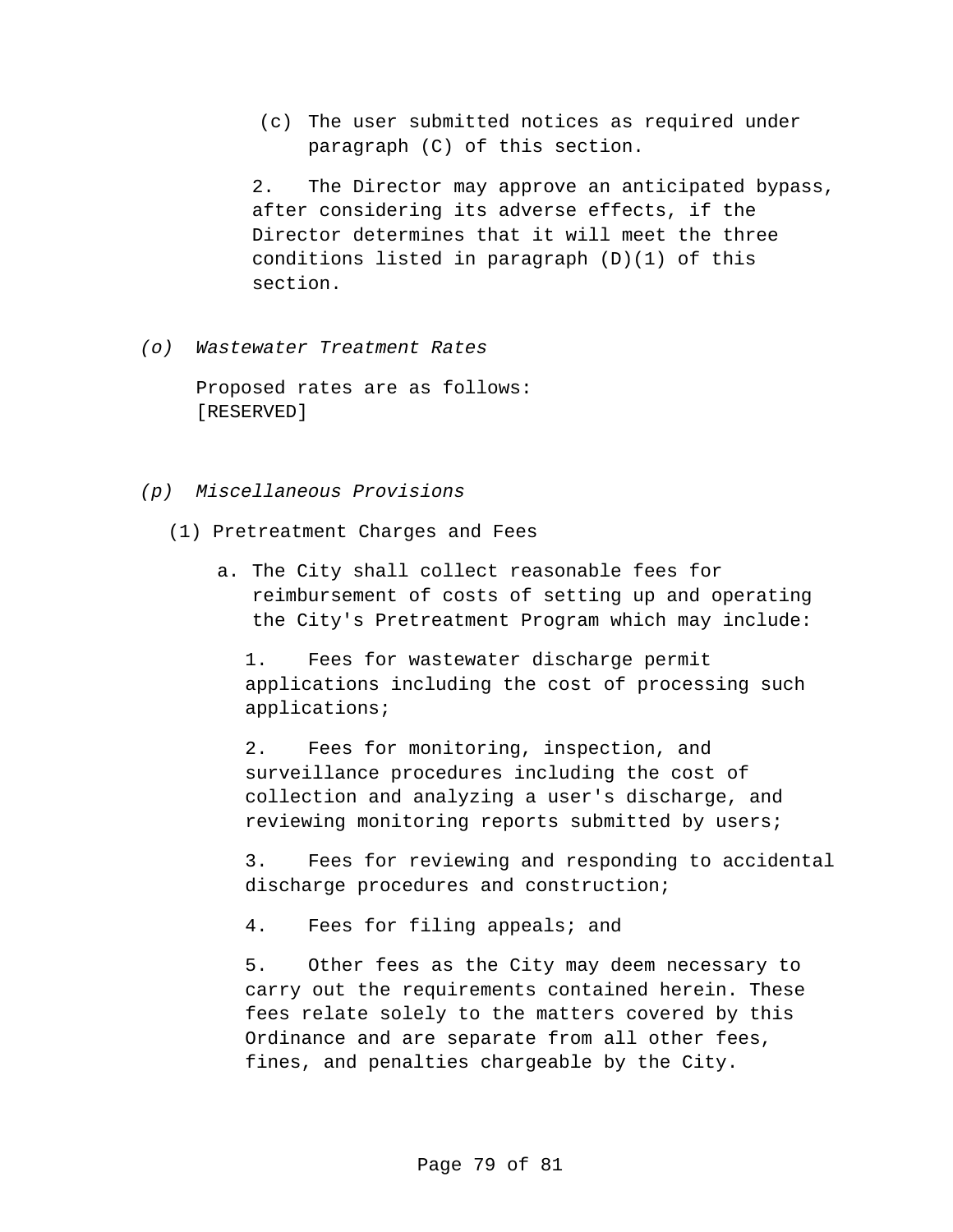(c) The user submitted notices as required under paragraph (C) of this section.

2. The Director may approve an anticipated bypass, after considering its adverse effects, if the Director determines that it will meet the three conditions listed in paragraph (D)(1) of this section.

*(o) Wastewater Treatment Rates*

Proposed rates are as follows:
[RESERVED]

*(p) Miscellaneous Provisions*

(1) Pretreatment Charges and Fees

a. The City shall collect reasonable fees for reimbursement of costs of setting up and operating the City's Pretreatment Program which may include:

1. Fees for wastewater discharge permit applications including the cost of processing such applications;

2. Fees for monitoring, inspection, and surveillance procedures including the cost of collection and analyzing a user's discharge, and reviewing monitoring reports submitted by users;

3. Fees for reviewing and responding to accidental discharge procedures and construction;

4. Fees for filing appeals; and

5. Other fees as the City may deem necessary to carry out the requirements contained herein. These fees relate solely to the matters covered by this Ordinance and are separate from all other fees, fines, and penalties chargeable by the City.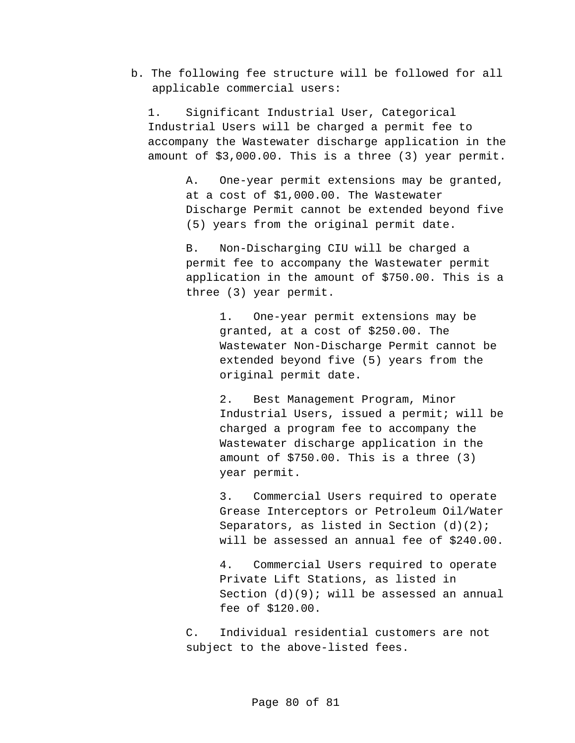b. The following fee structure will be followed for all applicable commercial users:

1. Significant Industrial User, Categorical Industrial Users will be charged a permit fee to accompany the Wastewater discharge application in the amount of $3,000.00. This is a three (3) year permit.

    A. One-year permit extensions may be granted, at a cost of $1,000.00. The Wastewater Discharge Permit cannot be extended beyond five (5) years from the original permit date.

    B. Non-Discharging CIU will be charged a permit fee to accompany the Wastewater permit application in the amount of $750.00. This is a three (3) year permit.

        1. One-year permit extensions may be granted, at a cost of $250.00. The Wastewater Non-Discharge Permit cannot be extended beyond five (5) years from the original permit date.

        2. Best Management Program, Minor Industrial Users, issued a permit; will be charged a program fee to accompany the Wastewater discharge application in the amount of $750.00. This is a three (3) year permit.

        3. Commercial Users required to operate Grease Interceptors or Petroleum Oil/Water Separators, as listed in Section (d)(2); will be assessed an annual fee of $240.00.

        4. Commercial Users required to operate Private Lift Stations, as listed in Section (d)(9); will be assessed an annual fee of $120.00.

    C. Individual residential customers are not subject to the above-listed fees.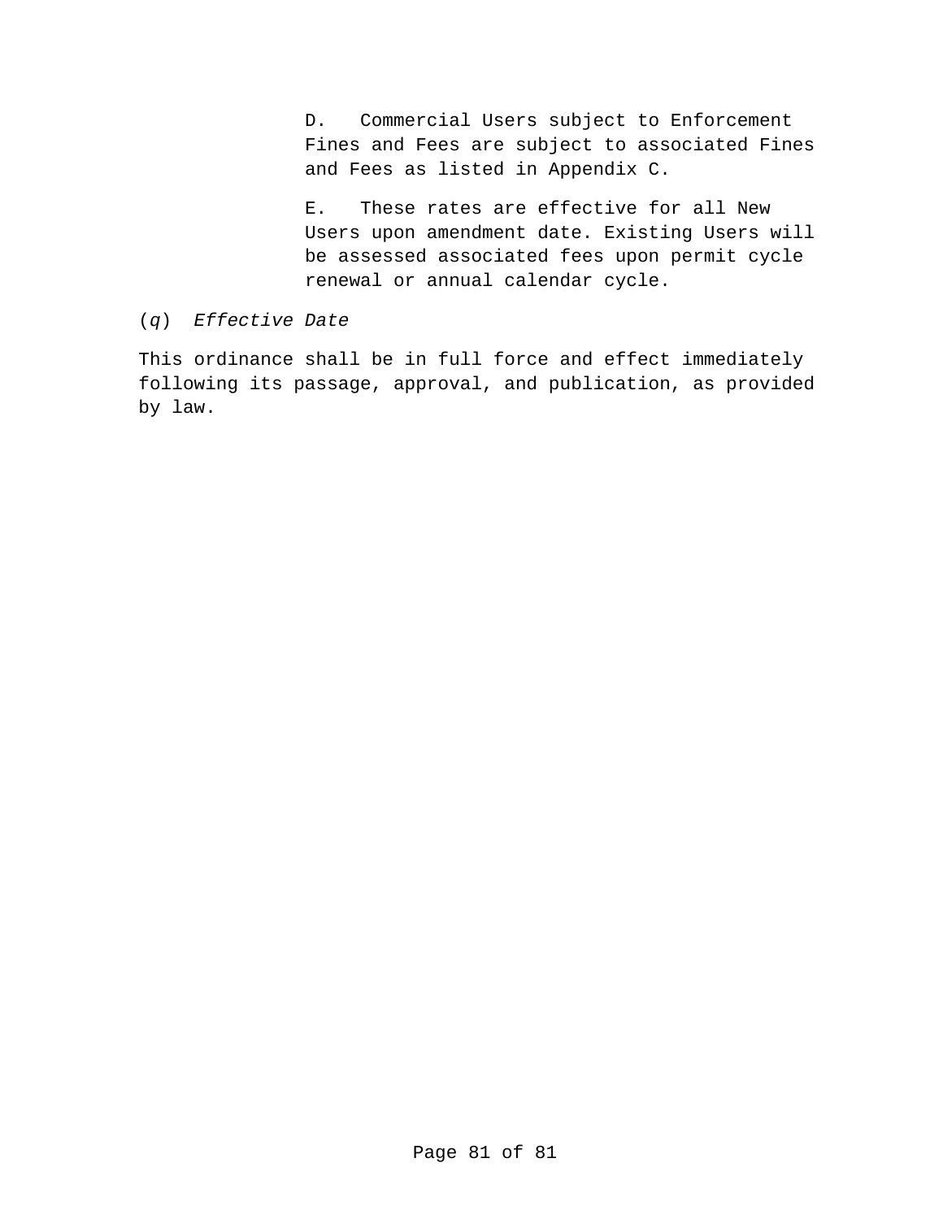D. Commercial Users subject to Enforcement Fines and Fees are subject to associated Fines and Fees as listed in Appendix C.

E. These rates are effective for all New Users upon amendment date. Existing Users will be assessed associated fees upon permit cycle renewal or annual calendar cycle.

(*q*) *Effective Date*

This ordinance shall be in full force and effect immediately following its passage, approval, and publication, as provided by law.